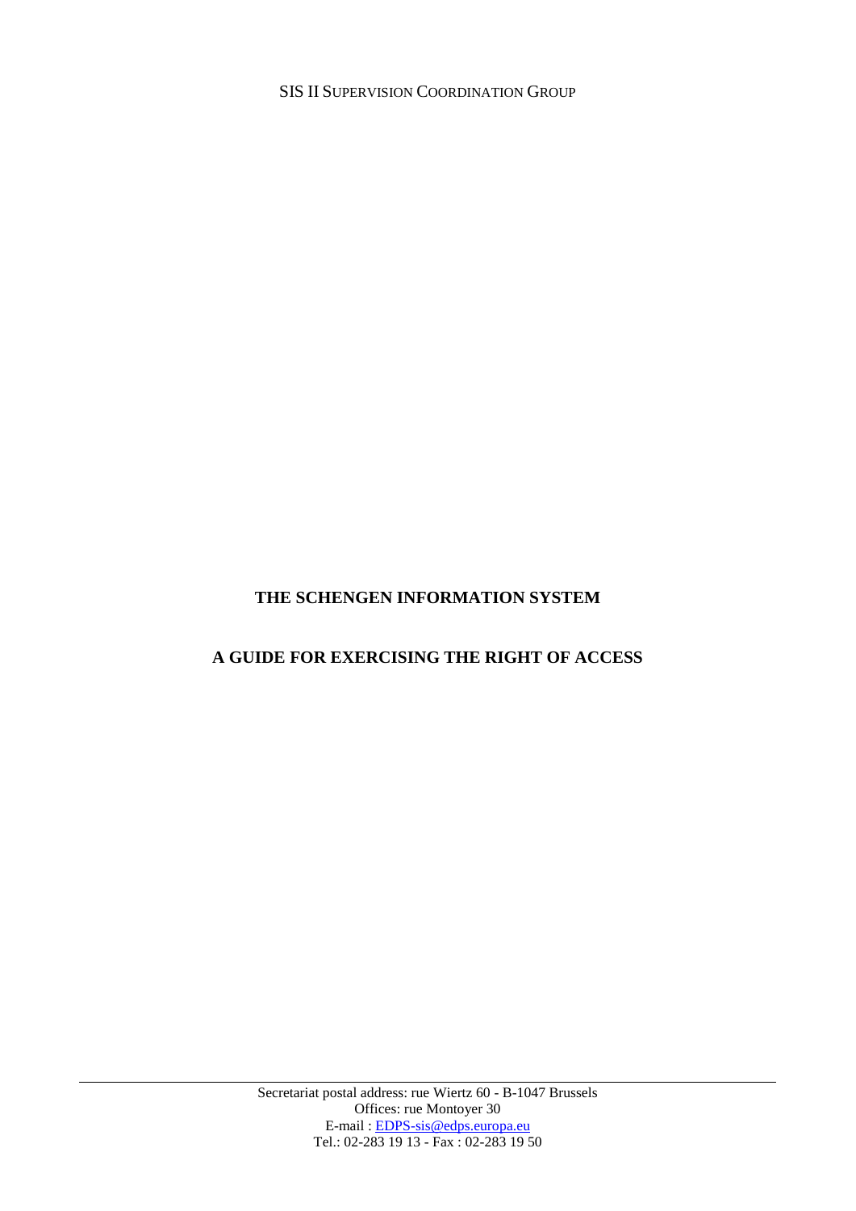SIS II SUPERVISION COORDINATION GROUP

# THE SCHENGEN INFORMATION SYSTEM

# A GUIDE FOR EXERCISING THE RIGHT OF ACCESS

Secretariat postal address: rue Wiertz 60 - B-1047 Brussels
Offices: rue Montoyer 30
E-mail : EDPS-sis@edps.europa.eu
Tel.: 02-283 19 13 - Fax : 02-283 19 50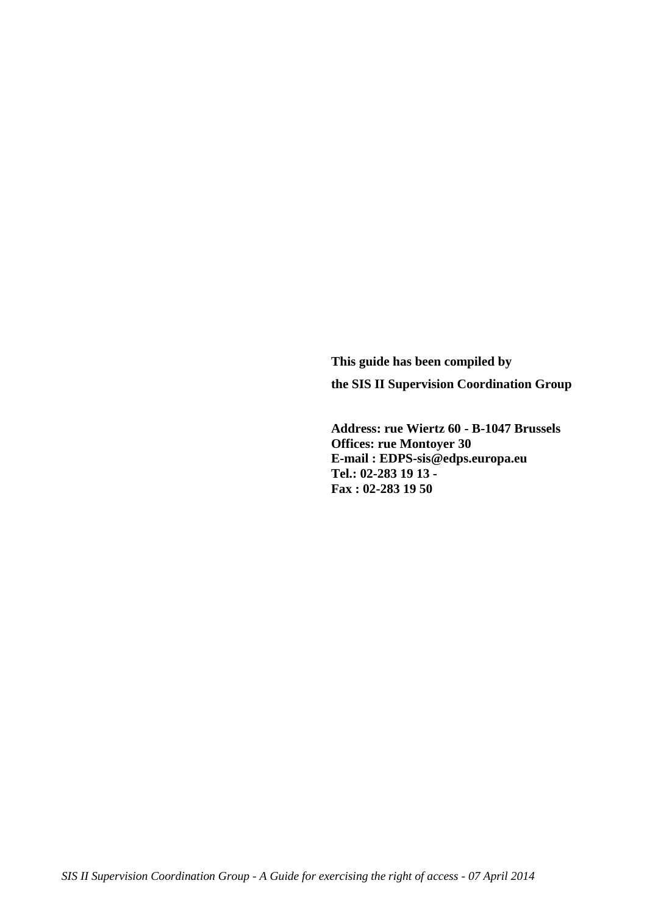**This guide has been compiled by**

**the SIS II Supervision Coordination Group**

**Address: rue Wiertz 60 - B-1047 Brussels**
**Offices: rue Montoyer 30**
**E-mail : EDPS-sis@edps.europa.eu**
**Tel.: 02-283 19 13 -**
**Fax : 02-283 19 50**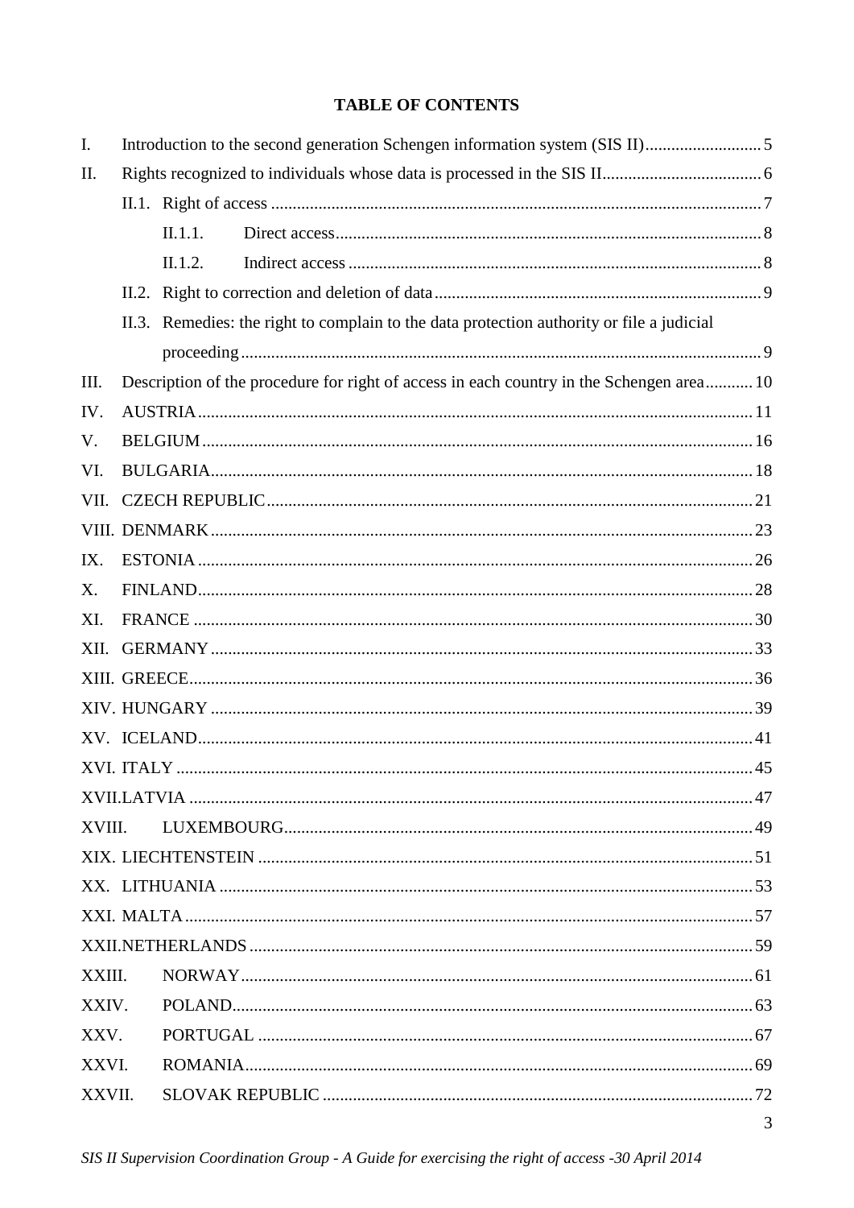**TABLE OF CONTENTS**

I. Introduction to the second generation Schengen information system (SIS II) ... 5

II. Rights recognized to individuals whose data is processed in the SIS II ... 6

- II.1. Right of access ... 7
  - II.1.1. Direct access ... 8
  - II.1.2. Indirect access ... 8
- II.2. Right to correction and deletion of data ... 9
- II.3. Remedies: the right to complain to the data protection authority or file a judicial proceeding ... 9

III. Description of the procedure for right of access in each country in the Schengen area ... 10

IV. AUSTRIA ... 11

V. BELGIUM ... 16

VI. BULGARIA ... 18

VII. CZECH REPUBLIC ... 21

VIII. DENMARK ... 23

IX. ESTONIA ... 26

X. FINLAND ... 28

XI. FRANCE ... 30

XII. GERMANY ... 33

XIII. GREECE ... 36

XIV. HUNGARY ... 39

XV. ICELAND ... 41

XVI. ITALY ... 45

XVII. LATVIA ... 47

XVIII. LUXEMBOURG ... 49

XIX. LIECHTENSTEIN ... 51

XX. LITHUANIA ... 53

XXI. MALTA ... 57

XXII. NETHERLANDS ... 59

XXIII. NORWAY ... 61

XXIV. POLAND ... 63

XXV. PORTUGAL ... 67

XXVI. ROMANIA ... 69

XXVII. SLOVAK REPUBLIC ... 72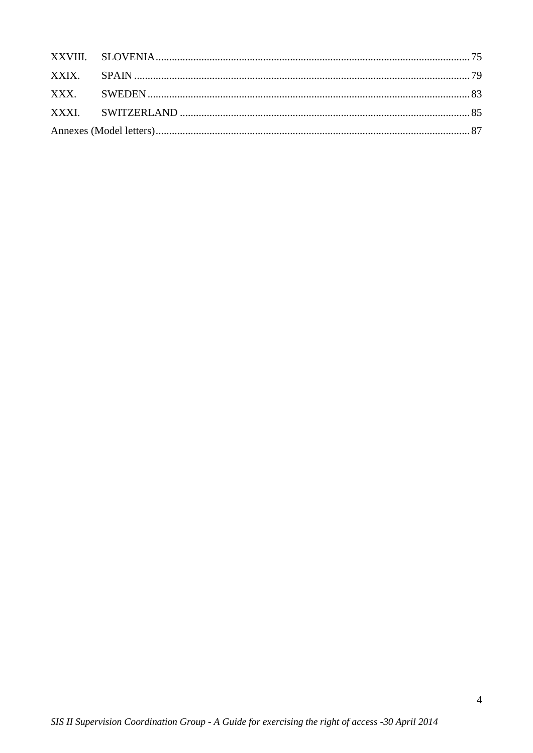XXVIII. SLOVENIA ..... 75

XXIX. SPAIN ..... 79

XXX. SWEDEN ..... 83

XXXI. SWITZERLAND ..... 85

Annexes (Model letters) ..... 87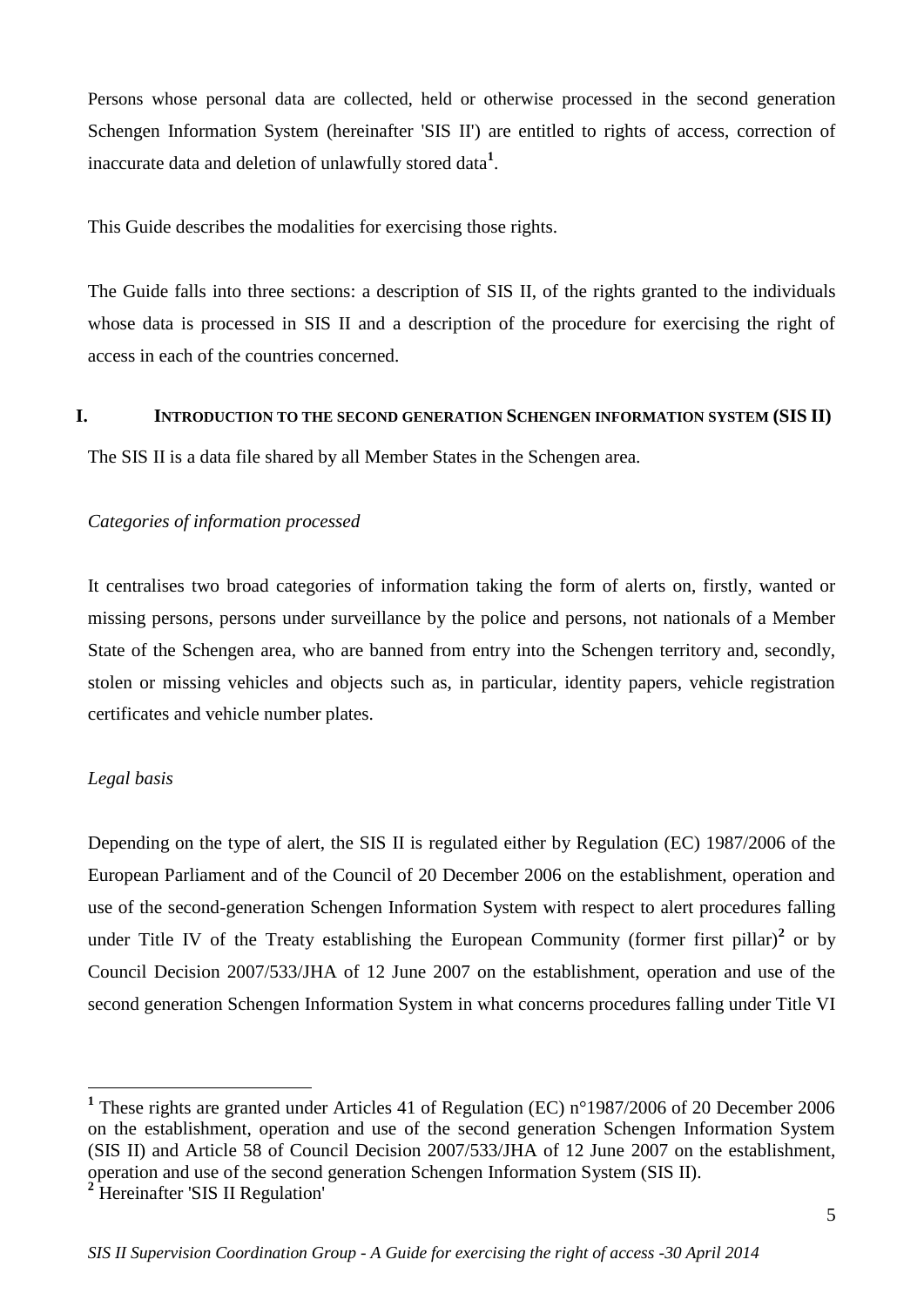Persons whose personal data are collected, held or otherwise processed in the second generation Schengen Information System (hereinafter 'SIS II') are entitled to rights of access, correction of inaccurate data and deletion of unlawfully stored data[1].

This Guide describes the modalities for exercising those rights.

The Guide falls into three sections: a description of SIS II, of the rights granted to the individuals whose data is processed in SIS II and a description of the procedure for exercising the right of access in each of the countries concerned.

## I. INTRODUCTION TO THE SECOND GENERATION SCHENGEN INFORMATION SYSTEM (SIS II)

The SIS II is a data file shared by all Member States in the Schengen area.

*Categories of information processed*

It centralises two broad categories of information taking the form of alerts on, firstly, wanted or missing persons, persons under surveillance by the police and persons, not nationals of a Member State of the Schengen area, who are banned from entry into the Schengen territory and, secondly, stolen or missing vehicles and objects such as, in particular, identity papers, vehicle registration certificates and vehicle number plates.

*Legal basis*

Depending on the type of alert, the SIS II is regulated either by Regulation (EC) 1987/2006 of the European Parliament and of the Council of 20 December 2006 on the establishment, operation and use of the second-generation Schengen Information System with respect to alert procedures falling under Title IV of the Treaty establishing the European Community (former first pillar)[2] or by Council Decision 2007/533/JHA of 12 June 2007 on the establishment, operation and use of the second generation Schengen Information System in what concerns procedures falling under Title VI

---

[1] These rights are granted under Articles 41 of Regulation (EC) n°1987/2006 of 20 December 2006 on the establishment, operation and use of the second generation Schengen Information System (SIS II) and Article 58 of Council Decision 2007/533/JHA of 12 June 2007 on the establishment, operation and use of the second generation Schengen Information System (SIS II).

[2] Hereinafter 'SIS II Regulation'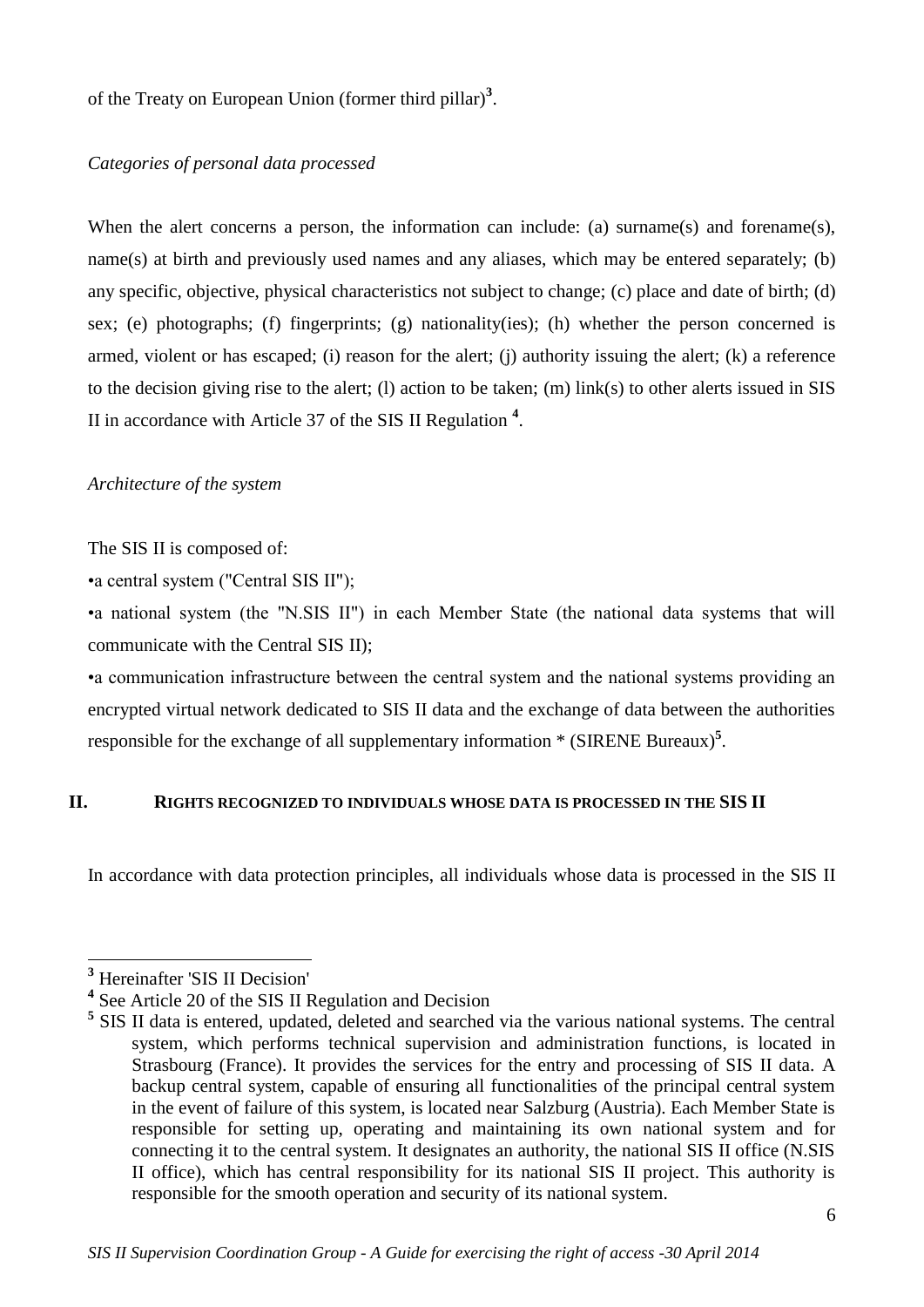of the Treaty on European Union (former third pillar)[3].

*Categories of personal data processed*

When the alert concerns a person, the information can include: (a) surname(s) and forename(s), name(s) at birth and previously used names and any aliases, which may be entered separately; (b) any specific, objective, physical characteristics not subject to change; (c) place and date of birth; (d) sex; (e) photographs; (f) fingerprints; (g) nationality(ies); (h) whether the person concerned is armed, violent or has escaped; (i) reason for the alert; (j) authority issuing the alert; (k) a reference to the decision giving rise to the alert; (l) action to be taken; (m) link(s) to other alerts issued in SIS II in accordance with Article 37 of the SIS II Regulation [4].

*Architecture of the system*

The SIS II is composed of:

•a central system ("Central SIS II");

•a national system (the "N.SIS II") in each Member State (the national data systems that will communicate with the Central SIS II);

•a communication infrastructure between the central system and the national systems providing an encrypted virtual network dedicated to SIS II data and the exchange of data between the authorities responsible for the exchange of all supplementary information * (SIRENE Bureaux)[5].

## II. RIGHTS RECOGNIZED TO INDIVIDUALS WHOSE DATA IS PROCESSED IN THE SIS II

In accordance with data protection principles, all individuals whose data is processed in the SIS II

---

[3] Hereinafter 'SIS II Decision'

[4] See Article 20 of the SIS II Regulation and Decision

[5] SIS II data is entered, updated, deleted and searched via the various national systems. The central system, which performs technical supervision and administration functions, is located in Strasbourg (France). It provides the services for the entry and processing of SIS II data. A backup central system, capable of ensuring all functionalities of the principal central system in the event of failure of this system, is located near Salzburg (Austria). Each Member State is responsible for setting up, operating and maintaining its own national system and for connecting it to the central system. It designates an authority, the national SIS II office (N.SIS II office), which has central responsibility for its national SIS II project. This authority is responsible for the smooth operation and security of its national system.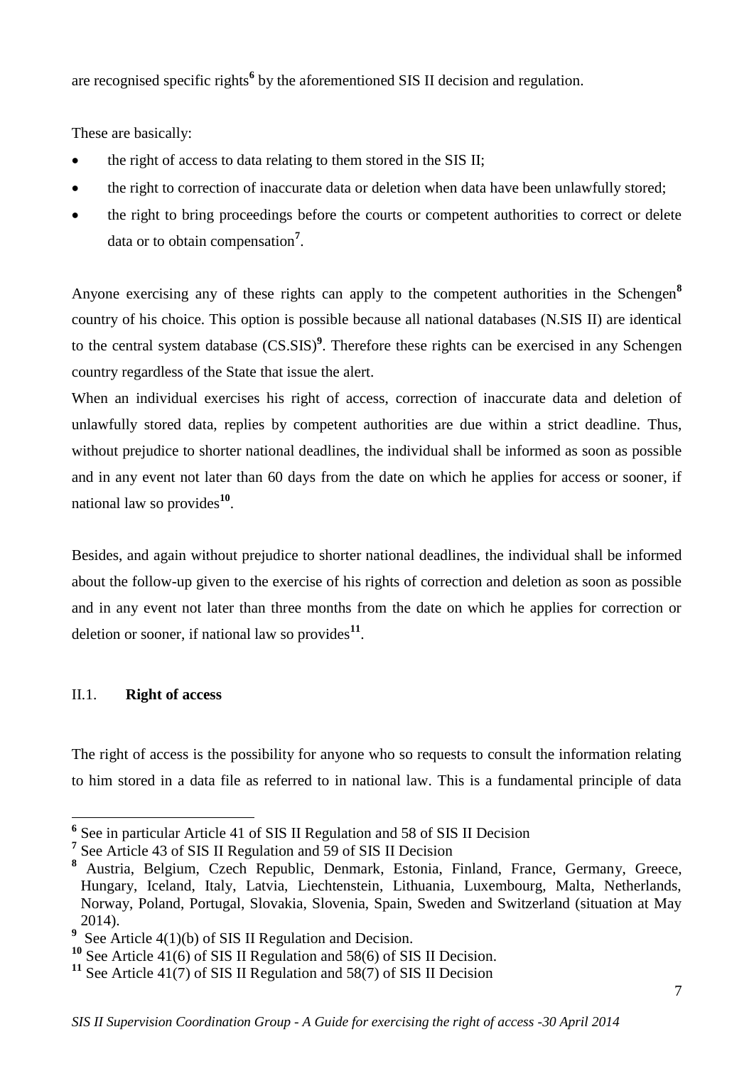are recognised specific rights[6] by the aforementioned SIS II decision and regulation.

These are basically:

- the right of access to data relating to them stored in the SIS II;
- the right to correction of inaccurate data or deletion when data have been unlawfully stored;
- the right to bring proceedings before the courts or competent authorities to correct or delete data or to obtain compensation[7].

Anyone exercising any of these rights can apply to the competent authorities in the Schengen[8] country of his choice. This option is possible because all national databases (N.SIS II) are identical to the central system database (CS.SIS)[9]. Therefore these rights can be exercised in any Schengen country regardless of the State that issue the alert.

When an individual exercises his right of access, correction of inaccurate data and deletion of unlawfully stored data, replies by competent authorities are due within a strict deadline. Thus, without prejudice to shorter national deadlines, the individual shall be informed as soon as possible and in any event not later than 60 days from the date on which he applies for access or sooner, if national law so provides[10].

Besides, and again without prejudice to shorter national deadlines, the individual shall be informed about the follow-up given to the exercise of his rights of correction and deletion as soon as possible and in any event not later than three months from the date on which he applies for correction or deletion or sooner, if national law so provides[11].

## II.1. **Right of access**

The right of access is the possibility for anyone who so requests to consult the information relating to him stored in a data file as referred to in national law. This is a fundamental principle of data

---

[6] See in particular Article 41 of SIS II Regulation and 58 of SIS II Decision

[7] See Article 43 of SIS II Regulation and 59 of SIS II Decision

[8] Austria, Belgium, Czech Republic, Denmark, Estonia, Finland, France, Germany, Greece, Hungary, Iceland, Italy, Latvia, Liechtenstein, Lithuania, Luxembourg, Malta, Netherlands, Norway, Poland, Portugal, Slovakia, Slovenia, Spain, Sweden and Switzerland (situation at May 2014).

[9] See Article 4(1)(b) of SIS II Regulation and Decision.

[10] See Article 41(6) of SIS II Regulation and 58(6) of SIS II Decision.

[11] See Article 41(7) of SIS II Regulation and 58(7) of SIS II Decision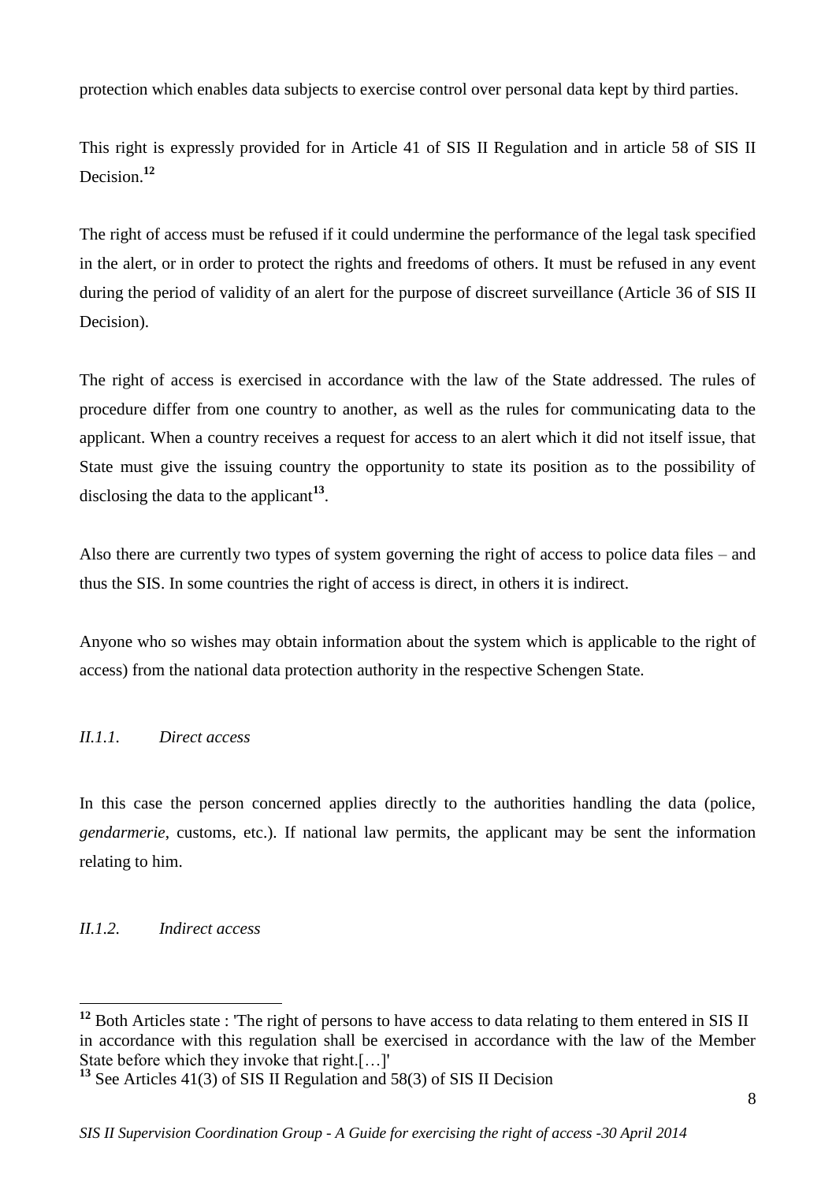protection which enables data subjects to exercise control over personal data kept by third parties.

This right is expressly provided for in Article 41 of SIS II Regulation and in article 58 of SIS II Decision.[12]

The right of access must be refused if it could undermine the performance of the legal task specified in the alert, or in order to protect the rights and freedoms of others. It must be refused in any event during the period of validity of an alert for the purpose of discreet surveillance (Article 36 of SIS II Decision).

The right of access is exercised in accordance with the law of the State addressed. The rules of procedure differ from one country to another, as well as the rules for communicating data to the applicant. When a country receives a request for access to an alert which it did not itself issue, that State must give the issuing country the opportunity to state its position as to the possibility of disclosing the data to the applicant[13].

Also there are currently two types of system governing the right of access to police data files – and thus the SIS. In some countries the right of access is direct, in others it is indirect.

Anyone who so wishes may obtain information about the system which is applicable to the right of access) from the national data protection authority in the respective Schengen State.

#### *II.1.1. Direct access*

In this case the person concerned applies directly to the authorities handling the data (police, *gendarmerie*, customs, etc.). If national law permits, the applicant may be sent the information relating to him.

#### *II.1.2. Indirect access*

---

[12] Both Articles state : 'The right of persons to have access to data relating to them entered in SIS II in accordance with this regulation shall be exercised in accordance with the law of the Member State before which they invoke that right.[…]'

[13] See Articles 41(3) of SIS II Regulation and 58(3) of SIS II Decision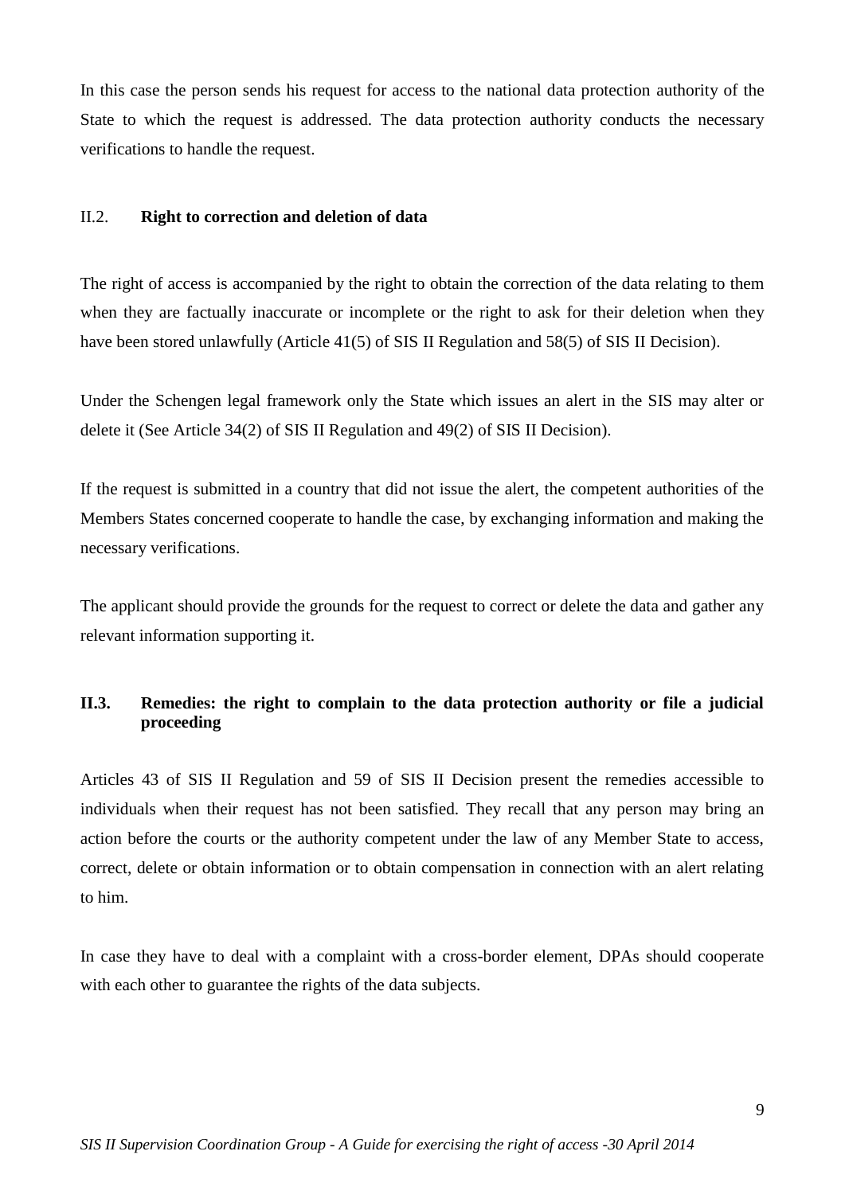In this case the person sends his request for access to the national data protection authority of the State to which the request is addressed. The data protection authority conducts the necessary verifications to handle the request.

### II.2. **Right to correction and deletion of data**

The right of access is accompanied by the right to obtain the correction of the data relating to them when they are factually inaccurate or incomplete or the right to ask for their deletion when they have been stored unlawfully (Article 41(5) of SIS II Regulation and 58(5) of SIS II Decision).

Under the Schengen legal framework only the State which issues an alert in the SIS may alter or delete it (See Article 34(2) of SIS II Regulation and 49(2) of SIS II Decision).

If the request is submitted in a country that did not issue the alert, the competent authorities of the Members States concerned cooperate to handle the case, by exchanging information and making the necessary verifications.

The applicant should provide the grounds for the request to correct or delete the data and gather any relevant information supporting it.

### **II.3. Remedies: the right to complain to the data protection authority or file a judicial proceeding**

Articles 43 of SIS II Regulation and 59 of SIS II Decision present the remedies accessible to individuals when their request has not been satisfied. They recall that any person may bring an action before the courts or the authority competent under the law of any Member State to access, correct, delete or obtain information or to obtain compensation in connection with an alert relating to him.

In case they have to deal with a complaint with a cross-border element, DPAs should cooperate with each other to guarantee the rights of the data subjects.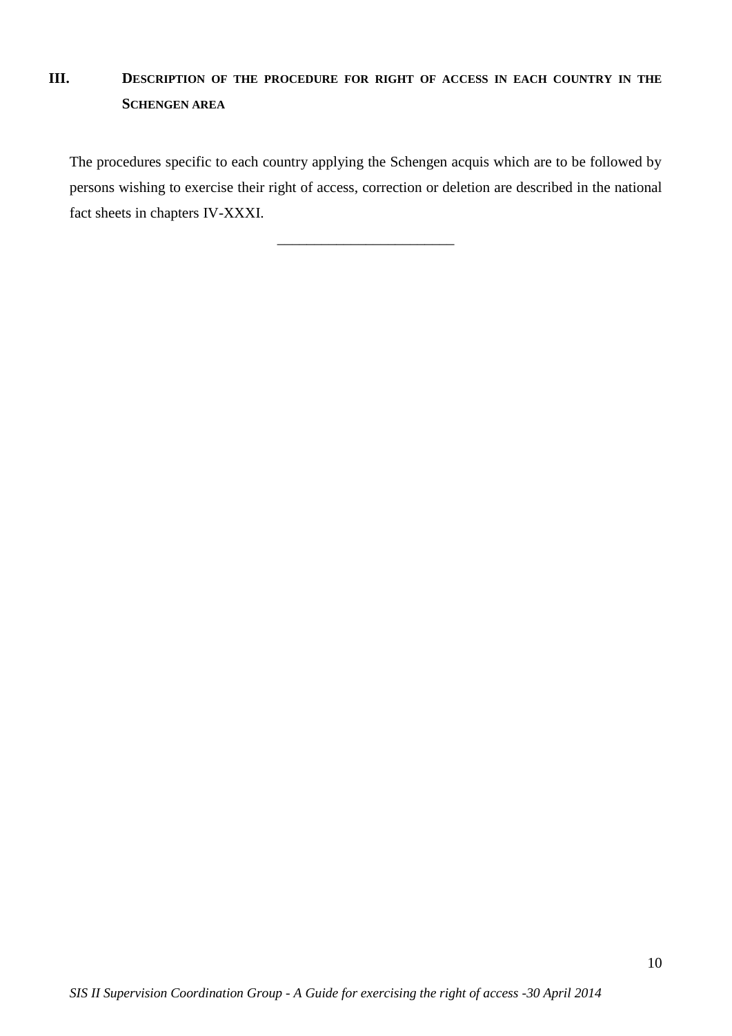## III. Description of the procedure for right of access in each country in the Schengen area

The procedures specific to each country applying the Schengen acquis which are to be followed by persons wishing to exercise their right of access, correction or deletion are described in the national fact sheets in chapters IV-XXXI.

\_\_\_\_\_\_\_\_\_\_\_\_\_\_\_\_\_\_\_\_\_\_\_\_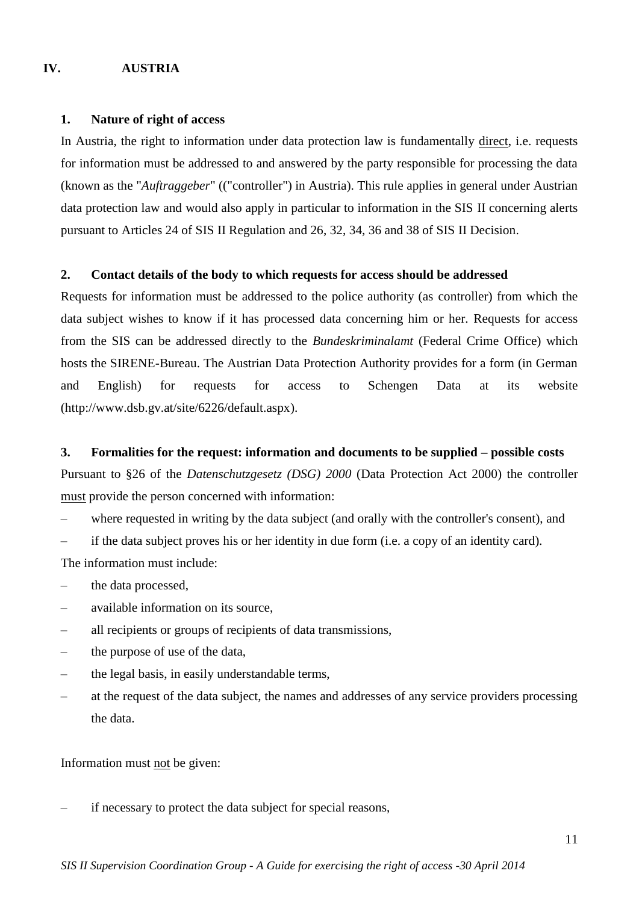## IV. AUSTRIA

### 1. Nature of right of access

In Austria, the right to information under data protection law is fundamentally direct, i.e. requests for information must be addressed to and answered by the party responsible for processing the data (known as the "*Auftraggeber*" (("controller") in Austria). This rule applies in general under Austrian data protection law and would also apply in particular to information in the SIS II concerning alerts pursuant to Articles 24 of SIS II Regulation and 26, 32, 34, 36 and 38 of SIS II Decision.

### 2. Contact details of the body to which requests for access should be addressed

Requests for information must be addressed to the police authority (as controller) from which the data subject wishes to know if it has processed data concerning him or her. Requests for access from the SIS can be addressed directly to the *Bundeskriminalamt* (Federal Crime Office) which hosts the SIRENE-Bureau. The Austrian Data Protection Authority provides for a form (in German and English) for requests for access to Schengen Data at its website (http://www.dsb.gv.at/site/6226/default.aspx).

### 3. Formalities for the request: information and documents to be supplied – possible costs

Pursuant to §26 of the *Datenschutzgesetz (DSG) 2000* (Data Protection Act 2000) the controller must provide the person concerned with information:

- where requested in writing by the data subject (and orally with the controller's consent), and
- if the data subject proves his or her identity in due form (i.e. a copy of an identity card).

The information must include:

- the data processed,
- available information on its source,
- all recipients or groups of recipients of data transmissions,
- the purpose of use of the data,
- the legal basis, in easily understandable terms,
- at the request of the data subject, the names and addresses of any service providers processing the data.

Information must not be given:

- if necessary to protect the data subject for special reasons,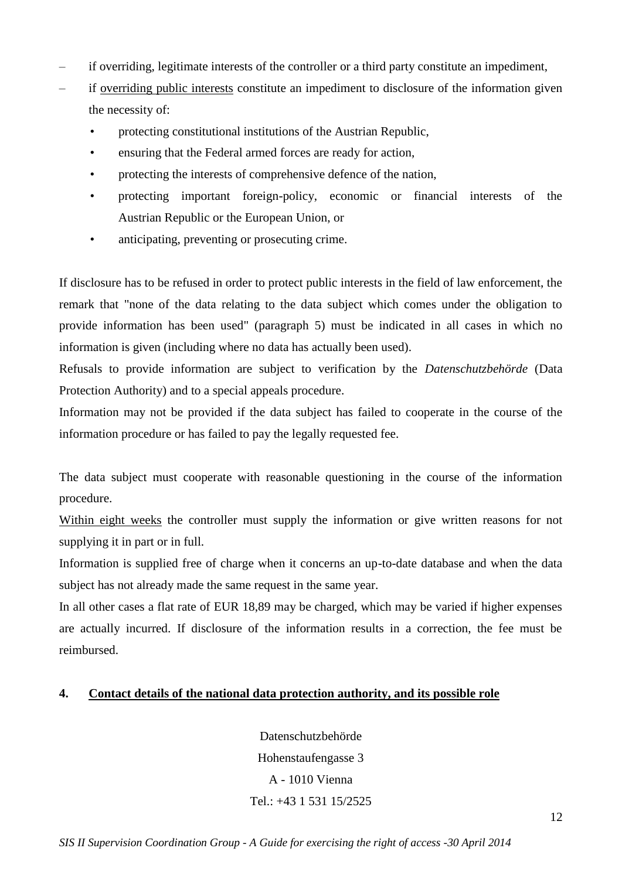- if overriding, legitimate interests of the controller or a third party constitute an impediment,
- if overriding public interests constitute an impediment to disclosure of the information given the necessity of:
  - protecting constitutional institutions of the Austrian Republic,
  - ensuring that the Federal armed forces are ready for action,
  - protecting the interests of comprehensive defence of the nation,
  - protecting important foreign-policy, economic or financial interests of the Austrian Republic or the European Union, or
  - anticipating, preventing or prosecuting crime.

If disclosure has to be refused in order to protect public interests in the field of law enforcement, the remark that "none of the data relating to the data subject which comes under the obligation to provide information has been used" (paragraph 5) must be indicated in all cases in which no information is given (including where no data has actually been used).

Refusals to provide information are subject to verification by the *Datenschutzbehörde* (Data Protection Authority) and to a special appeals procedure.

Information may not be provided if the data subject has failed to cooperate in the course of the information procedure or has failed to pay the legally requested fee.

The data subject must cooperate with reasonable questioning in the course of the information procedure.

Within eight weeks the controller must supply the information or give written reasons for not supplying it in part or in full.

Information is supplied free of charge when it concerns an up-to-date database and when the data subject has not already made the same request in the same year.

In all other cases a flat rate of EUR 18,89 may be charged, which may be varied if higher expenses are actually incurred. If disclosure of the information results in a correction, the fee must be reimbursed.

## 4. Contact details of the national data protection authority, and its possible role

Datenschutzbehörde
Hohenstaufengasse 3
A - 1010 Vienna
Tel.: +43 1 531 15/2525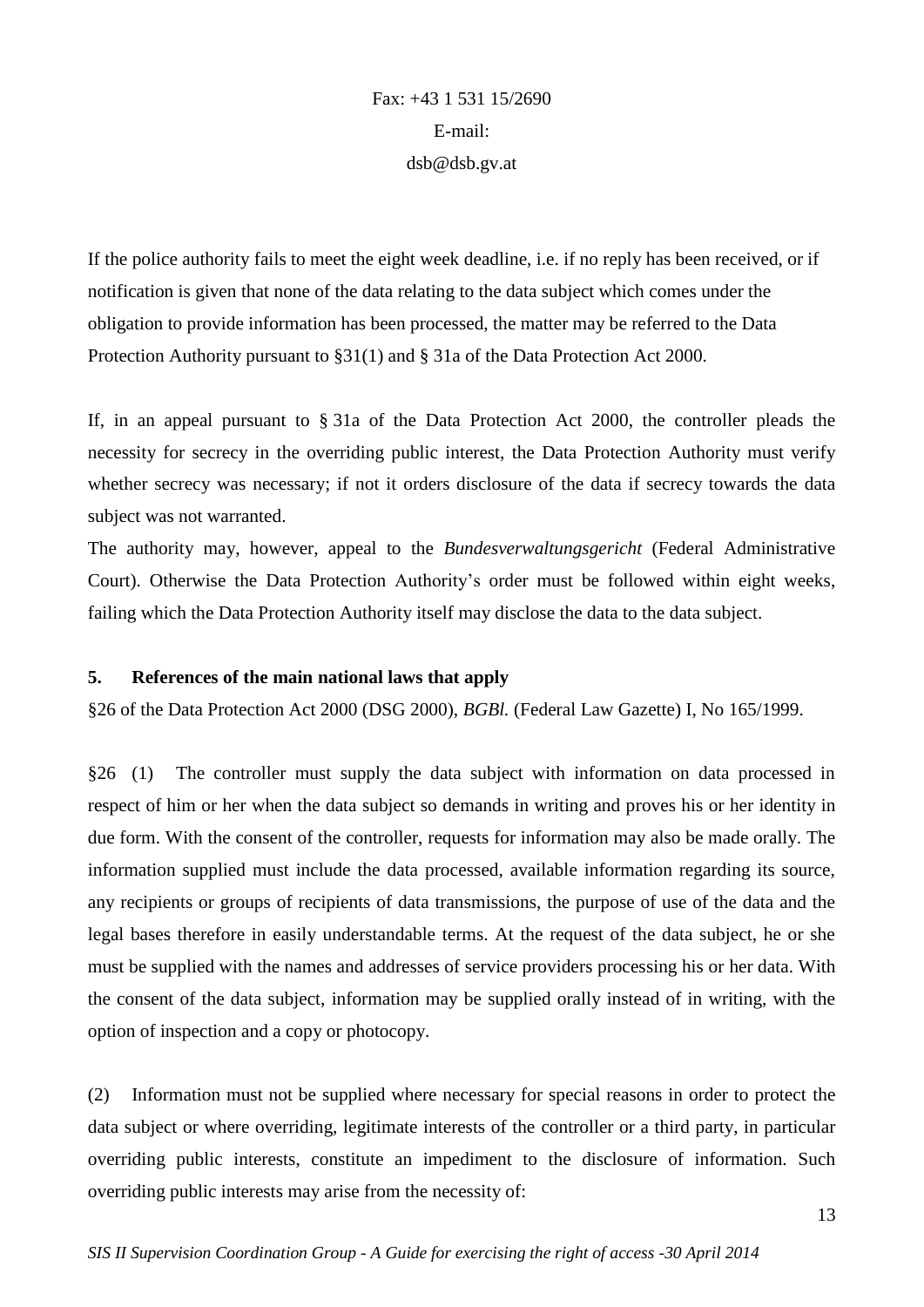Fax: +43 1 531 15/2690
E-mail:
dsb@dsb.gv.at

If the police authority fails to meet the eight week deadline, i.e. if no reply has been received, or if notification is given that none of the data relating to the data subject which comes under the obligation to provide information has been processed, the matter may be referred to the Data Protection Authority pursuant to §31(1) and § 31a of the Data Protection Act 2000.

If, in an appeal pursuant to § 31a of the Data Protection Act 2000, the controller pleads the necessity for secrecy in the overriding public interest, the Data Protection Authority must verify whether secrecy was necessary; if not it orders disclosure of the data if secrecy towards the data subject was not warranted.

The authority may, however, appeal to the *Bundesverwaltungsgericht* (Federal Administrative Court). Otherwise the Data Protection Authority's order must be followed within eight weeks, failing which the Data Protection Authority itself may disclose the data to the data subject.

## 5. References of the main national laws that apply

§26 of the Data Protection Act 2000 (DSG 2000), *BGBl.* (Federal Law Gazette) I, No 165/1999.

§26 (1) The controller must supply the data subject with information on data processed in respect of him or her when the data subject so demands in writing and proves his or her identity in due form. With the consent of the controller, requests for information may also be made orally. The information supplied must include the data processed, available information regarding its source, any recipients or groups of recipients of data transmissions, the purpose of use of the data and the legal bases therefore in easily understandable terms. At the request of the data subject, he or she must be supplied with the names and addresses of service providers processing his or her data. With the consent of the data subject, information may be supplied orally instead of in writing, with the option of inspection and a copy or photocopy.

(2) Information must not be supplied where necessary for special reasons in order to protect the data subject or where overriding, legitimate interests of the controller or a third party, in particular overriding public interests, constitute an impediment to the disclosure of information. Such overriding public interests may arise from the necessity of: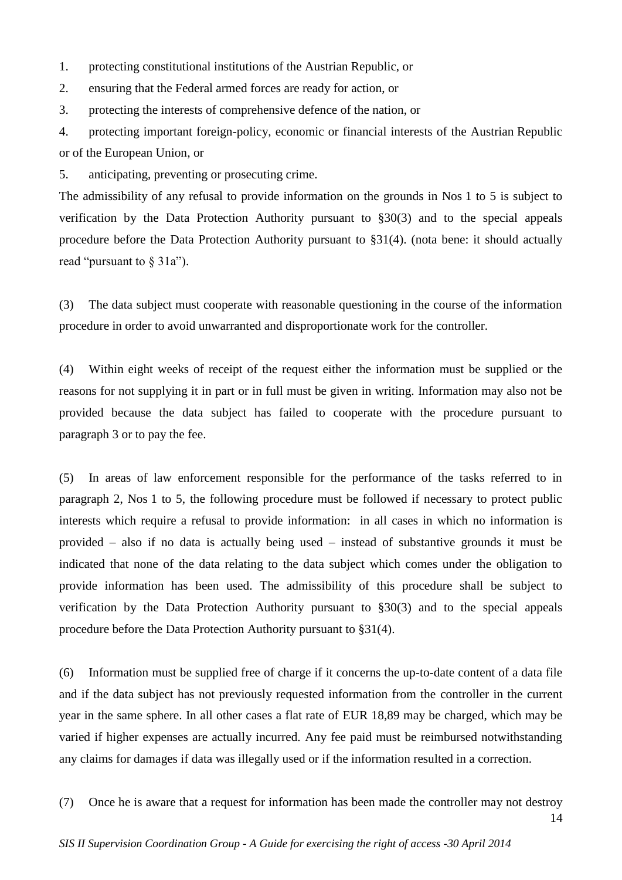1. protecting constitutional institutions of the Austrian Republic, or
2. ensuring that the Federal armed forces are ready for action, or
3. protecting the interests of comprehensive defence of the nation, or
4. protecting important foreign-policy, economic or financial interests of the Austrian Republic or of the European Union, or
5. anticipating, preventing or prosecuting crime.

The admissibility of any refusal to provide information on the grounds in Nos 1 to 5 is subject to verification by the Data Protection Authority pursuant to §30(3) and to the special appeals procedure before the Data Protection Authority pursuant to §31(4). (nota bene: it should actually read "pursuant to § 31a").

(3) The data subject must cooperate with reasonable questioning in the course of the information procedure in order to avoid unwarranted and disproportionate work for the controller.

(4) Within eight weeks of receipt of the request either the information must be supplied or the reasons for not supplying it in part or in full must be given in writing. Information may also not be provided because the data subject has failed to cooperate with the procedure pursuant to paragraph 3 or to pay the fee.

(5) In areas of law enforcement responsible for the performance of the tasks referred to in paragraph 2, Nos 1 to 5, the following procedure must be followed if necessary to protect public interests which require a refusal to provide information: in all cases in which no information is provided – also if no data is actually being used – instead of substantive grounds it must be indicated that none of the data relating to the data subject which comes under the obligation to provide information has been used. The admissibility of this procedure shall be subject to verification by the Data Protection Authority pursuant to §30(3) and to the special appeals procedure before the Data Protection Authority pursuant to §31(4).

(6) Information must be supplied free of charge if it concerns the up-to-date content of a data file and if the data subject has not previously requested information from the controller in the current year in the same sphere. In all other cases a flat rate of EUR 18,89 may be charged, which may be varied if higher expenses are actually incurred. Any fee paid must be reimbursed notwithstanding any claims for damages if data was illegally used or if the information resulted in a correction.

(7) Once he is aware that a request for information has been made the controller may not destroy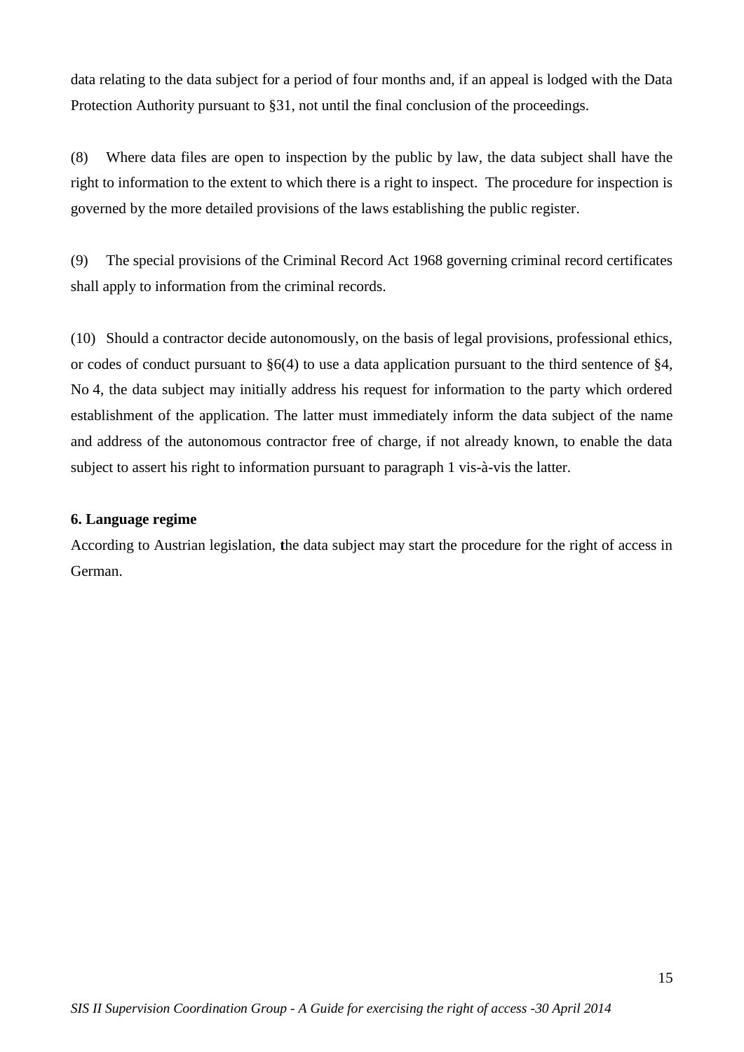data relating to the data subject for a period of four months and, if an appeal is lodged with the Data Protection Authority pursuant to §31, not until the final conclusion of the proceedings.

(8) Where data files are open to inspection by the public by law, the data subject shall have the right to information to the extent to which there is a right to inspect. The procedure for inspection is governed by the more detailed provisions of the laws establishing the public register.

(9) The special provisions of the Criminal Record Act 1968 governing criminal record certificates shall apply to information from the criminal records.

(10) Should a contractor decide autonomously, on the basis of legal provisions, professional ethics, or codes of conduct pursuant to §6(4) to use a data application pursuant to the third sentence of §4, No 4, the data subject may initially address his request for information to the party which ordered establishment of the application. The latter must immediately inform the data subject of the name and address of the autonomous contractor free of charge, if not already known, to enable the data subject to assert his right to information pursuant to paragraph 1 vis-à-vis the latter.

**6. Language regime**

According to Austrian legislation, the data subject may start the procedure for the right of access in German.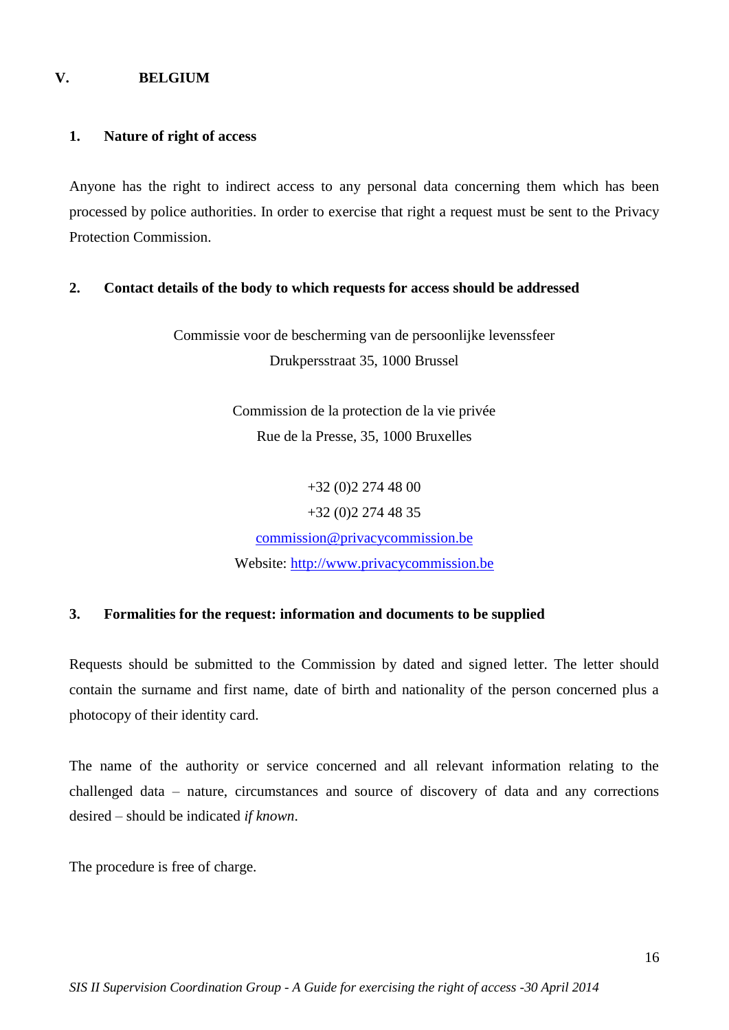## V. BELGIUM

### 1. Nature of right of access

Anyone has the right to indirect access to any personal data concerning them which has been processed by police authorities. In order to exercise that right a request must be sent to the Privacy Protection Commission.

### 2. Contact details of the body to which requests for access should be addressed

Commissie voor de bescherming van de persoonlijke levenssfeer
Drukpersstraat 35, 1000 Brussel

Commission de la protection de la vie privée
Rue de la Presse, 35, 1000 Bruxelles

+32 (0)2 274 48 00
+32 (0)2 274 48 35
commission@privacycommission.be
Website: http://www.privacycommission.be

### 3. Formalities for the request: information and documents to be supplied

Requests should be submitted to the Commission by dated and signed letter. The letter should contain the surname and first name, date of birth and nationality of the person concerned plus a photocopy of their identity card.

The name of the authority or service concerned and all relevant information relating to the challenged data – nature, circumstances and source of discovery of data and any corrections desired – should be indicated *if known*.

The procedure is free of charge.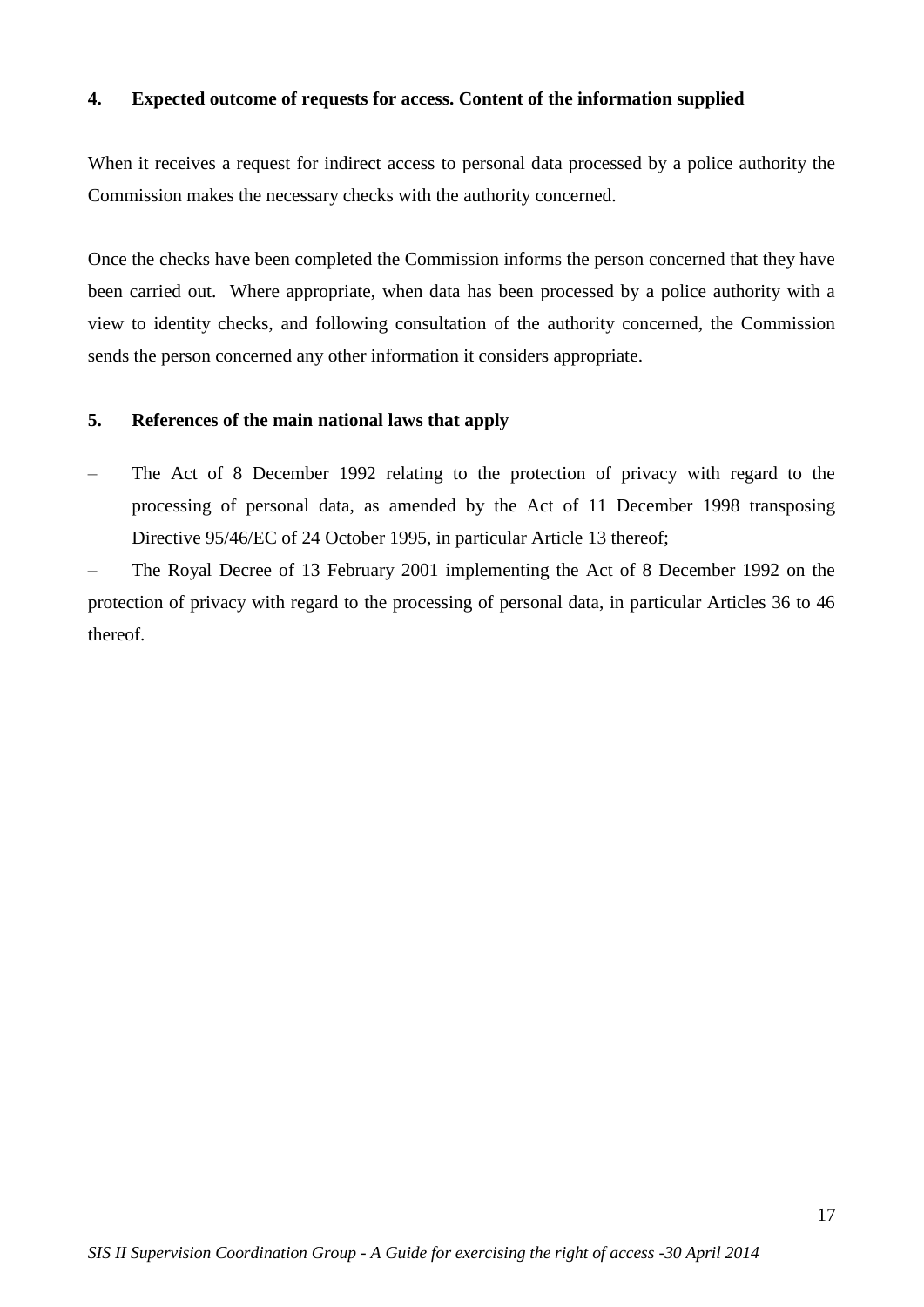## 4. Expected outcome of requests for access. Content of the information supplied

When it receives a request for indirect access to personal data processed by a police authority the Commission makes the necessary checks with the authority concerned.

Once the checks have been completed the Commission informs the person concerned that they have been carried out. Where appropriate, when data has been processed by a police authority with a view to identity checks, and following consultation of the authority concerned, the Commission sends the person concerned any other information it considers appropriate.

## 5. References of the main national laws that apply

- The Act of 8 December 1992 relating to the protection of privacy with regard to the processing of personal data, as amended by the Act of 11 December 1998 transposing Directive 95/46/EC of 24 October 1995, in particular Article 13 thereof;
- The Royal Decree of 13 February 2001 implementing the Act of 8 December 1992 on the protection of privacy with regard to the processing of personal data, in particular Articles 36 to 46 thereof.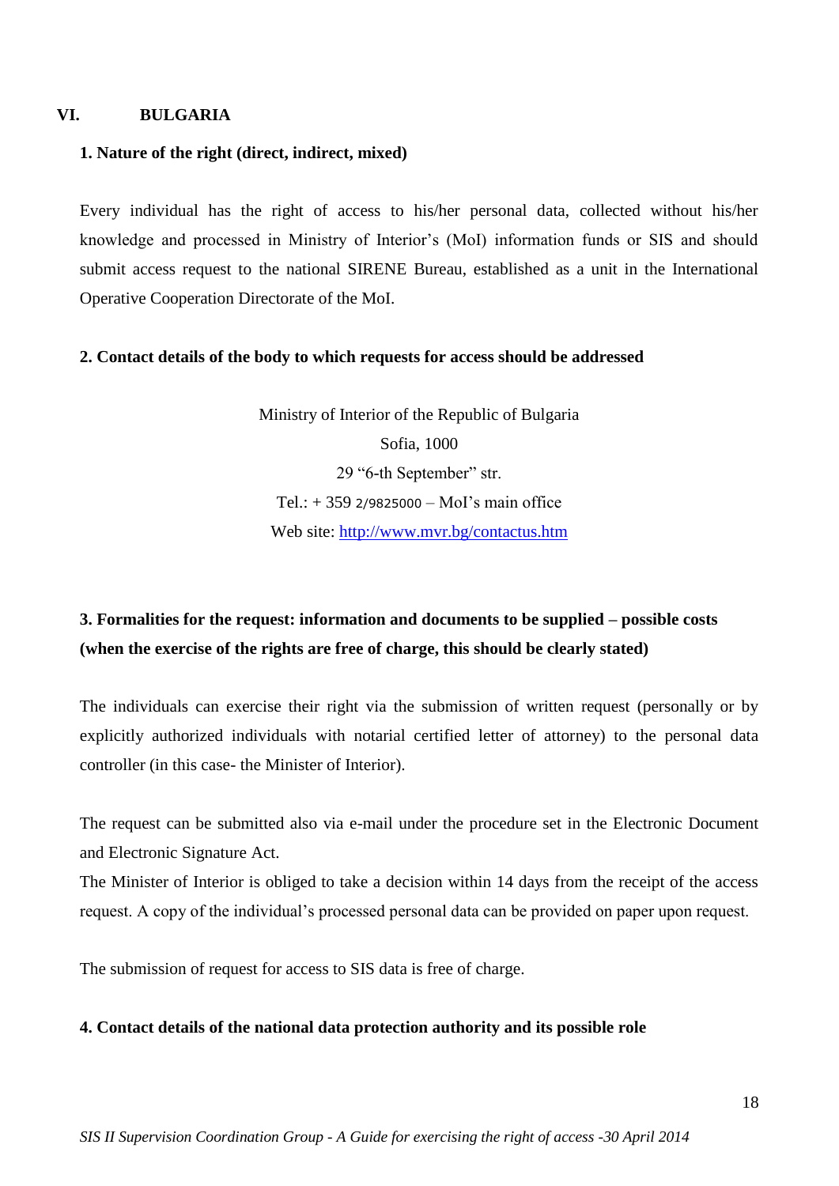## VI. BULGARIA

### 1. Nature of the right (direct, indirect, mixed)

Every individual has the right of access to his/her personal data, collected without his/her knowledge and processed in Ministry of Interior's (MoI) information funds or SIS and should submit access request to the national SIRENE Bureau, established as a unit in the International Operative Cooperation Directorate of the MoI.

### 2. Contact details of the body to which requests for access should be addressed

Ministry of Interior of the Republic of Bulgaria
Sofia, 1000
29 "6-th September" str.
Tel.: + 359 2/9825000 – MoI's main office
Web site: [http://www.mvr.bg/contactus.htm](http://www.mvr.bg/contactus.htm)

### 3. Formalities for the request: information and documents to be supplied – possible costs (when the exercise of the rights are free of charge, this should be clearly stated)

The individuals can exercise their right via the submission of written request (personally or by explicitly authorized individuals with notarial certified letter of attorney) to the personal data controller (in this case- the Minister of Interior).

The request can be submitted also via e-mail under the procedure set in the Electronic Document and Electronic Signature Act.
The Minister of Interior is obliged to take a decision within 14 days from the receipt of the access request. A copy of the individual's processed personal data can be provided on paper upon request.

The submission of request for access to SIS data is free of charge.

### 4. Contact details of the national data protection authority and its possible role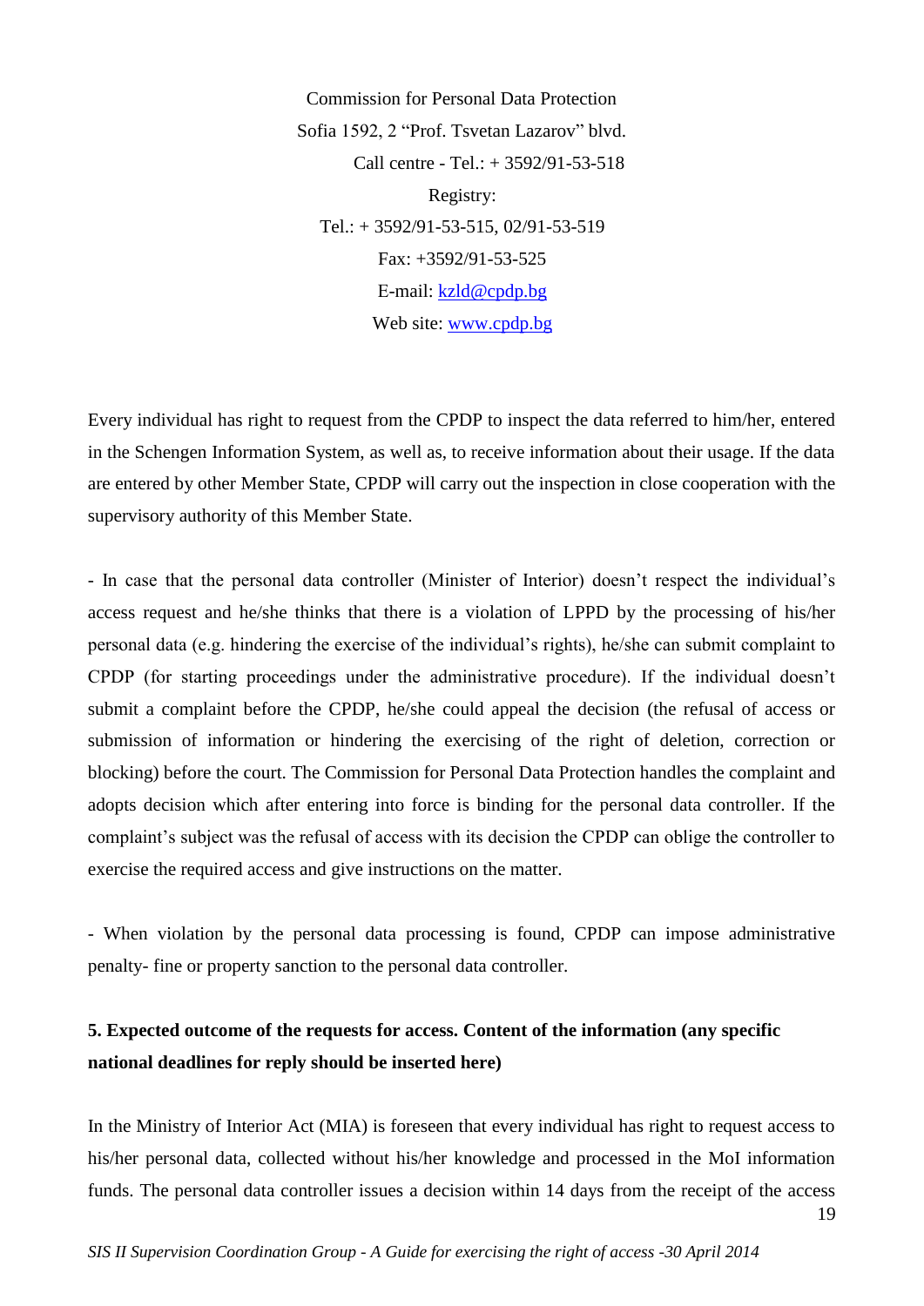Commission for Personal Data Protection

Sofia 1592, 2 "Prof. Tsvetan Lazarov" blvd.

Call centre - Tel.: + 3592/91-53-518

Registry:

Tel.: + 3592/91-53-515, 02/91-53-519

Fax: +3592/91-53-525

E-mail: kzld@cpdp.bg

Web site: www.cpdp.bg

Every individual has right to request from the CPDP to inspect the data referred to him/her, entered in the Schengen Information System, as well as, to receive information about their usage. If the data are entered by other Member State, CPDP will carry out the inspection in close cooperation with the supervisory authority of this Member State.

- In case that the personal data controller (Minister of Interior) doesn't respect the individual's access request and he/she thinks that there is a violation of LPPD by the processing of his/her personal data (e.g. hindering the exercise of the individual's rights), he/she can submit complaint to CPDP (for starting proceedings under the administrative procedure). If the individual doesn't submit a complaint before the CPDP, he/she could appeal the decision (the refusal of access or submission of information or hindering the exercising of the right of deletion, correction or blocking) before the court. The Commission for Personal Data Protection handles the complaint and adopts decision which after entering into force is binding for the personal data controller. If the complaint's subject was the refusal of access with its decision the CPDP can oblige the controller to exercise the required access and give instructions on the matter.

- When violation by the personal data processing is found, CPDP can impose administrative penalty- fine or property sanction to the personal data controller.

**5. Expected outcome of the requests for access. Content of the information (any specific national deadlines for reply should be inserted here)**

In the Ministry of Interior Act (MIA) is foreseen that every individual has right to request access to his/her personal data, collected without his/her knowledge and processed in the MoI information funds. The personal data controller issues a decision within 14 days from the receipt of the access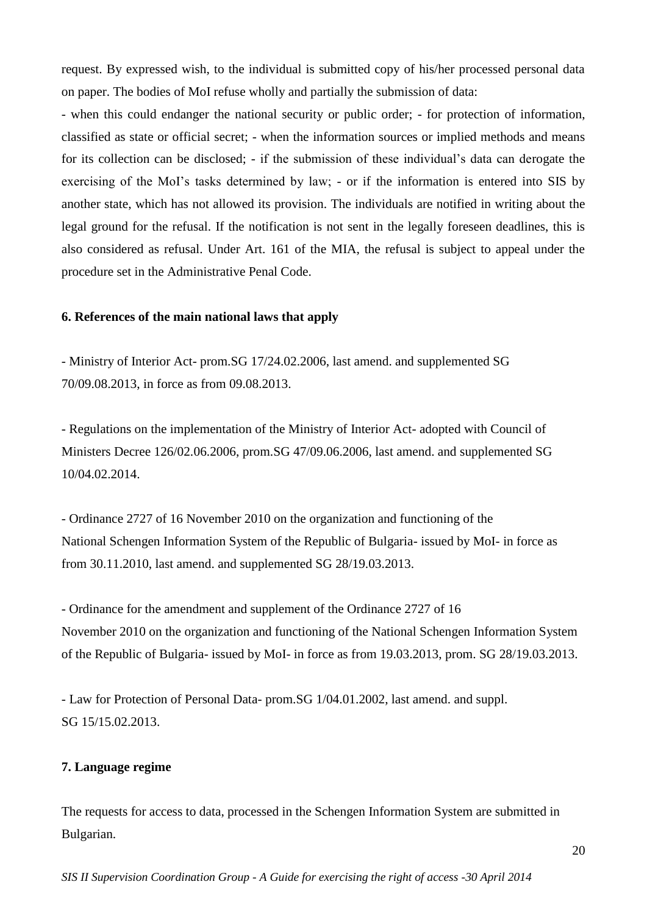request. By expressed wish, to the individual is submitted copy of his/her processed personal data on paper. The bodies of MoI refuse wholly and partially the submission of data:

- when this could endanger the national security or public order; - for protection of information, classified as state or official secret; - when the information sources or implied methods and means for its collection can be disclosed; - if the submission of these individual's data can derogate the exercising of the MoI's tasks determined by law; - or if the information is entered into SIS by another state, which has not allowed its provision. The individuals are notified in writing about the legal ground for the refusal. If the notification is not sent in the legally foreseen deadlines, this is also considered as refusal. Under Art. 161 of the MIA, the refusal is subject to appeal under the procedure set in the Administrative Penal Code.

### 6. References of the main national laws that apply

- Ministry of Interior Act- prom.SG 17/24.02.2006, last amend. and supplemented SG 70/09.08.2013, in force as from 09.08.2013.

- Regulations on the implementation of the Ministry of Interior Act- adopted with Council of Ministers Decree 126/02.06.2006, prom.SG 47/09.06.2006, last amend. and supplemented SG 10/04.02.2014.

- Ordinance 2727 of 16 November 2010 on the organization and functioning of the National Schengen Information System of the Republic of Bulgaria- issued by MoI- in force as from 30.11.2010, last amend. and supplemented SG 28/19.03.2013.

- Ordinance for the amendment and supplement of the Ordinance 2727 of 16 November 2010 on the organization and functioning of the National Schengen Information System of the Republic of Bulgaria- issued by MoI- in force as from 19.03.2013, prom. SG 28/19.03.2013.

- Law for Protection of Personal Data- prom.SG 1/04.01.2002, last amend. and suppl. SG 15/15.02.2013.

### 7. Language regime

The requests for access to data, processed in the Schengen Information System are submitted in Bulgarian.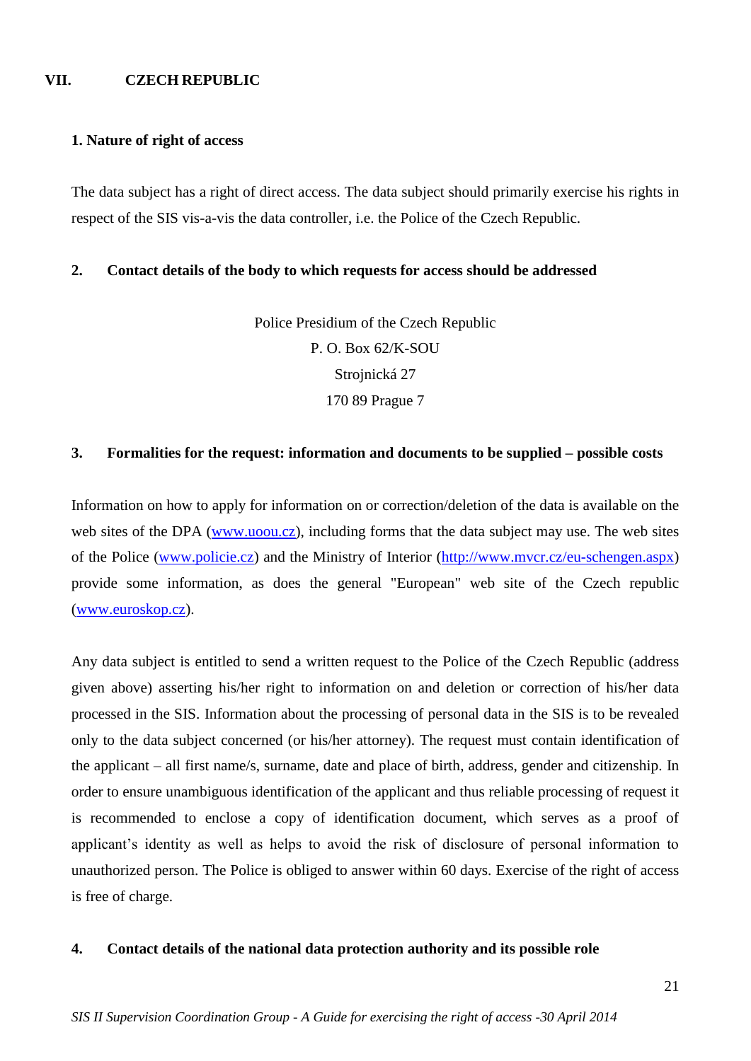## VII. CZECH REPUBLIC

### 1. Nature of right of access

The data subject has a right of direct access. The data subject should primarily exercise his rights in respect of the SIS vis-a-vis the data controller, i.e. the Police of the Czech Republic.

### 2. Contact details of the body to which requests for access should be addressed

Police Presidium of the Czech Republic
P. O. Box 62/K-SOU
Strojnická 27
170 89 Prague 7

### 3. Formalities for the request: information and documents to be supplied – possible costs

Information on how to apply for information on or correction/deletion of the data is available on the web sites of the DPA (www.uoou.cz), including forms that the data subject may use. The web sites of the Police (www.policie.cz) and the Ministry of Interior (http://www.mvcr.cz/eu-schengen.aspx) provide some information, as does the general "European" web site of the Czech republic (www.euroskop.cz).

Any data subject is entitled to send a written request to the Police of the Czech Republic (address given above) asserting his/her right to information on and deletion or correction of his/her data processed in the SIS. Information about the processing of personal data in the SIS is to be revealed only to the data subject concerned (or his/her attorney). The request must contain identification of the applicant – all first name/s, surname, date and place of birth, address, gender and citizenship. In order to ensure unambiguous identification of the applicant and thus reliable processing of request it is recommended to enclose a copy of identification document, which serves as a proof of applicant's identity as well as helps to avoid the risk of disclosure of personal information to unauthorized person. The Police is obliged to answer within 60 days. Exercise of the right of access is free of charge.

### 4. Contact details of the national data protection authority and its possible role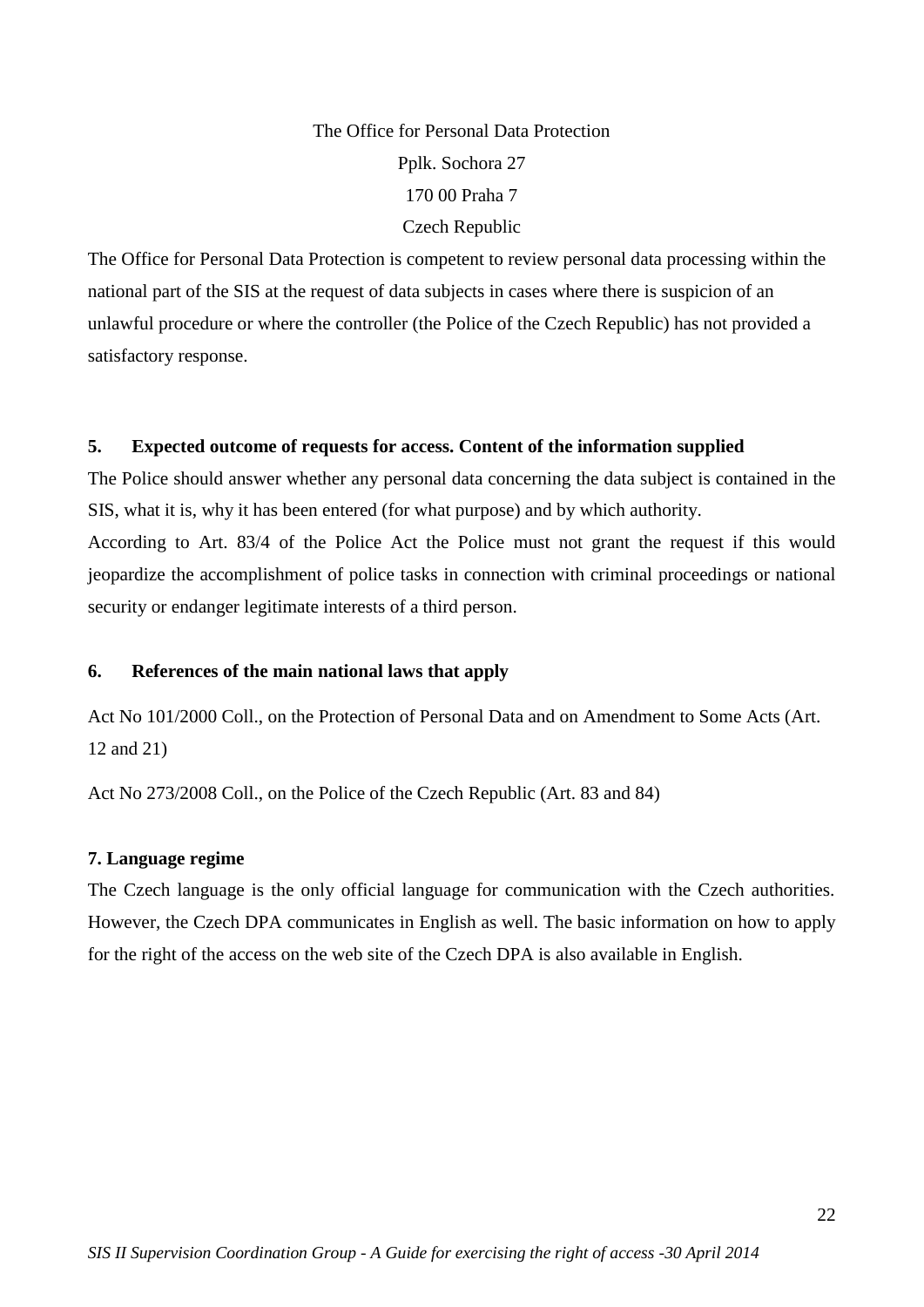The Office for Personal Data Protection
Pplk. Sochora 27
170 00 Praha 7
Czech Republic

The Office for Personal Data Protection is competent to review personal data processing within the national part of the SIS at the request of data subjects in cases where there is suspicion of an unlawful procedure or where the controller (the Police of the Czech Republic) has not provided a satisfactory response.

### 5. Expected outcome of requests for access. Content of the information supplied

The Police should answer whether any personal data concerning the data subject is contained in the SIS, what it is, why it has been entered (for what purpose) and by which authority.

According to Art. 83/4 of the Police Act the Police must not grant the request if this would jeopardize the accomplishment of police tasks in connection with criminal proceedings or national security or endanger legitimate interests of a third person.

### 6. References of the main national laws that apply

Act No 101/2000 Coll., on the Protection of Personal Data and on Amendment to Some Acts (Art. 12 and 21)

Act No 273/2008 Coll., on the Police of the Czech Republic (Art. 83 and 84)

### 7. Language regime

The Czech language is the only official language for communication with the Czech authorities. However, the Czech DPA communicates in English as well. The basic information on how to apply for the right of the access on the web site of the Czech DPA is also available in English.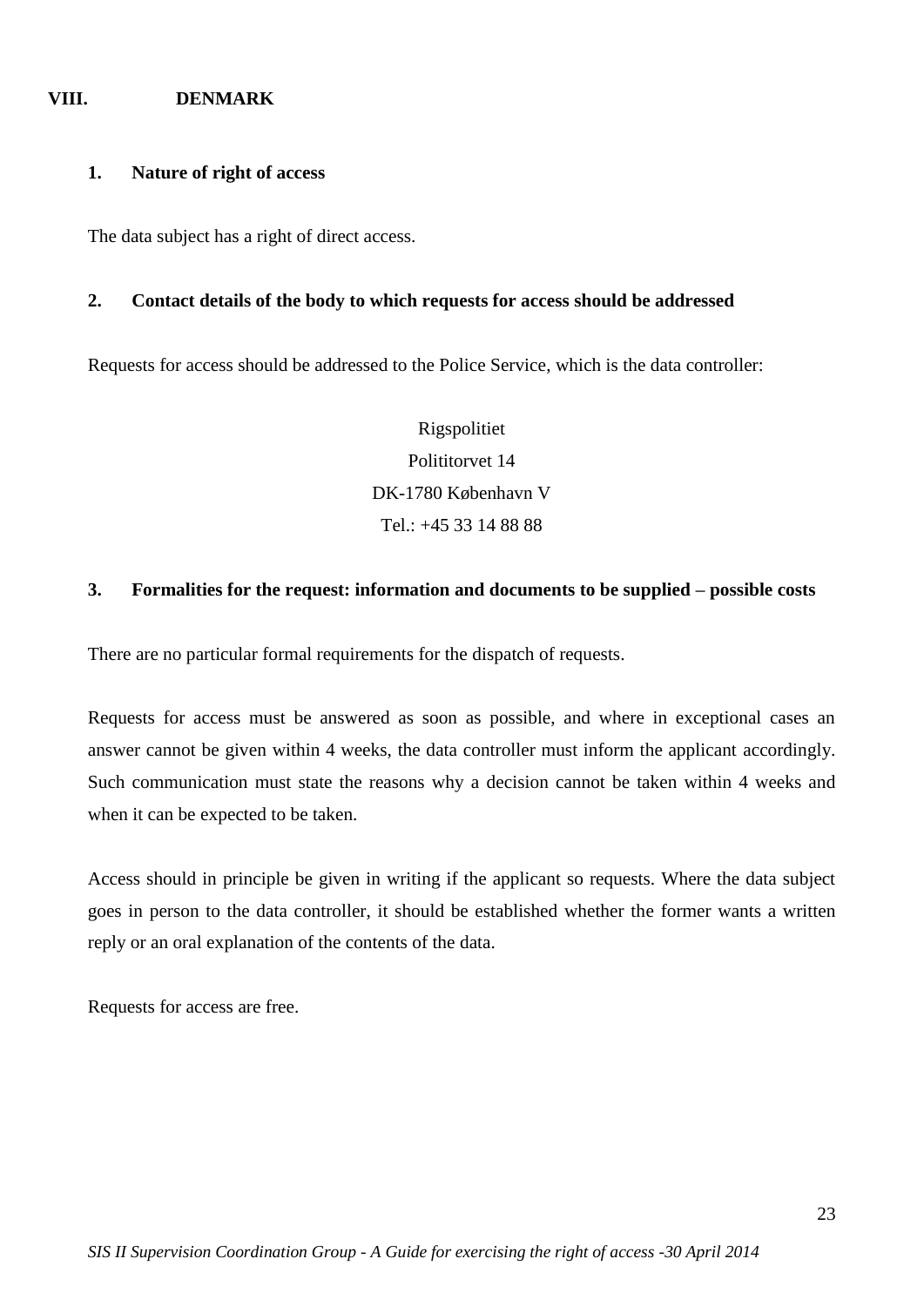# VIII. DENMARK

## 1. Nature of right of access

The data subject has a right of direct access.

## 2. Contact details of the body to which requests for access should be addressed

Requests for access should be addressed to the Police Service, which is the data controller:

Rigspolitiet
Polititorvet 14
DK-1780 København V
Tel.: +45 33 14 88 88

## 3. Formalities for the request: information and documents to be supplied – possible costs

There are no particular formal requirements for the dispatch of requests.

Requests for access must be answered as soon as possible, and where in exceptional cases an answer cannot be given within 4 weeks, the data controller must inform the applicant accordingly. Such communication must state the reasons why a decision cannot be taken within 4 weeks and when it can be expected to be taken.

Access should in principle be given in writing if the applicant so requests. Where the data subject goes in person to the data controller, it should be established whether the former wants a written reply or an oral explanation of the contents of the data.

Requests for access are free.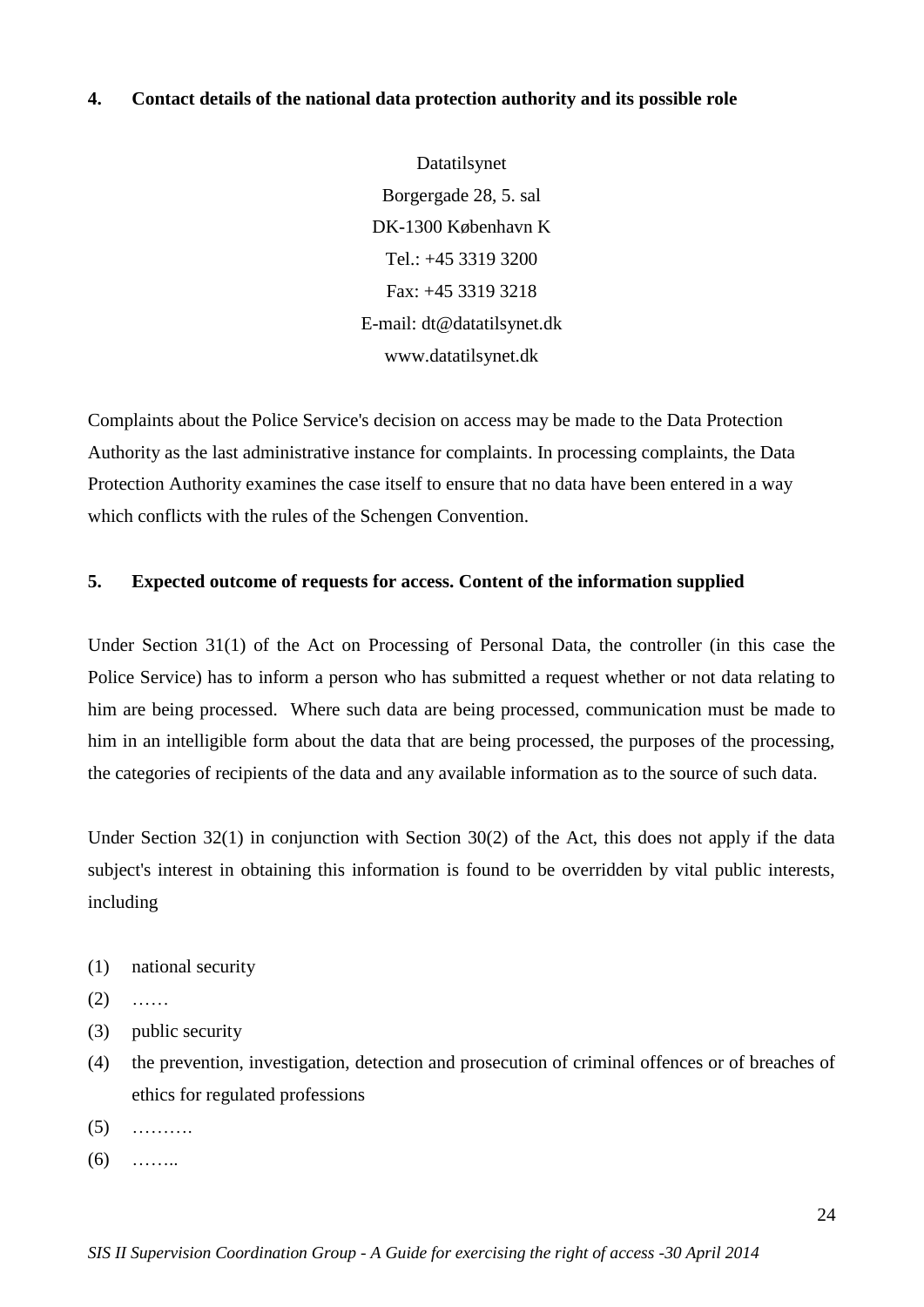## 4. Contact details of the national data protection authority and its possible role

Datatilsynet
Borgergade 28, 5. sal
DK-1300 København K
Tel.: +45 3319 3200
Fax: +45 3319 3218
E-mail: dt@datatilsynet.dk
www.datatilsynet.dk

Complaints about the Police Service's decision on access may be made to the Data Protection Authority as the last administrative instance for complaints. In processing complaints, the Data Protection Authority examines the case itself to ensure that no data have been entered in a way which conflicts with the rules of the Schengen Convention.

## 5. Expected outcome of requests for access. Content of the information supplied

Under Section 31(1) of the Act on Processing of Personal Data, the controller (in this case the Police Service) has to inform a person who has submitted a request whether or not data relating to him are being processed. Where such data are being processed, communication must be made to him in an intelligible form about the data that are being processed, the purposes of the processing, the categories of recipients of the data and any available information as to the source of such data.

Under Section 32(1) in conjunction with Section 30(2) of the Act, this does not apply if the data subject's interest in obtaining this information is found to be overridden by vital public interests, including

(1) national security
(2) ……
(3) public security
(4) the prevention, investigation, detection and prosecution of criminal offences or of breaches of ethics for regulated professions
(5) ……….
(6) ……..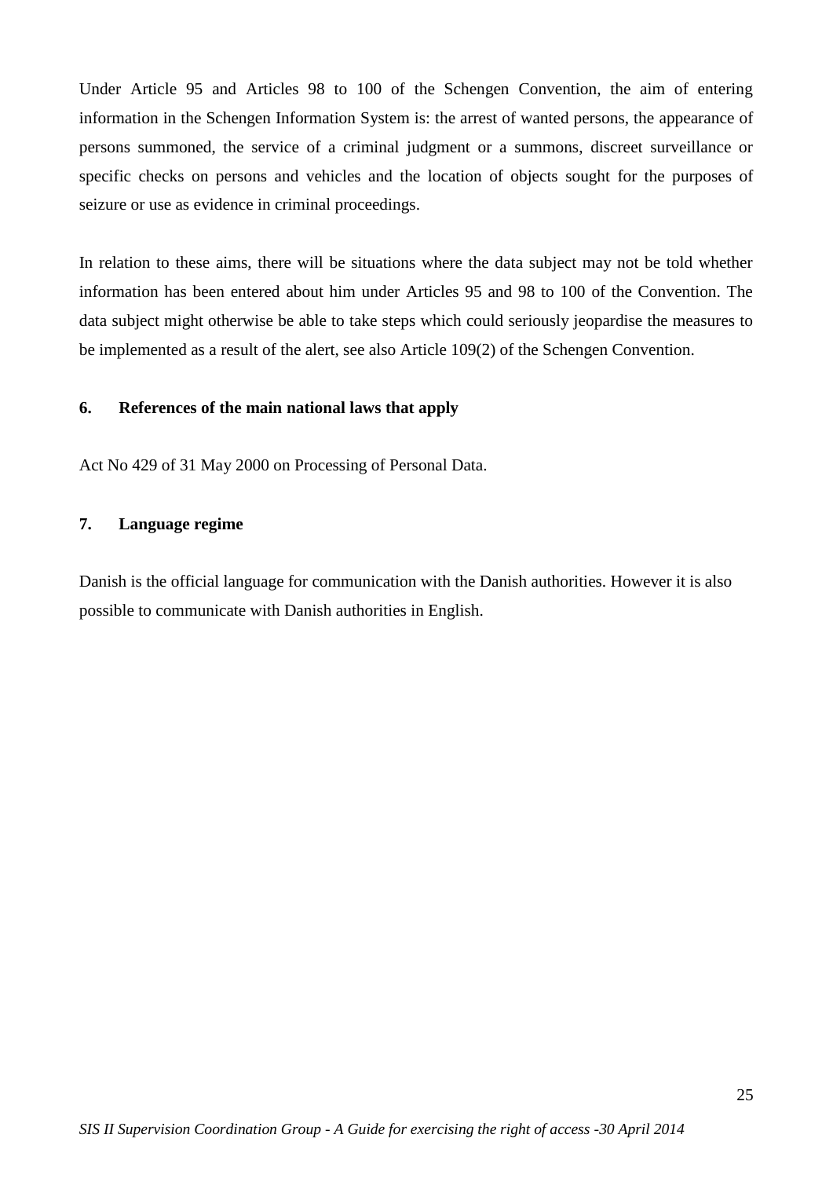Under Article 95 and Articles 98 to 100 of the Schengen Convention, the aim of entering information in the Schengen Information System is: the arrest of wanted persons, the appearance of persons summoned, the service of a criminal judgment or a summons, discreet surveillance or specific checks on persons and vehicles and the location of objects sought for the purposes of seizure or use as evidence in criminal proceedings.

In relation to these aims, there will be situations where the data subject may not be told whether information has been entered about him under Articles 95 and 98 to 100 of the Convention. The data subject might otherwise be able to take steps which could seriously jeopardise the measures to be implemented as a result of the alert, see also Article 109(2) of the Schengen Convention.

### 6. References of the main national laws that apply

Act No 429 of 31 May 2000 on Processing of Personal Data.

### 7. Language regime

Danish is the official language for communication with the Danish authorities. However it is also possible to communicate with Danish authorities in English.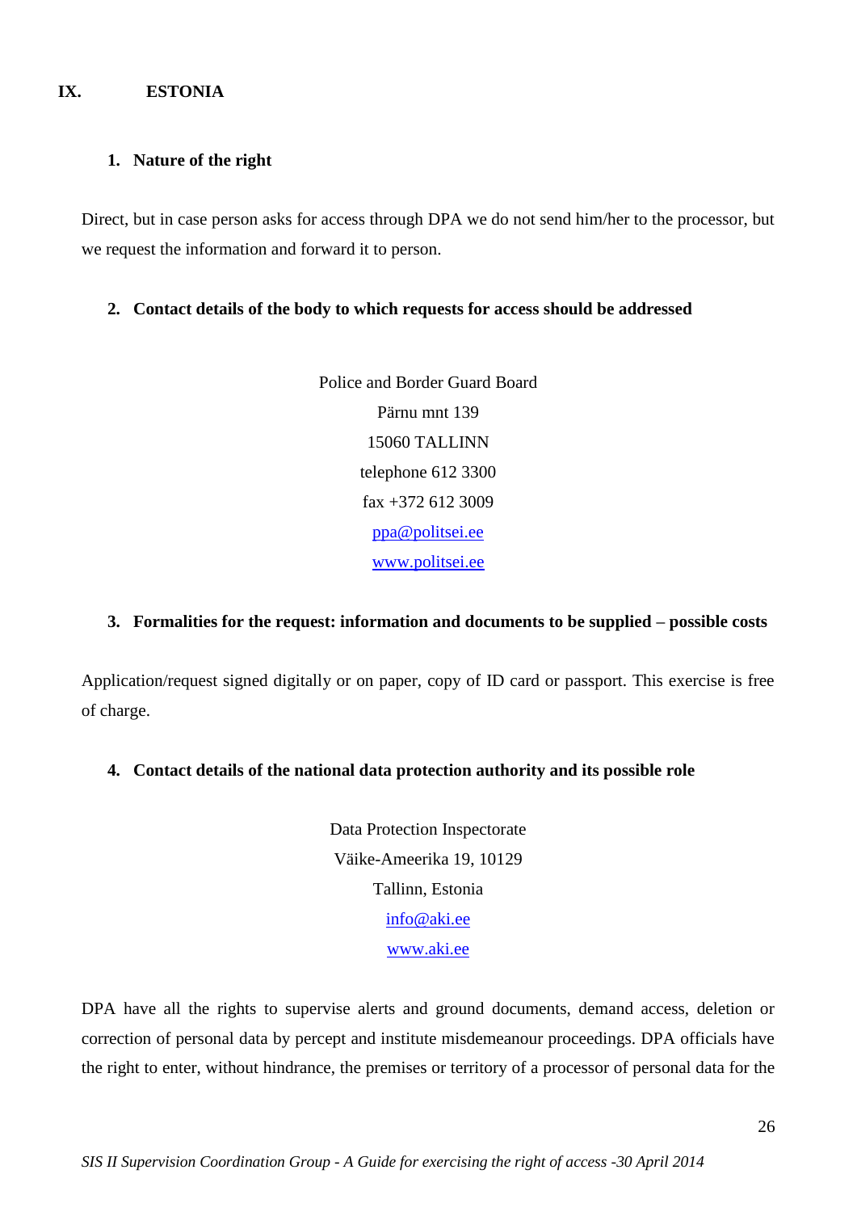## IX. ESTONIA

### 1. Nature of the right

Direct, but in case person asks for access through DPA we do not send him/her to the processor, but we request the information and forward it to person.

### 2. Contact details of the body to which requests for access should be addressed

Police and Border Guard Board
Pärnu mnt 139
15060 TALLINN
telephone 612 3300
fax +372 612 3009
ppa@politsei.ee
www.politsei.ee

### 3. Formalities for the request: information and documents to be supplied – possible costs

Application/request signed digitally or on paper, copy of ID card or passport. This exercise is free of charge.

### 4. Contact details of the national data protection authority and its possible role

Data Protection Inspectorate
Väike-Ameerika 19, 10129
Tallinn, Estonia
info@aki.ee
www.aki.ee

DPA have all the rights to supervise alerts and ground documents, demand access, deletion or correction of personal data by percept and institute misdemeanour proceedings. DPA officials have the right to enter, without hindrance, the premises or territory of a processor of personal data for the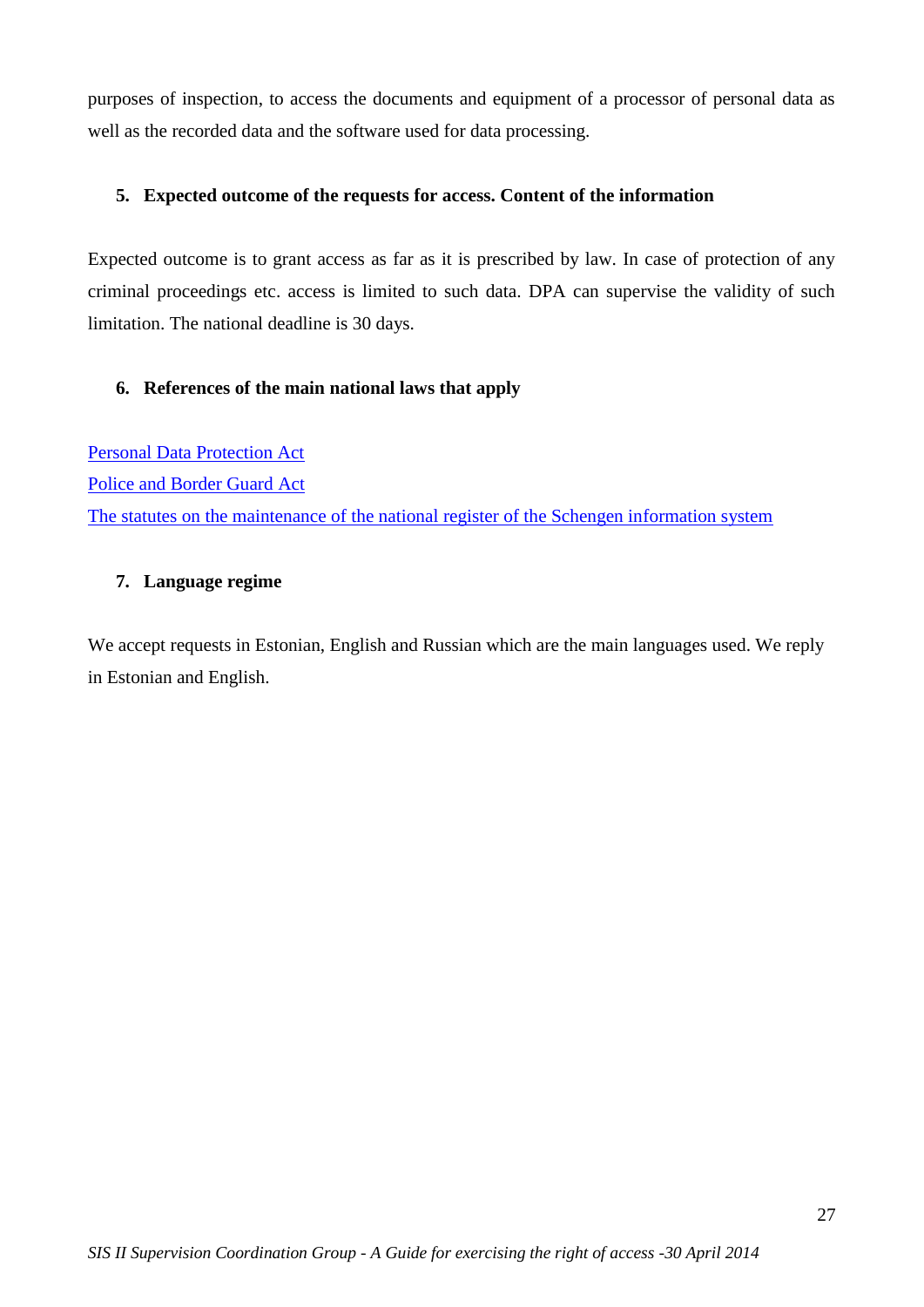purposes of inspection, to access the documents and equipment of a processor of personal data as well as the recorded data and the software used for data processing.

### 5. Expected outcome of the requests for access. Content of the information

Expected outcome is to grant access as far as it is prescribed by law. In case of protection of any criminal proceedings etc. access is limited to such data. DPA can supervise the validity of such limitation. The national deadline is 30 days.

### 6. References of the main national laws that apply

Personal Data Protection Act
Police and Border Guard Act
The statutes on the maintenance of the national register of the Schengen information system

### 7. Language regime

We accept requests in Estonian, English and Russian which are the main languages used. We reply in Estonian and English.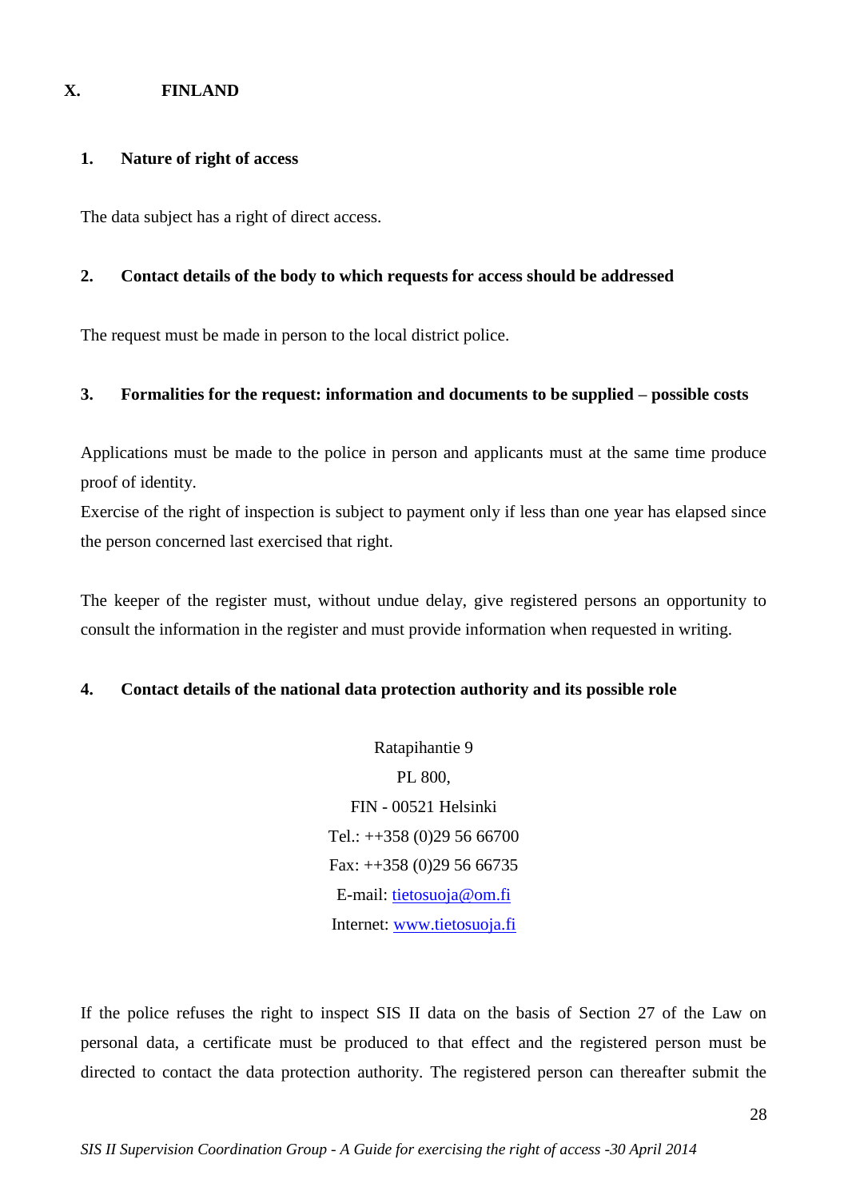## X. FINLAND

### 1. Nature of right of access

The data subject has a right of direct access.

### 2. Contact details of the body to which requests for access should be addressed

The request must be made in person to the local district police.

### 3. Formalities for the request: information and documents to be supplied – possible costs

Applications must be made to the police in person and applicants must at the same time produce proof of identity.
Exercise of the right of inspection is subject to payment only if less than one year has elapsed since the person concerned last exercised that right.

The keeper of the register must, without undue delay, give registered persons an opportunity to consult the information in the register and must provide information when requested in writing.

### 4. Contact details of the national data protection authority and its possible role

Ratapihantie 9
PL 800,
FIN - 00521 Helsinki
Tel.: ++358 (0)29 56 66700
Fax: ++358 (0)29 56 66735
E-mail: tietosuoja@om.fi
Internet: www.tietosuoja.fi

If the police refuses the right to inspect SIS II data on the basis of Section 27 of the Law on personal data, a certificate must be produced to that effect and the registered person must be directed to contact the data protection authority. The registered person can thereafter submit the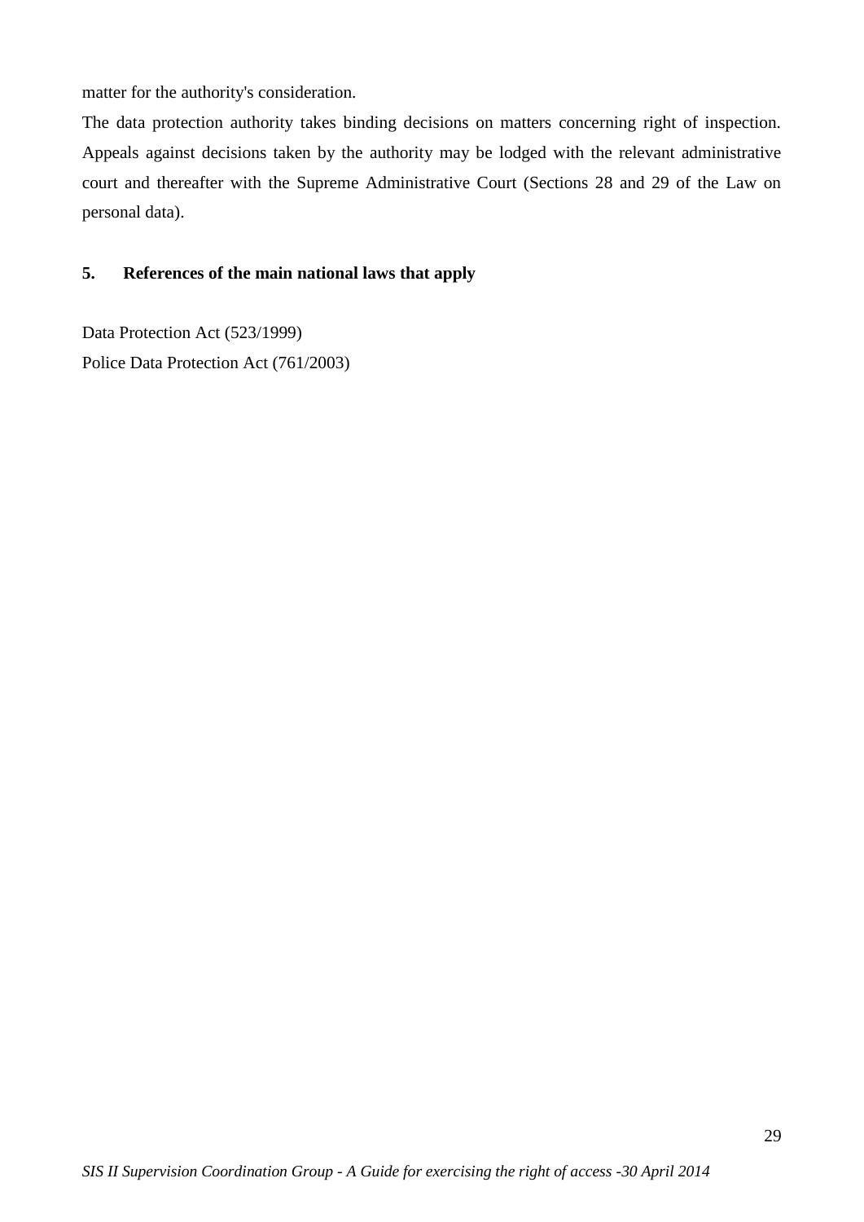matter for the authority's consideration.

The data protection authority takes binding decisions on matters concerning right of inspection. Appeals against decisions taken by the authority may be lodged with the relevant administrative court and thereafter with the Supreme Administrative Court (Sections 28 and 29 of the Law on personal data).

## 5. References of the main national laws that apply

Data Protection Act (523/1999)

Police Data Protection Act (761/2003)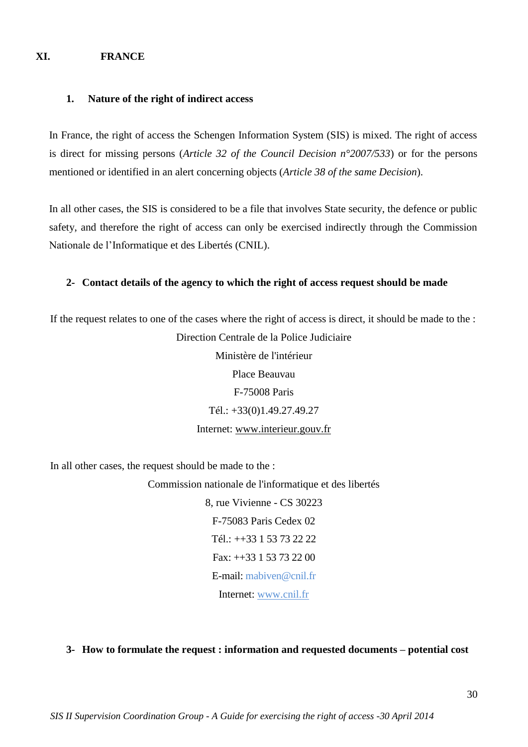# XI. FRANCE

## 1. Nature of the right of indirect access

In France, the right of access the Schengen Information System (SIS) is mixed. The right of access is direct for missing persons (*Article 32 of the Council Decision n°2007/533*) or for the persons mentioned or identified in an alert concerning objects (*Article 38 of the same Decision*).

In all other cases, the SIS is considered to be a file that involves State security, the defence or public safety, and therefore the right of access can only be exercised indirectly through the Commission Nationale de l'Informatique et des Libertés (CNIL).

## 2- Contact details of the agency to which the right of access request should be made

If the request relates to one of the cases where the right of access is direct, it should be made to the :

Direction Centrale de la Police Judiciaire
Ministère de l'intérieur
Place Beauvau
F-75008 Paris
Tél.: +33(0)1.49.27.49.27
Internet: www.interieur.gouv.fr

In all other cases, the request should be made to the :

Commission nationale de l'informatique et des libertés
8, rue Vivienne - CS 30223
F-75083 Paris Cedex 02
Tél.: ++33 1 53 73 22 22
Fax: ++33 1 53 73 22 00
E-mail: mabiven@cnil.fr
Internet: www.cnil.fr

## 3- How to formulate the request : information and requested documents – potential cost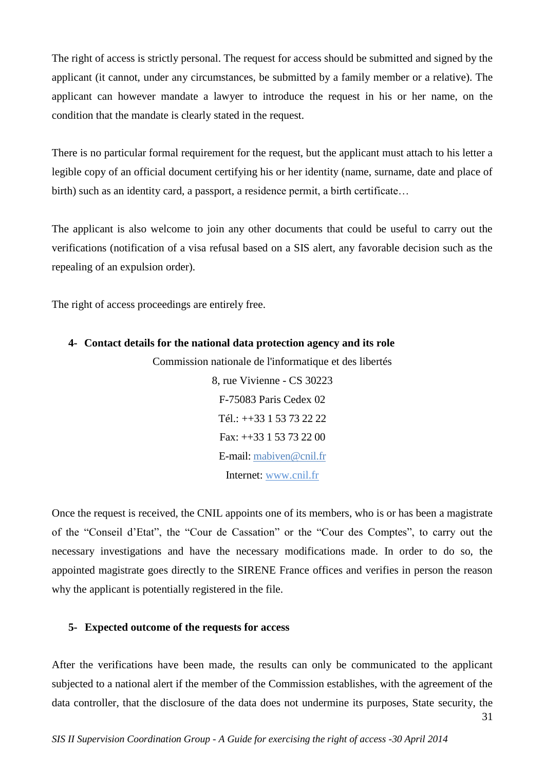The right of access is strictly personal. The request for access should be submitted and signed by the applicant (it cannot, under any circumstances, be submitted by a family member or a relative). The applicant can however mandate a lawyer to introduce the request in his or her name, on the condition that the mandate is clearly stated in the request.

There is no particular formal requirement for the request, but the applicant must attach to his letter a legible copy of an official document certifying his or her identity (name, surname, date and place of birth) such as an identity card, a passport, a residence permit, a birth certificate…

The applicant is also welcome to join any other documents that could be useful to carry out the verifications (notification of a visa refusal based on a SIS alert, any favorable decision such as the repealing of an expulsion order).

The right of access proceedings are entirely free.

**4- Contact details for the national data protection agency and its role**

Commission nationale de l'informatique et des libertés
8, rue Vivienne - CS 30223
F-75083 Paris Cedex 02
Tél.: ++33 1 53 73 22 22
Fax: ++33 1 53 73 22 00
E-mail: mabiven@cnil.fr
Internet: www.cnil.fr

Once the request is received, the CNIL appoints one of its members, who is or has been a magistrate of the "Conseil d'Etat", the "Cour de Cassation" or the "Cour des Comptes", to carry out the necessary investigations and have the necessary modifications made. In order to do so, the appointed magistrate goes directly to the SIRENE France offices and verifies in person the reason why the applicant is potentially registered in the file.

**5- Expected outcome of the requests for access**

After the verifications have been made, the results can only be communicated to the applicant subjected to a national alert if the member of the Commission establishes, with the agreement of the data controller, that the disclosure of the data does not undermine its purposes, State security, the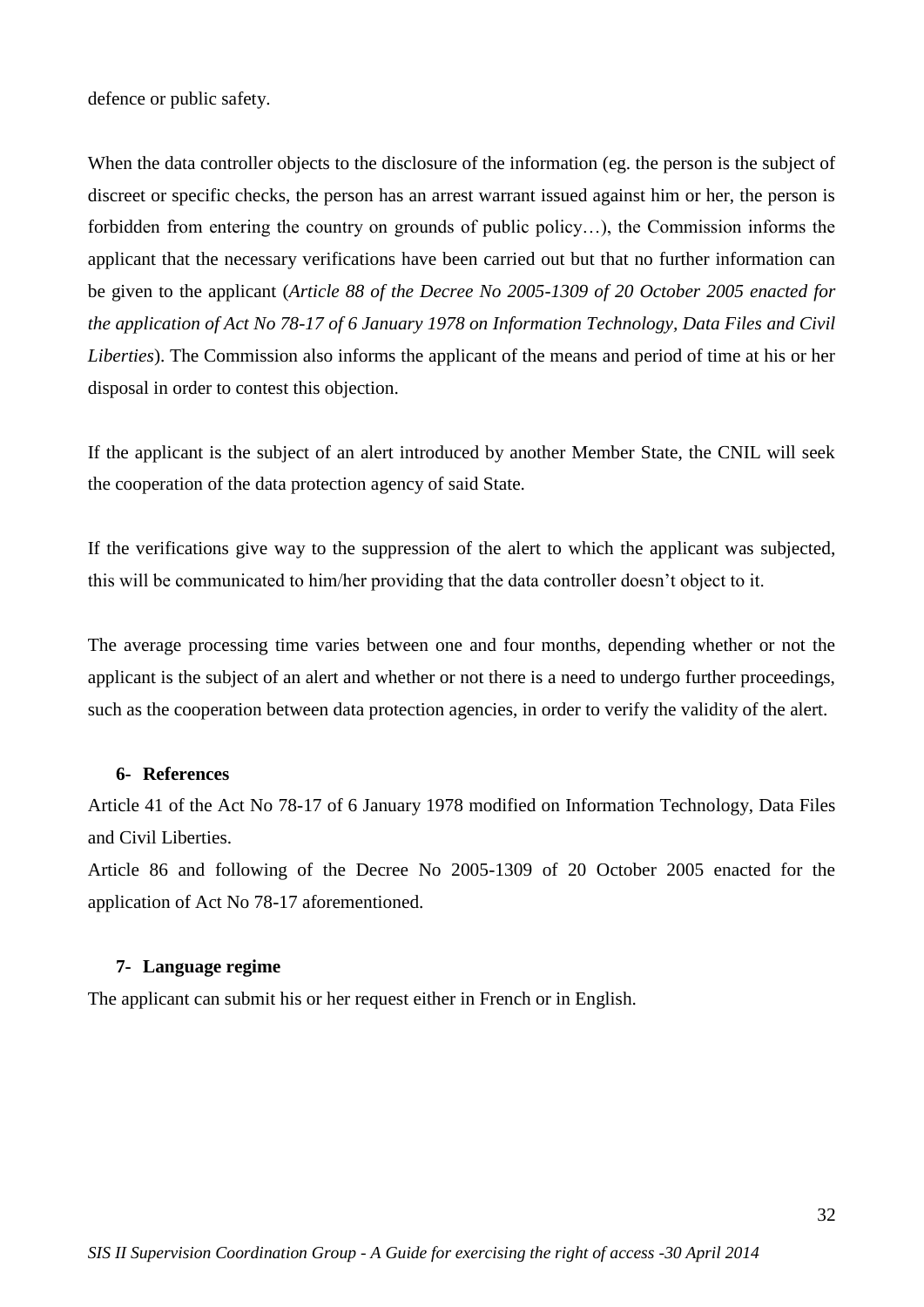defence or public safety.

When the data controller objects to the disclosure of the information (eg. the person is the subject of discreet or specific checks, the person has an arrest warrant issued against him or her, the person is forbidden from entering the country on grounds of public policy…), the Commission informs the applicant that the necessary verifications have been carried out but that no further information can be given to the applicant (*Article 88 of the Decree No 2005-1309 of 20 October 2005 enacted for the application of Act No 78-17 of 6 January 1978 on Information Technology, Data Files and Civil Liberties*). The Commission also informs the applicant of the means and period of time at his or her disposal in order to contest this objection.

If the applicant is the subject of an alert introduced by another Member State, the CNIL will seek the cooperation of the data protection agency of said State.

If the verifications give way to the suppression of the alert to which the applicant was subjected, this will be communicated to him/her providing that the data controller doesn't object to it.

The average processing time varies between one and four months, depending whether or not the applicant is the subject of an alert and whether or not there is a need to undergo further proceedings, such as the cooperation between data protection agencies, in order to verify the validity of the alert.

### 6- References

Article 41 of the Act No 78-17 of 6 January 1978 modified on Information Technology, Data Files and Civil Liberties.

Article 86 and following of the Decree No 2005-1309 of 20 October 2005 enacted for the application of Act No 78-17 aforementioned.

### 7- Language regime

The applicant can submit his or her request either in French or in English.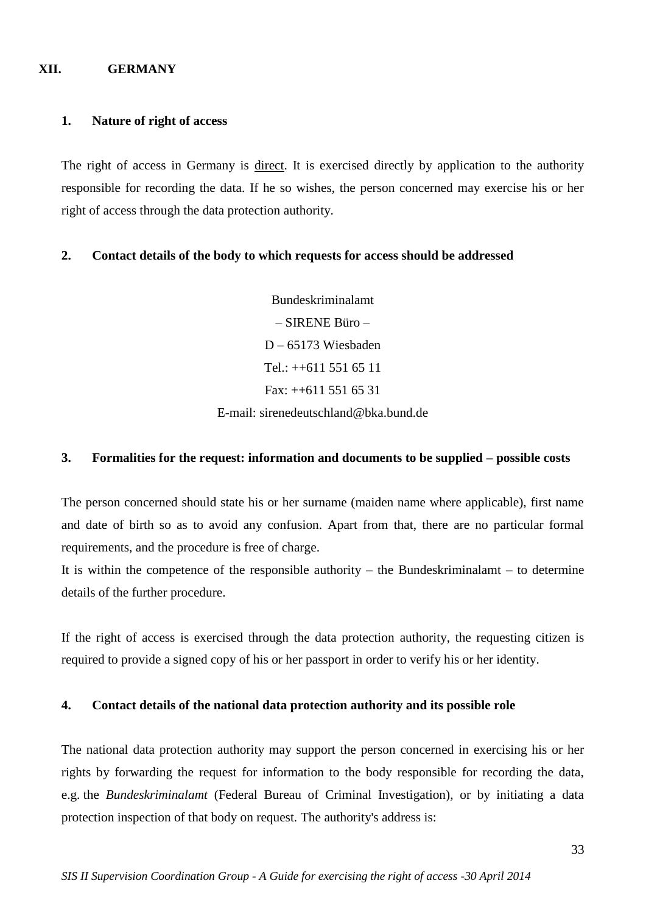## XII. GERMANY

### 1. Nature of right of access

The right of access in Germany is direct. It is exercised directly by application to the authority responsible for recording the data. If he so wishes, the person concerned may exercise his or her right of access through the data protection authority.

### 2. Contact details of the body to which requests for access should be addressed

Bundeskriminalamt
– SIRENE Büro –
D – 65173 Wiesbaden
Tel.: ++611 551 65 11
Fax: ++611 551 65 31
E-mail: sirenedeutschland@bka.bund.de

### 3. Formalities for the request: information and documents to be supplied – possible costs

The person concerned should state his or her surname (maiden name where applicable), first name and date of birth so as to avoid any confusion. Apart from that, there are no particular formal requirements, and the procedure is free of charge.
It is within the competence of the responsible authority – the Bundeskriminalamt – to determine details of the further procedure.

If the right of access is exercised through the data protection authority, the requesting citizen is required to provide a signed copy of his or her passport in order to verify his or her identity.

### 4. Contact details of the national data protection authority and its possible role

The national data protection authority may support the person concerned in exercising his or her rights by forwarding the request for information to the body responsible for recording the data, e.g. the *Bundeskriminalamt* (Federal Bureau of Criminal Investigation), or by initiating a data protection inspection of that body on request. The authority's address is: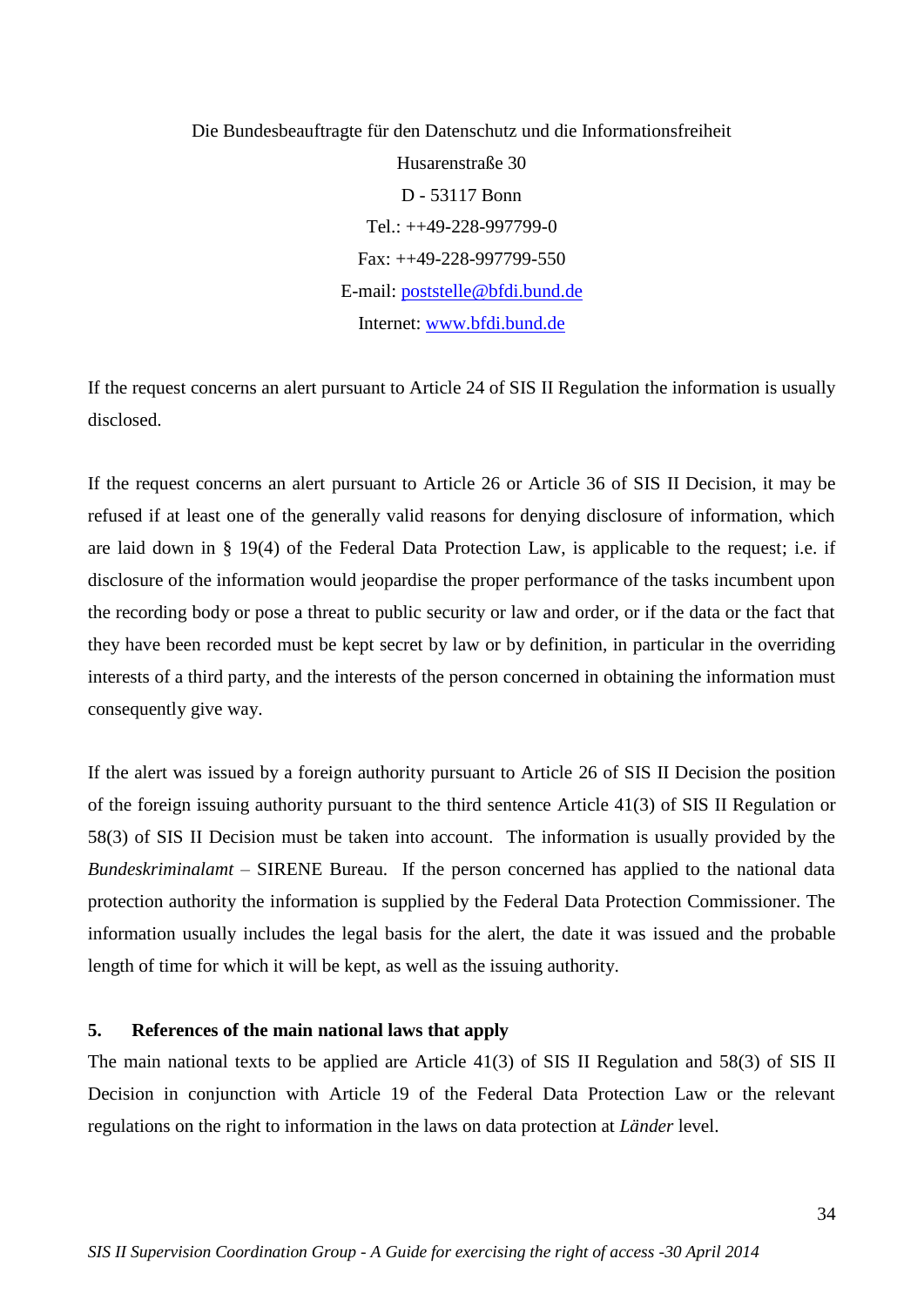Die Bundesbeauftragte für den Datenschutz und die Informationsfreiheit

Husarenstraße 30

D - 53117 Bonn

Tel.: ++49-228-997799-0

Fax: ++49-228-997799-550

E-mail: poststelle@bfdi.bund.de

Internet: www.bfdi.bund.de

If the request concerns an alert pursuant to Article 24 of SIS II Regulation the information is usually disclosed.

If the request concerns an alert pursuant to Article 26 or Article 36 of SIS II Decision, it may be refused if at least one of the generally valid reasons for denying disclosure of information, which are laid down in § 19(4) of the Federal Data Protection Law, is applicable to the request; i.e. if disclosure of the information would jeopardise the proper performance of the tasks incumbent upon the recording body or pose a threat to public security or law and order, or if the data or the fact that they have been recorded must be kept secret by law or by definition, in particular in the overriding interests of a third party, and the interests of the person concerned in obtaining the information must consequently give way.

If the alert was issued by a foreign authority pursuant to Article 26 of SIS II Decision the position of the foreign issuing authority pursuant to the third sentence Article 41(3) of SIS II Regulation or 58(3) of SIS II Decision must be taken into account. The information is usually provided by the *Bundeskriminalamt* – SIRENE Bureau. If the person concerned has applied to the national data protection authority the information is supplied by the Federal Data Protection Commissioner. The information usually includes the legal basis for the alert, the date it was issued and the probable length of time for which it will be kept, as well as the issuing authority.

**5. References of the main national laws that apply**

The main national texts to be applied are Article 41(3) of SIS II Regulation and 58(3) of SIS II Decision in conjunction with Article 19 of the Federal Data Protection Law or the relevant regulations on the right to information in the laws on data protection at *Länder* level.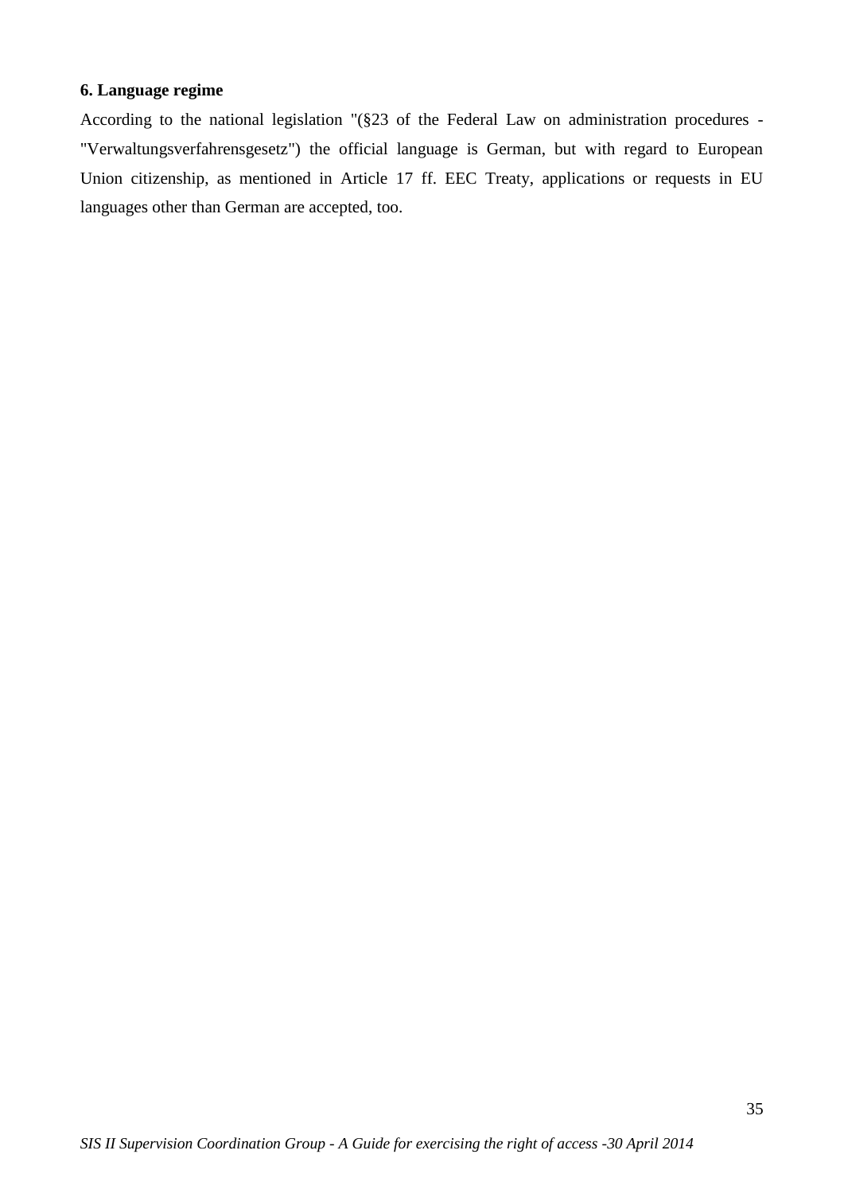**6. Language regime**

According to the national legislation "(§23 of the Federal Law on administration procedures - "Verwaltungsverfahrensgesetz") the official language is German, but with regard to European Union citizenship, as mentioned in Article 17 ff. EEC Treaty, applications or requests in EU languages other than German are accepted, too.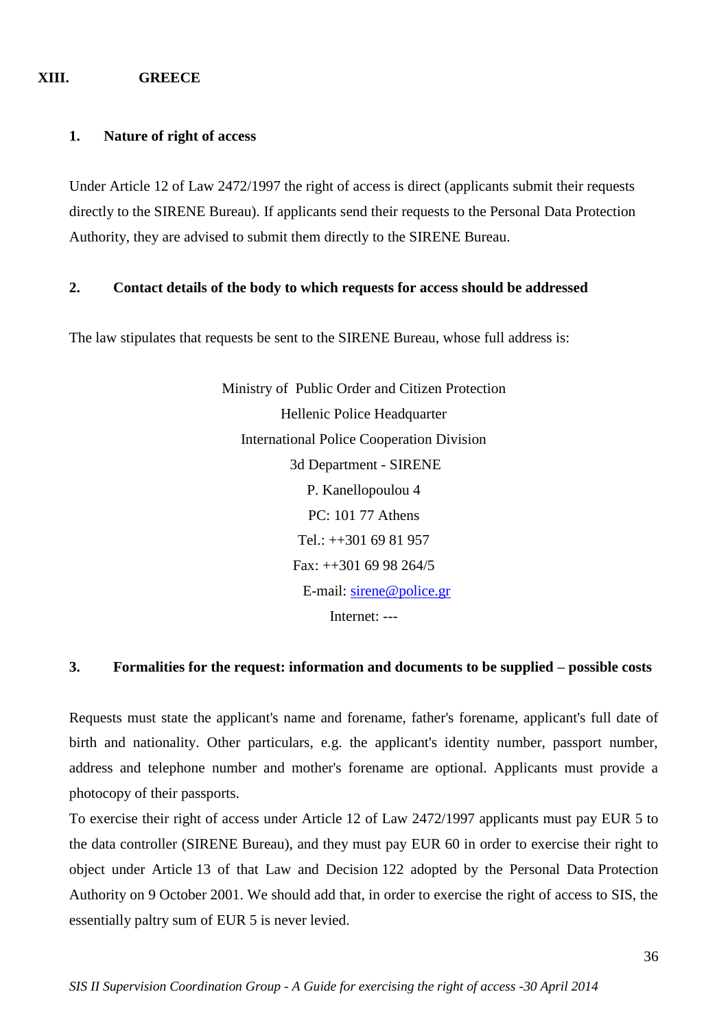## XIII. GREECE

### 1. Nature of right of access

Under Article 12 of Law 2472/1997 the right of access is direct (applicants submit their requests directly to the SIRENE Bureau). If applicants send their requests to the Personal Data Protection Authority, they are advised to submit them directly to the SIRENE Bureau.

### 2. Contact details of the body to which requests for access should be addressed

The law stipulates that requests be sent to the SIRENE Bureau, whose full address is:

Ministry of Public Order and Citizen Protection
Hellenic Police Headquarter
International Police Cooperation Division
3d Department - SIRENE
P. Kanellopoulou 4
PC: 101 77 Athens
Tel.: ++301 69 81 957
Fax: ++301 69 98 264/5
E-mail: sirene@police.gr
Internet: ---

### 3. Formalities for the request: information and documents to be supplied – possible costs

Requests must state the applicant's name and forename, father's forename, applicant's full date of birth and nationality. Other particulars, e.g. the applicant's identity number, passport number, address and telephone number and mother's forename are optional. Applicants must provide a photocopy of their passports.

To exercise their right of access under Article 12 of Law 2472/1997 applicants must pay EUR 5 to the data controller (SIRENE Bureau), and they must pay EUR 60 in order to exercise their right to object under Article 13 of that Law and Decision 122 adopted by the Personal Data Protection Authority on 9 October 2001. We should add that, in order to exercise the right of access to SIS, the essentially paltry sum of EUR 5 is never levied.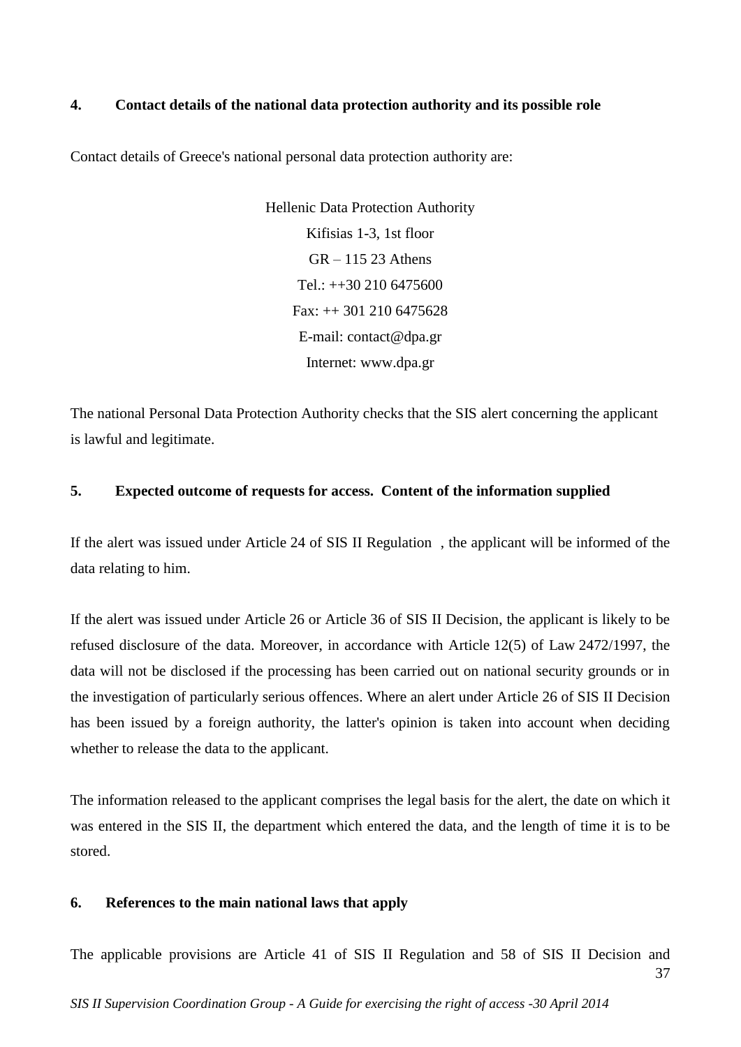## 4. Contact details of the national data protection authority and its possible role

Contact details of Greece's national personal data protection authority are:

Hellenic Data Protection Authority
Kifisias 1-3, 1st floor
GR – 115 23 Athens
Tel.: ++30 210 6475600
Fax: ++ 301 210 6475628
E-mail: contact@dpa.gr
Internet: www.dpa.gr

The national Personal Data Protection Authority checks that the SIS alert concerning the applicant is lawful and legitimate.

## 5. Expected outcome of requests for access. Content of the information supplied

If the alert was issued under Article 24 of SIS II Regulation , the applicant will be informed of the data relating to him.

If the alert was issued under Article 26 or Article 36 of SIS II Decision, the applicant is likely to be refused disclosure of the data. Moreover, in accordance with Article 12(5) of Law 2472/1997, the data will not be disclosed if the processing has been carried out on national security grounds or in the investigation of particularly serious offences. Where an alert under Article 26 of SIS II Decision has been issued by a foreign authority, the latter's opinion is taken into account when deciding whether to release the data to the applicant.

The information released to the applicant comprises the legal basis for the alert, the date on which it was entered in the SIS II, the department which entered the data, and the length of time it is to be stored.

## 6. References to the main national laws that apply

The applicable provisions are Article 41 of SIS II Regulation and 58 of SIS II Decision and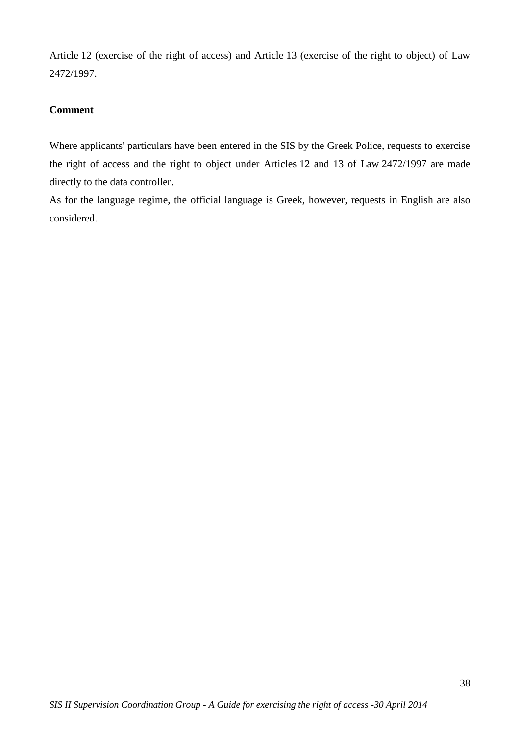Article 12 (exercise of the right of access) and Article 13 (exercise of the right to object) of Law 2472/1997.

**Comment**

Where applicants' particulars have been entered in the SIS by the Greek Police, requests to exercise the right of access and the right to object under Articles 12 and 13 of Law 2472/1997 are made directly to the data controller.

As for the language regime, the official language is Greek, however, requests in English are also considered.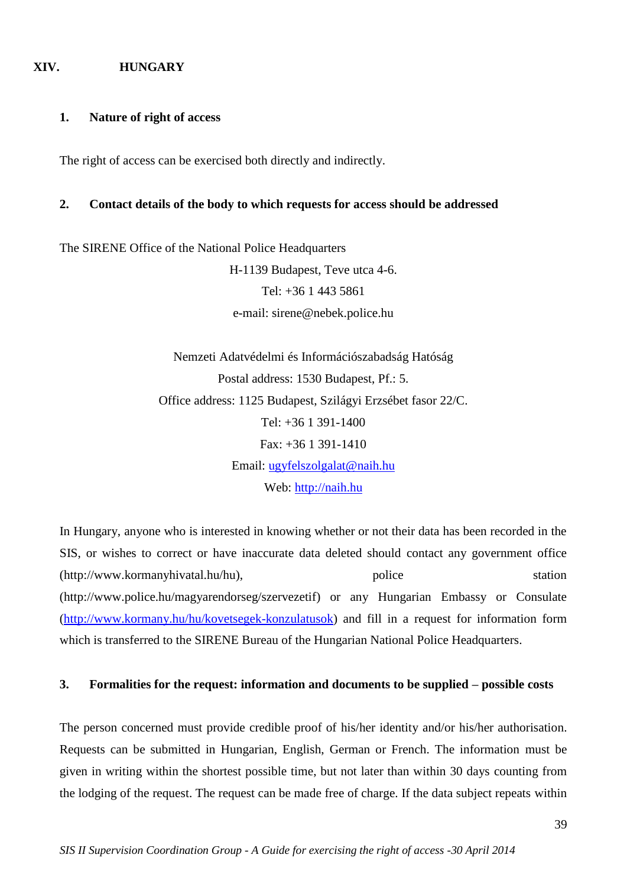## XIV. HUNGARY

### 1. Nature of right of access

The right of access can be exercised both directly and indirectly.

### 2. Contact details of the body to which requests for access should be addressed

The SIRENE Office of the National Police Headquarters

H-1139 Budapest, Teve utca 4-6.
Tel: +36 1 443 5861
e-mail: sirene@nebek.police.hu

Nemzeti Adatvédelmi és Információszabadság Hatóság
Postal address: 1530 Budapest, Pf.: 5.
Office address: 1125 Budapest, Szilágyi Erzsébet fasor 22/C.
Tel: +36 1 391-1400
Fax: +36 1 391-1410
Email: ugyfelszolgalat@naih.hu
Web: http://naih.hu

In Hungary, anyone who is interested in knowing whether or not their data has been recorded in the SIS, or wishes to correct or have inaccurate data deleted should contact any government office (http://www.kormanyhivatal.hu/hu), police station (http://www.police.hu/magyarendorseg/szervezetif) or any Hungarian Embassy or Consulate (http://www.kormany.hu/hu/kovetsegek-konzulatusok) and fill in a request for information form which is transferred to the SIRENE Bureau of the Hungarian National Police Headquarters.

### 3. Formalities for the request: information and documents to be supplied – possible costs

The person concerned must provide credible proof of his/her identity and/or his/her authorisation. Requests can be submitted in Hungarian, English, German or French. The information must be given in writing within the shortest possible time, but not later than within 30 days counting from the lodging of the request. The request can be made free of charge. If the data subject repeats within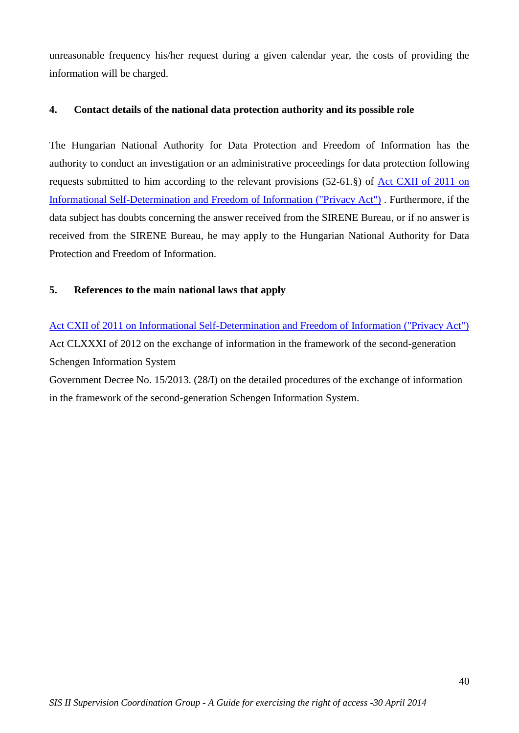unreasonable frequency his/her request during a given calendar year, the costs of providing the information will be charged.

### 4. Contact details of the national data protection authority and its possible role

The Hungarian National Authority for Data Protection and Freedom of Information has the authority to conduct an investigation or an administrative proceedings for data protection following requests submitted to him according to the relevant provisions (52-61.§) of Act CXII of 2011 on Informational Self-Determination and Freedom of Information ("Privacy Act") . Furthermore, if the data subject has doubts concerning the answer received from the SIRENE Bureau, or if no answer is received from the SIRENE Bureau, he may apply to the Hungarian National Authority for Data Protection and Freedom of Information.

### 5. References to the main national laws that apply

Act CXII of 2011 on Informational Self-Determination and Freedom of Information ("Privacy Act")
Act CLXXXI of 2012 on the exchange of information in the framework of the second-generation Schengen Information System
Government Decree No. 15/2013. (28/I) on the detailed procedures of the exchange of information in the framework of the second-generation Schengen Information System.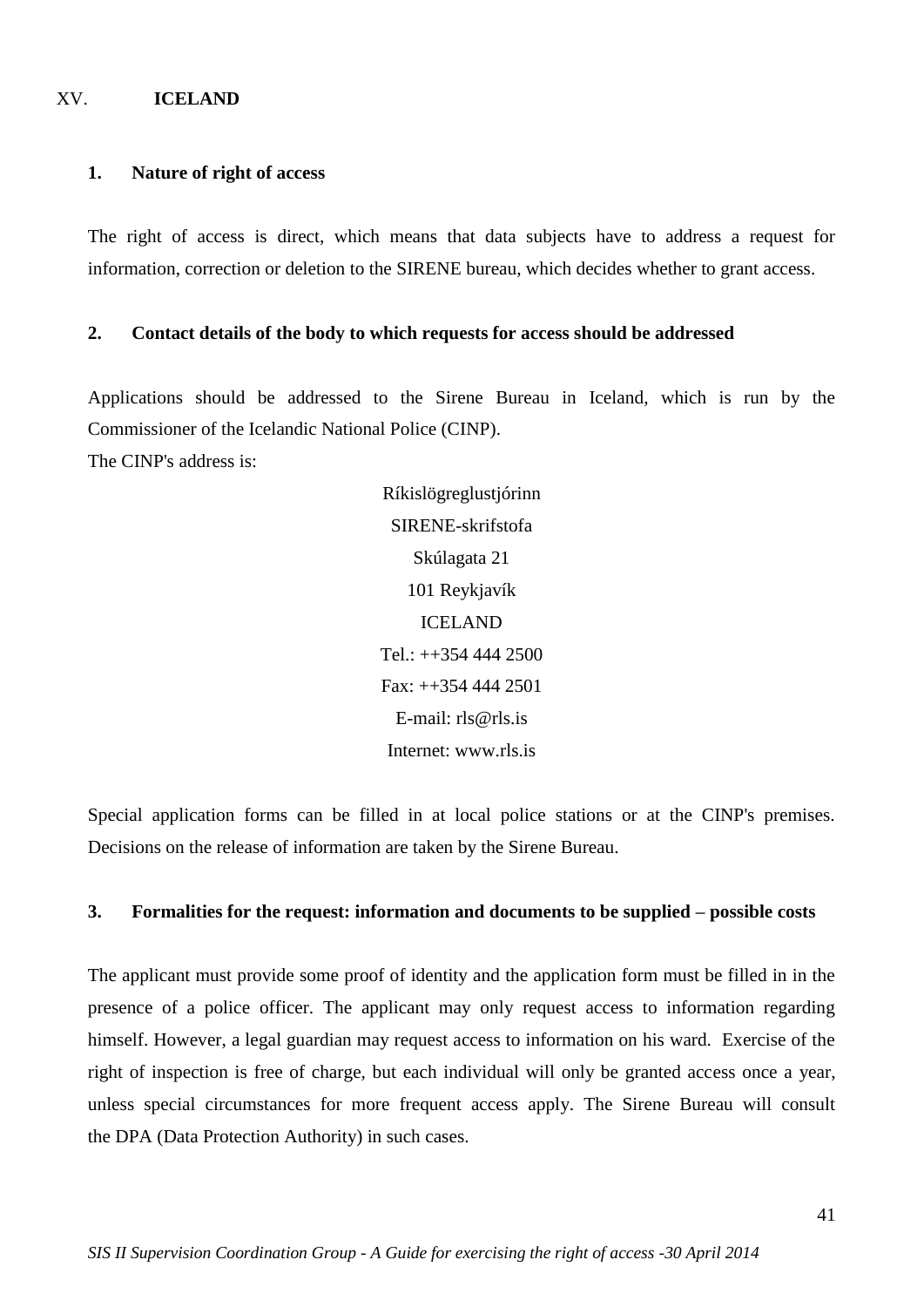# XV. ICELAND

## 1. Nature of right of access

The right of access is direct, which means that data subjects have to address a request for information, correction or deletion to the SIRENE bureau, which decides whether to grant access.

## 2. Contact details of the body to which requests for access should be addressed

Applications should be addressed to the Sirene Bureau in Iceland, which is run by the Commissioner of the Icelandic National Police (CINP).
The CINP's address is:

Ríkislögreglustjórinn
SIRENE-skrifstofa
Skúlagata 21
101 Reykjavík
ICELAND
Tel.: ++354 444 2500
Fax: ++354 444 2501
E-mail: rls@rls.is
Internet: www.rls.is

Special application forms can be filled in at local police stations or at the CINP's premises. Decisions on the release of information are taken by the Sirene Bureau.

## 3. Formalities for the request: information and documents to be supplied – possible costs

The applicant must provide some proof of identity and the application form must be filled in in the presence of a police officer. The applicant may only request access to information regarding himself. However, a legal guardian may request access to information on his ward. Exercise of the right of inspection is free of charge, but each individual will only be granted access once a year, unless special circumstances for more frequent access apply. The Sirene Bureau will consult the DPA (Data Protection Authority) in such cases.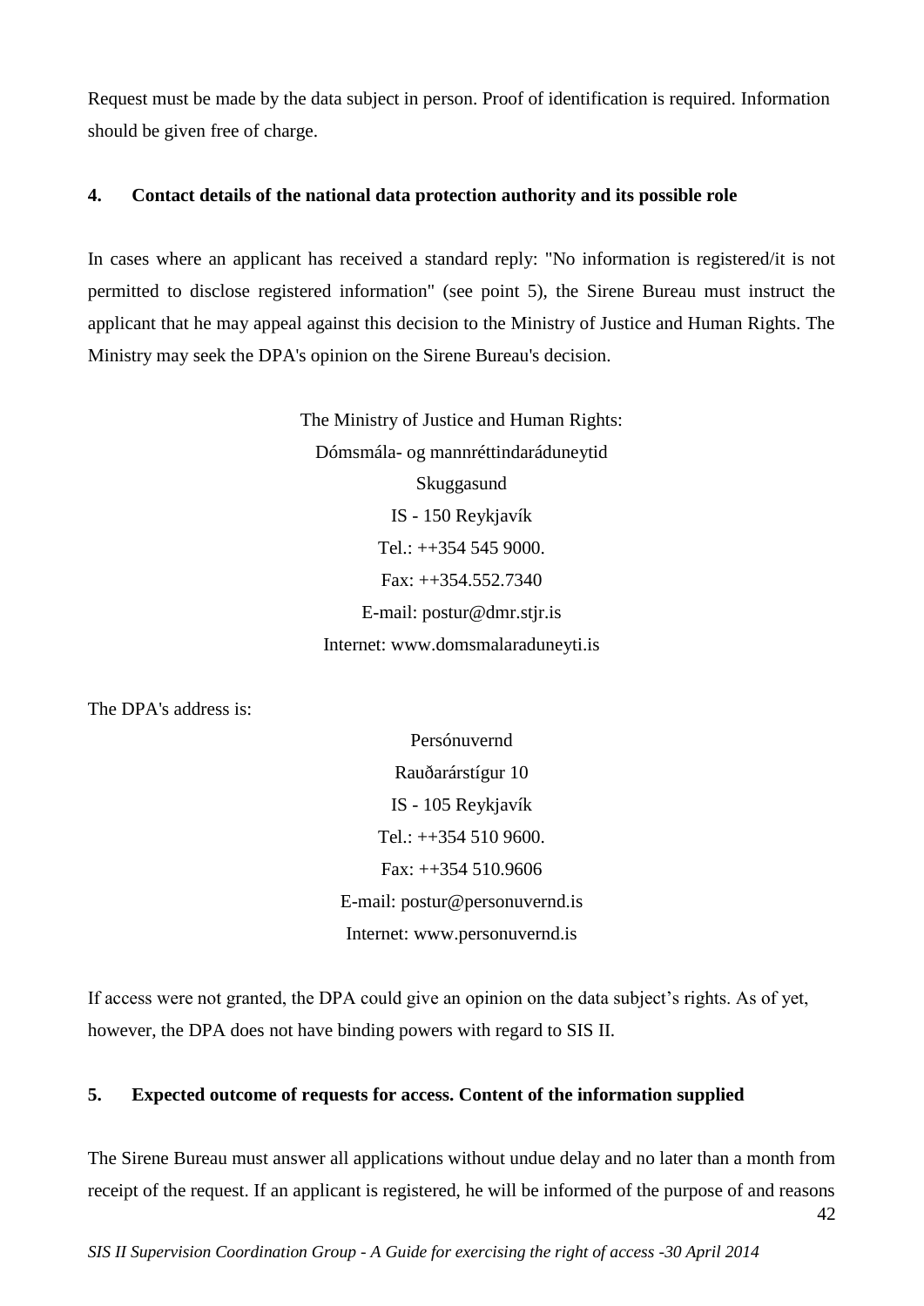Request must be made by the data subject in person. Proof of identification is required. Information should be given free of charge.

### 4. Contact details of the national data protection authority and its possible role

In cases where an applicant has received a standard reply: "No information is registered/it is not permitted to disclose registered information" (see point 5), the Sirene Bureau must instruct the applicant that he may appeal against this decision to the Ministry of Justice and Human Rights. The Ministry may seek the DPA's opinion on the Sirene Bureau's decision.

The Ministry of Justice and Human Rights:
Dómsmála- og mannréttindaráduneytid
Skuggasund
IS - 150 Reykjavík
Tel.: ++354 545 9000.
Fax: ++354.552.7340
E-mail: postur@dmr.stjr.is
Internet: www.domsmalaraduneyti.is

The DPA's address is:

Persónuvernd
Rauðarárstígur 10
IS - 105 Reykjavík
Tel.: ++354 510 9600.
Fax: ++354 510.9606
E-mail: postur@personuvernd.is
Internet: www.personuvernd.is

If access were not granted, the DPA could give an opinion on the data subject's rights. As of yet, however, the DPA does not have binding powers with regard to SIS II.

### 5. Expected outcome of requests for access. Content of the information supplied

The Sirene Bureau must answer all applications without undue delay and no later than a month from receipt of the request. If an applicant is registered, he will be informed of the purpose of and reasons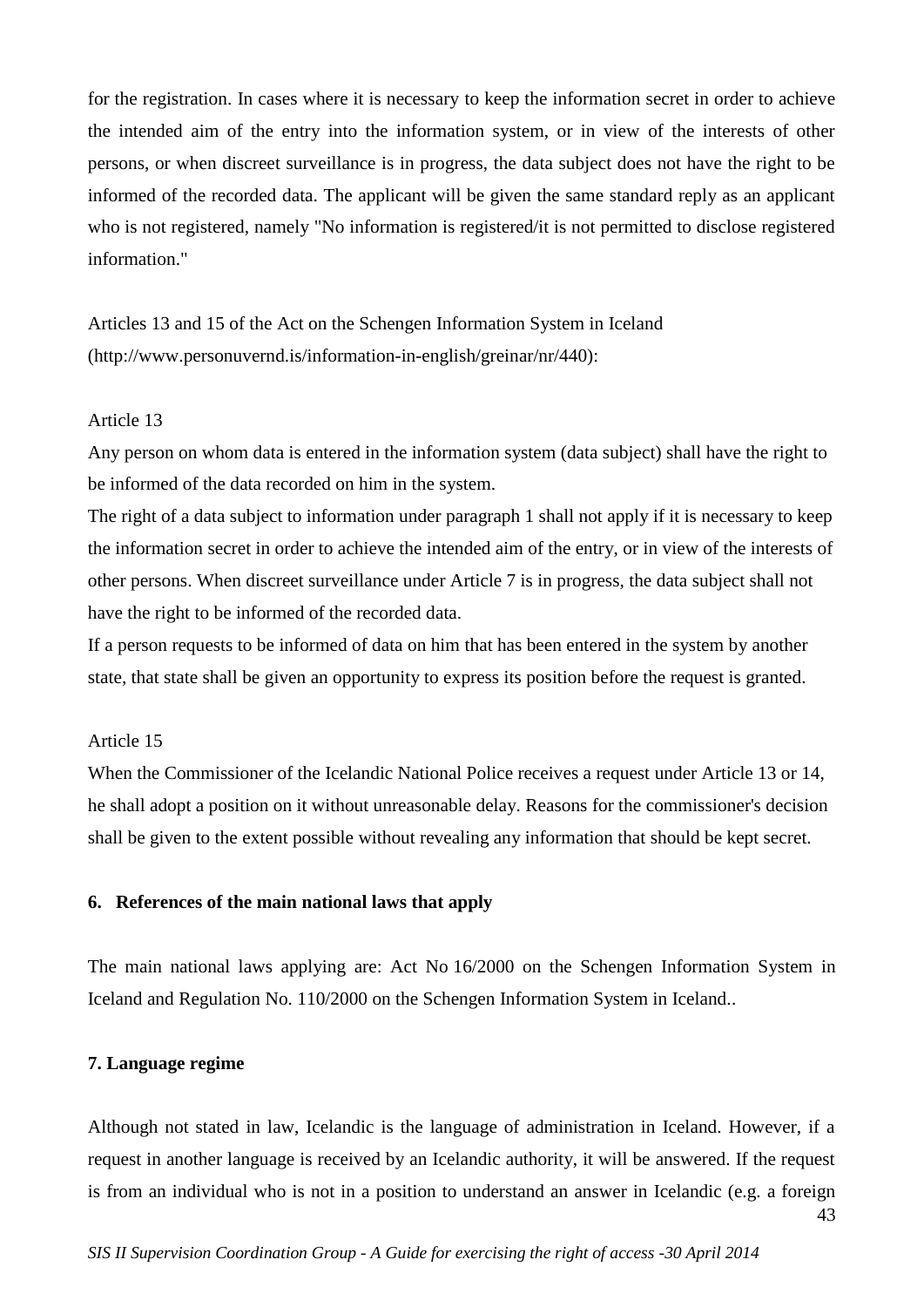for the registration. In cases where it is necessary to keep the information secret in order to achieve the intended aim of the entry into the information system, or in view of the interests of other persons, or when discreet surveillance is in progress, the data subject does not have the right to be informed of the recorded data. The applicant will be given the same standard reply as an applicant who is not registered, namely "No information is registered/it is not permitted to disclose registered information."

Articles 13 and 15 of the Act on the Schengen Information System in Iceland (http://www.personuvernd.is/information-in-english/greinar/nr/440):

Article 13

Any person on whom data is entered in the information system (data subject) shall have the right to be informed of the data recorded on him in the system.

The right of a data subject to information under paragraph 1 shall not apply if it is necessary to keep the information secret in order to achieve the intended aim of the entry, or in view of the interests of other persons. When discreet surveillance under Article 7 is in progress, the data subject shall not have the right to be informed of the recorded data.

If a person requests to be informed of data on him that has been entered in the system by another state, that state shall be given an opportunity to express its position before the request is granted.

Article 15

When the Commissioner of the Icelandic National Police receives a request under Article 13 or 14, he shall adopt a position on it without unreasonable delay. Reasons for the commissioner's decision shall be given to the extent possible without revealing any information that should be kept secret.

## 6. References of the main national laws that apply

The main national laws applying are: Act No 16/2000 on the Schengen Information System in Iceland and Regulation No. 110/2000 on the Schengen Information System in Iceland..

## 7. Language regime

Although not stated in law, Icelandic is the language of administration in Iceland. However, if a request in another language is received by an Icelandic authority, it will be answered. If the request is from an individual who is not in a position to understand an answer in Icelandic (e.g. a foreign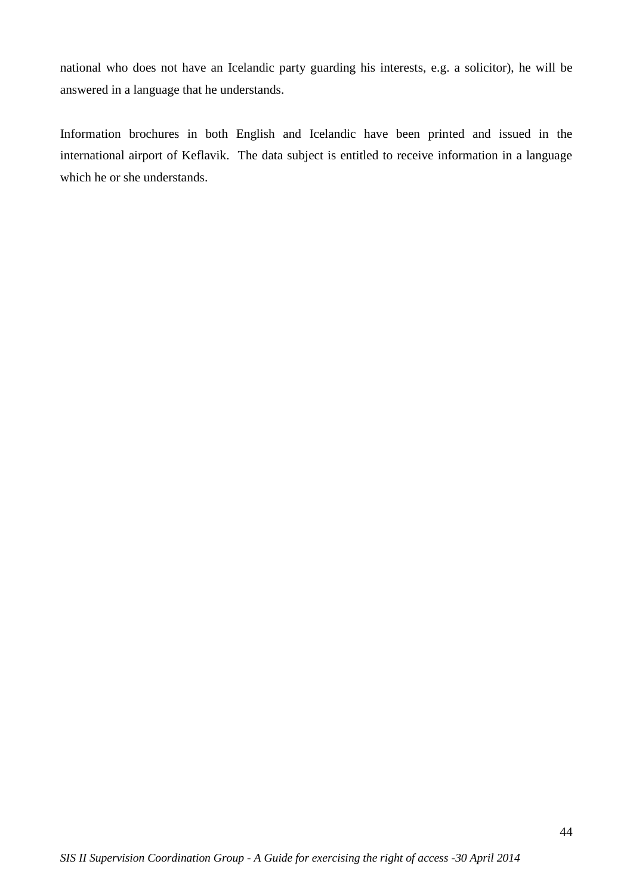national who does not have an Icelandic party guarding his interests, e.g. a solicitor), he will be answered in a language that he understands.

Information brochures in both English and Icelandic have been printed and issued in the international airport of Keflavik. The data subject is entitled to receive information in a language which he or she understands.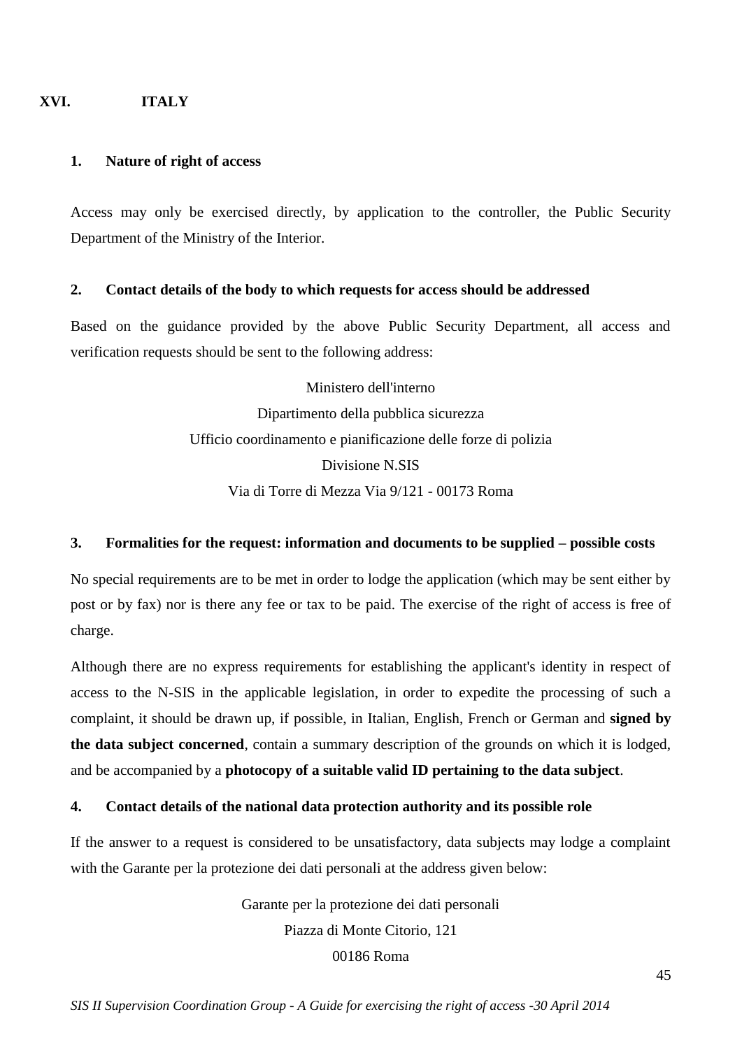## XVI. ITALY

### 1. Nature of right of access

Access may only be exercised directly, by application to the controller, the Public Security Department of the Ministry of the Interior.

### 2. Contact details of the body to which requests for access should be addressed

Based on the guidance provided by the above Public Security Department, all access and verification requests should be sent to the following address:

Ministero dell'interno  
Dipartimento della pubblica sicurezza  
Ufficio coordinamento e pianificazione delle forze di polizia  
Divisione N.SIS  
Via di Torre di Mezza Via 9/121 - 00173 Roma

### 3. Formalities for the request: information and documents to be supplied – possible costs

No special requirements are to be met in order to lodge the application (which may be sent either by post or by fax) nor is there any fee or tax to be paid. The exercise of the right of access is free of charge.

Although there are no express requirements for establishing the applicant's identity in respect of access to the N-SIS in the applicable legislation, in order to expedite the processing of such a complaint, it should be drawn up, if possible, in Italian, English, French or German and **signed by the data subject concerned**, contain a summary description of the grounds on which it is lodged, and be accompanied by a **photocopy of a suitable valid ID pertaining to the data subject**.

### 4. Contact details of the national data protection authority and its possible role

If the answer to a request is considered to be unsatisfactory, data subjects may lodge a complaint with the Garante per la protezione dei dati personali at the address given below:

Garante per la protezione dei dati personali  
Piazza di Monte Citorio, 121  
00186 Roma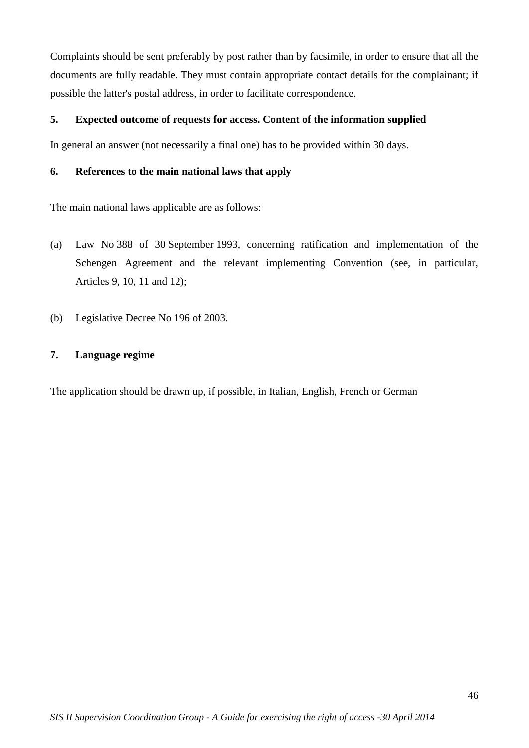Complaints should be sent preferably by post rather than by facsimile, in order to ensure that all the documents are fully readable. They must contain appropriate contact details for the complainant; if possible the latter's postal address, in order to facilitate correspondence.

### 5. Expected outcome of requests for access. Content of the information supplied

In general an answer (not necessarily a final one) has to be provided within 30 days.

### 6. References to the main national laws that apply

The main national laws applicable are as follows:

(a) Law No 388 of 30 September 1993, concerning ratification and implementation of the Schengen Agreement and the relevant implementing Convention (see, in particular, Articles 9, 10, 11 and 12);

(b) Legislative Decree No 196 of 2003.

### 7. Language regime

The application should be drawn up, if possible, in Italian, English, French or German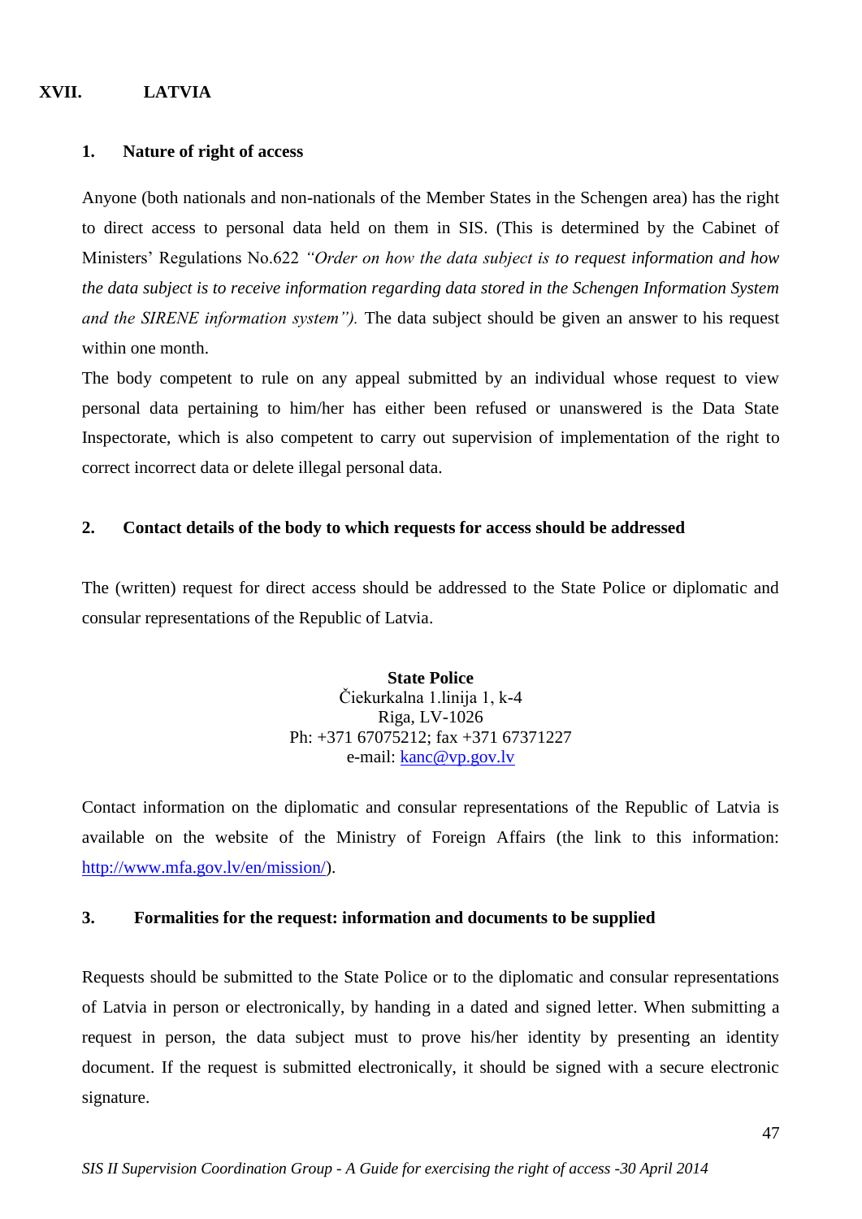## XVII. LATVIA

### 1. Nature of right of access

Anyone (both nationals and non-nationals of the Member States in the Schengen area) has the right to direct access to personal data held on them in SIS. (This is determined by the Cabinet of Ministers' Regulations No.622 *"Order on how the data subject is to request information and how the data subject is to receive information regarding data stored in the Schengen Information System and the SIRENE information system").* The data subject should be given an answer to his request within one month.

The body competent to rule on any appeal submitted by an individual whose request to view personal data pertaining to him/her has either been refused or unanswered is the Data State Inspectorate, which is also competent to carry out supervision of implementation of the right to correct incorrect data or delete illegal personal data.

### 2. Contact details of the body to which requests for access should be addressed

The (written) request for direct access should be addressed to the State Police or diplomatic and consular representations of the Republic of Latvia.

**State Police**
Čiekurkalna 1.linija 1, k-4
Riga, LV-1026
Ph: +371 67075212; fax +371 67371227
e-mail: kanc@vp.gov.lv

Contact information on the diplomatic and consular representations of the Republic of Latvia is available on the website of the Ministry of Foreign Affairs (the link to this information: http://www.mfa.gov.lv/en/mission/).

### 3. Formalities for the request: information and documents to be supplied

Requests should be submitted to the State Police or to the diplomatic and consular representations of Latvia in person or electronically, by handing in a dated and signed letter. When submitting a request in person, the data subject must to prove his/her identity by presenting an identity document. If the request is submitted electronically, it should be signed with a secure electronic signature.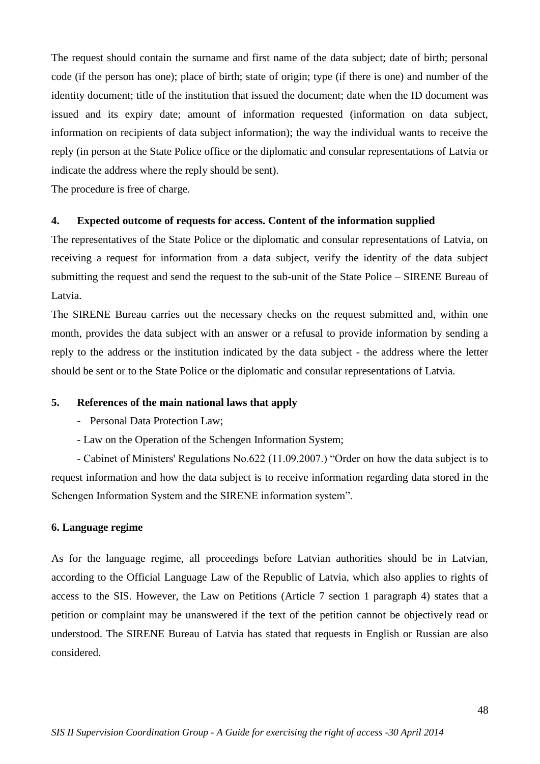The request should contain the surname and first name of the data subject; date of birth; personal code (if the person has one); place of birth; state of origin; type (if there is one) and number of the identity document; title of the institution that issued the document; date when the ID document was issued and its expiry date; amount of information requested (information on data subject, information on recipients of data subject information); the way the individual wants to receive the reply (in person at the State Police office or the diplomatic and consular representations of Latvia or indicate the address where the reply should be sent).

The procedure is free of charge.

### 4. Expected outcome of requests for access. Content of the information supplied

The representatives of the State Police or the diplomatic and consular representations of Latvia, on receiving a request for information from a data subject, verify the identity of the data subject submitting the request and send the request to the sub-unit of the State Police – SIRENE Bureau of Latvia.

The SIRENE Bureau carries out the necessary checks on the request submitted and, within one month, provides the data subject with an answer or a refusal to provide information by sending a reply to the address or the institution indicated by the data subject - the address where the letter should be sent or to the State Police or the diplomatic and consular representations of Latvia.

### 5. References of the main national laws that apply

- Personal Data Protection Law;
- Law on the Operation of the Schengen Information System;
- Cabinet of Ministers' Regulations No.622 (11.09.2007.) "Order on how the data subject is to request information and how the data subject is to receive information regarding data stored in the Schengen Information System and the SIRENE information system".

### 6. Language regime

As for the language regime, all proceedings before Latvian authorities should be in Latvian, according to the Official Language Law of the Republic of Latvia, which also applies to rights of access to the SIS. However, the Law on Petitions (Article 7 section 1 paragraph 4) states that a petition or complaint may be unanswered if the text of the petition cannot be objectively read or understood. The SIRENE Bureau of Latvia has stated that requests in English or Russian are also considered.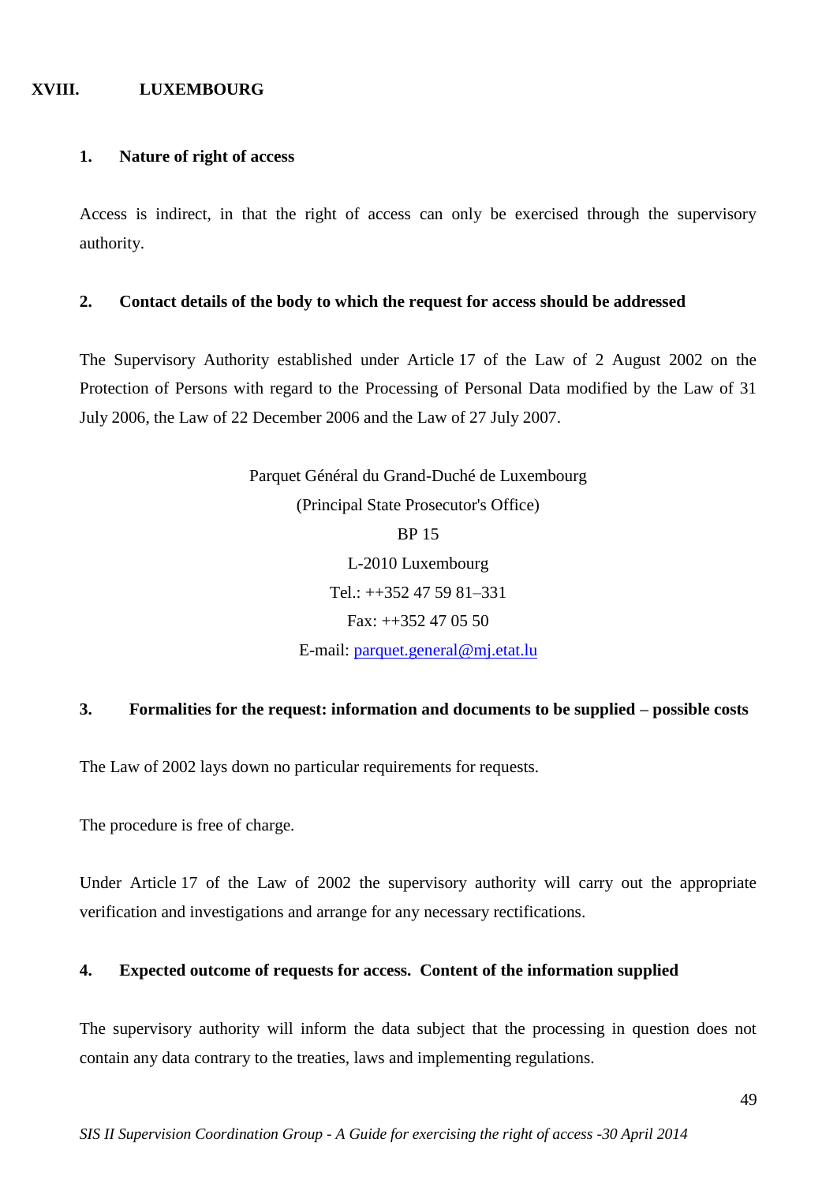# XVIII. LUXEMBOURG

## 1. Nature of right of access

Access is indirect, in that the right of access can only be exercised through the supervisory authority.

## 2. Contact details of the body to which the request for access should be addressed

The Supervisory Authority established under Article 17 of the Law of 2 August 2002 on the Protection of Persons with regard to the Processing of Personal Data modified by the Law of 31 July 2006, the Law of 22 December 2006 and the Law of 27 July 2007.

Parquet Général du Grand-Duché de Luxembourg
(Principal State Prosecutor's Office)
BP 15
L-2010 Luxembourg
Tel.: ++352 47 59 81–331
Fax: ++352 47 05 50
E-mail: parquet.general@mj.etat.lu

## 3. Formalities for the request: information and documents to be supplied – possible costs

The Law of 2002 lays down no particular requirements for requests.

The procedure is free of charge.

Under Article 17 of the Law of 2002 the supervisory authority will carry out the appropriate verification and investigations and arrange for any necessary rectifications.

## 4. Expected outcome of requests for access. Content of the information supplied

The supervisory authority will inform the data subject that the processing in question does not contain any data contrary to the treaties, laws and implementing regulations.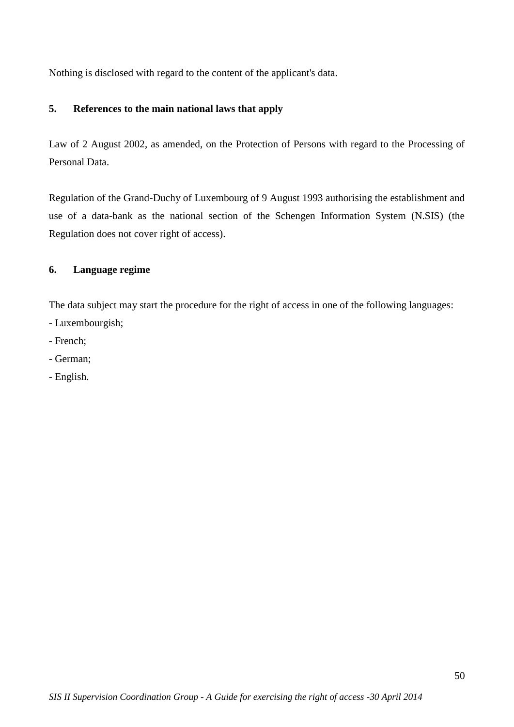Nothing is disclosed with regard to the content of the applicant's data.

### 5. References to the main national laws that apply

Law of 2 August 2002, as amended, on the Protection of Persons with regard to the Processing of Personal Data.

Regulation of the Grand-Duchy of Luxembourg of 9 August 1993 authorising the establishment and use of a data-bank as the national section of the Schengen Information System (N.SIS) (the Regulation does not cover right of access).

### 6. Language regime

The data subject may start the procedure for the right of access in one of the following languages:

- Luxembourgish;
- French;
- German;
- English.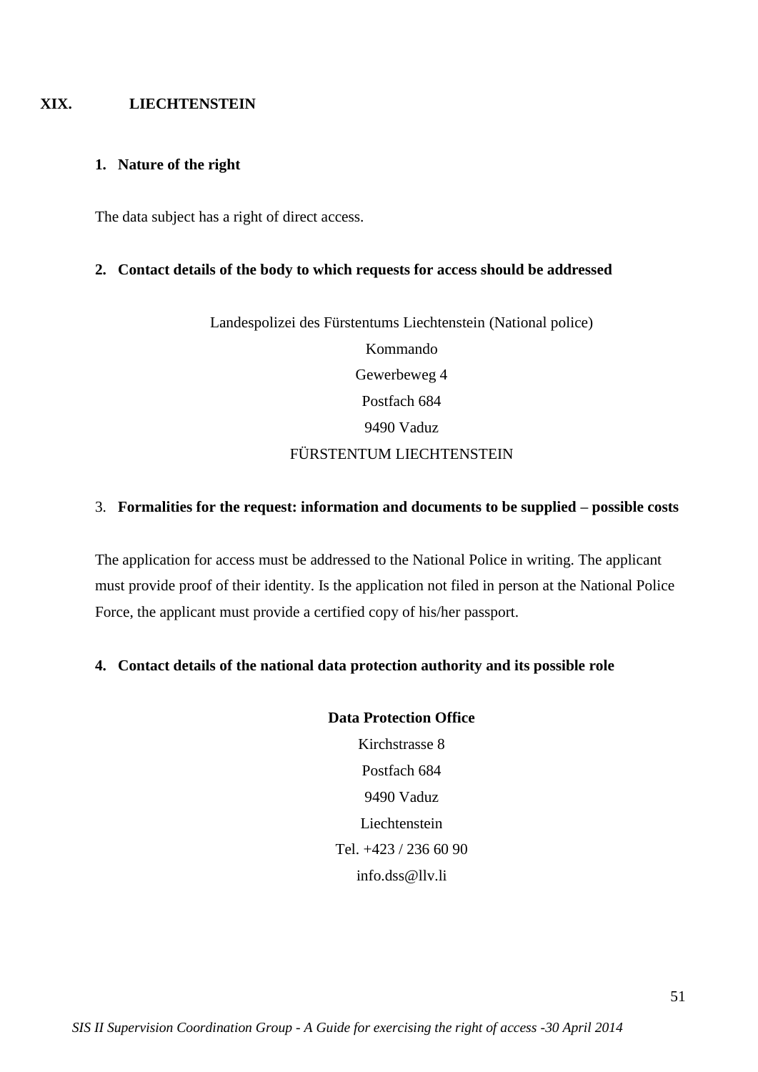## XIX. LIECHTENSTEIN

### 1. Nature of the right

The data subject has a right of direct access.

### 2. Contact details of the body to which requests for access should be addressed

Landespolizei des Fürstentums Liechtenstein (National police)
Kommando
Gewerbeweg 4
Postfach 684
9490 Vaduz
FÜRSTENTUM LIECHTENSTEIN

### 3. Formalities for the request: information and documents to be supplied – possible costs

The application for access must be addressed to the National Police in writing. The applicant must provide proof of their identity. Is the application not filed in person at the National Police Force, the applicant must provide a certified copy of his/her passport.

### 4. Contact details of the national data protection authority and its possible role

**Data Protection Office**
Kirchstrasse 8
Postfach 684
9490 Vaduz
Liechtenstein
Tel. +423 / 236 60 90
info.dss@llv.li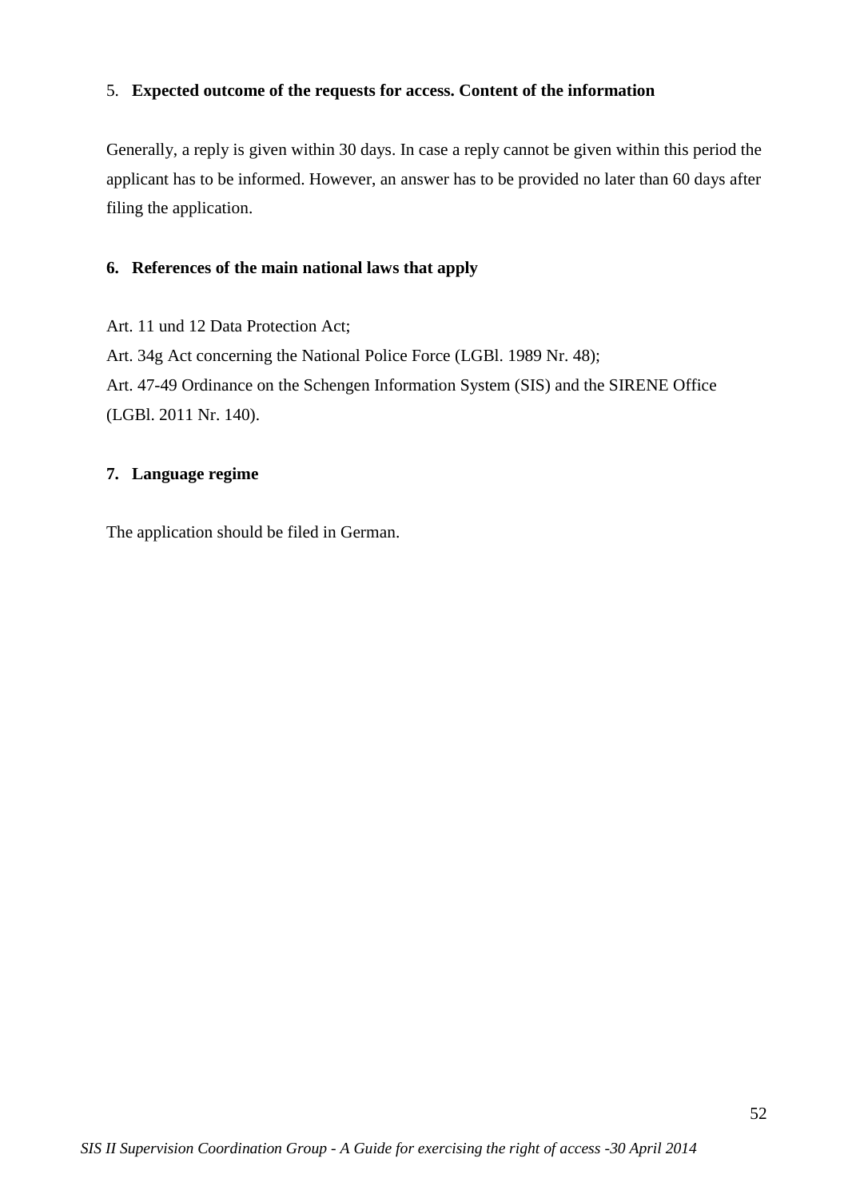## 5. Expected outcome of the requests for access. Content of the information

Generally, a reply is given within 30 days. In case a reply cannot be given within this period the applicant has to be informed. However, an answer has to be provided no later than 60 days after filing the application.

## 6. References of the main national laws that apply

Art. 11 und 12 Data Protection Act;

Art. 34g Act concerning the National Police Force (LGBl. 1989 Nr. 48);

Art. 47-49 Ordinance on the Schengen Information System (SIS) and the SIRENE Office (LGBl. 2011 Nr. 140).

## 7. Language regime

The application should be filed in German.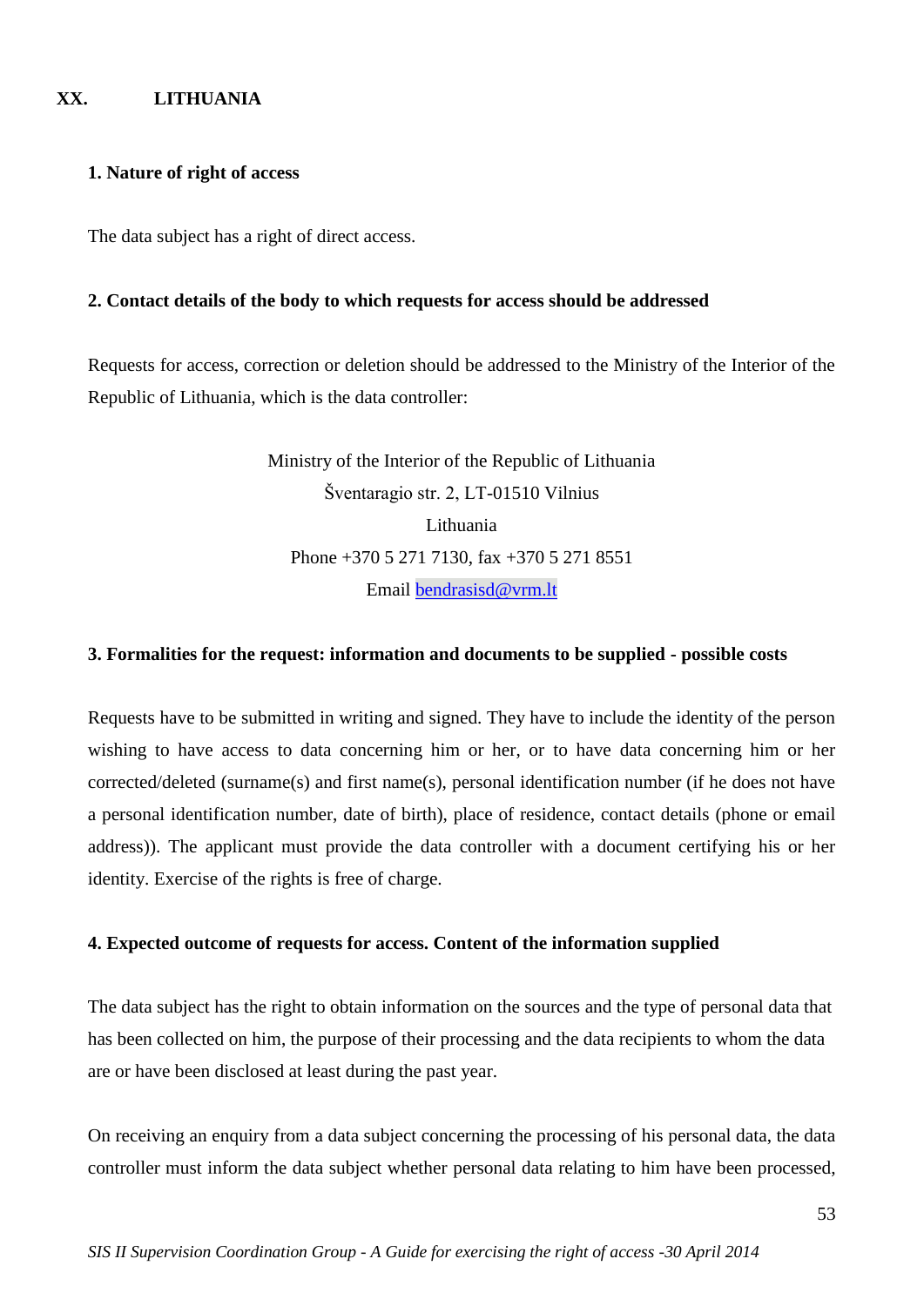## XX. LITHUANIA

### 1. Nature of right of access

The data subject has a right of direct access.

### 2. Contact details of the body to which requests for access should be addressed

Requests for access, correction or deletion should be addressed to the Ministry of the Interior of the Republic of Lithuania, which is the data controller:

Ministry of the Interior of the Republic of Lithuania
Šventaragio str. 2, LT-01510 Vilnius
Lithuania
Phone +370 5 271 7130, fax +370 5 271 8551
Email bendrasisd@vrm.lt

### 3. Formalities for the request: information and documents to be supplied - possible costs

Requests have to be submitted in writing and signed. They have to include the identity of the person wishing to have access to data concerning him or her, or to have data concerning him or her corrected/deleted (surname(s) and first name(s), personal identification number (if he does not have a personal identification number, date of birth), place of residence, contact details (phone or email address)). The applicant must provide the data controller with a document certifying his or her identity. Exercise of the rights is free of charge.

### 4. Expected outcome of requests for access. Content of the information supplied

The data subject has the right to obtain information on the sources and the type of personal data that has been collected on him, the purpose of their processing and the data recipients to whom the data are or have been disclosed at least during the past year.

On receiving an enquiry from a data subject concerning the processing of his personal data, the data controller must inform the data subject whether personal data relating to him have been processed,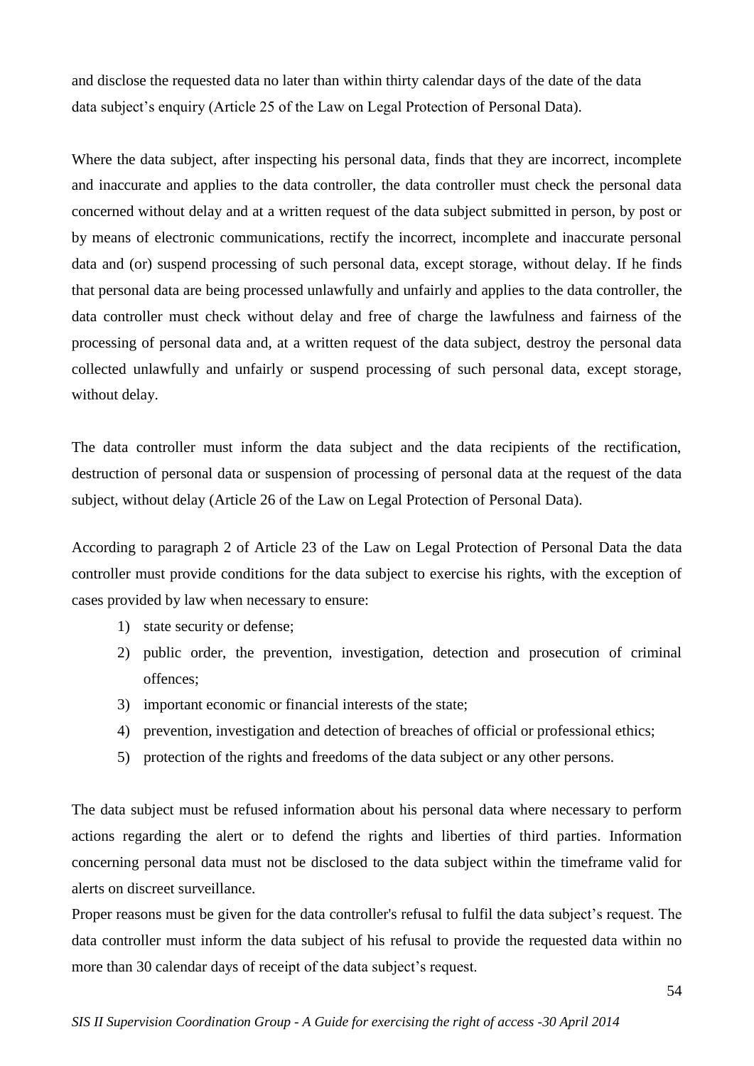and disclose the requested data no later than within thirty calendar days of the date of the data data subject's enquiry (Article 25 of the Law on Legal Protection of Personal Data).

Where the data subject, after inspecting his personal data, finds that they are incorrect, incomplete and inaccurate and applies to the data controller, the data controller must check the personal data concerned without delay and at a written request of the data subject submitted in person, by post or by means of electronic communications, rectify the incorrect, incomplete and inaccurate personal data and (or) suspend processing of such personal data, except storage, without delay. If he finds that personal data are being processed unlawfully and unfairly and applies to the data controller, the data controller must check without delay and free of charge the lawfulness and fairness of the processing of personal data and, at a written request of the data subject, destroy the personal data collected unlawfully and unfairly or suspend processing of such personal data, except storage, without delay.

The data controller must inform the data subject and the data recipients of the rectification, destruction of personal data or suspension of processing of personal data at the request of the data subject, without delay (Article 26 of the Law on Legal Protection of Personal Data).

According to paragraph 2 of Article 23 of the Law on Legal Protection of Personal Data the data controller must provide conditions for the data subject to exercise his rights, with the exception of cases provided by law when necessary to ensure:

1) state security or defense;
2) public order, the prevention, investigation, detection and prosecution of criminal offences;
3) important economic or financial interests of the state;
4) prevention, investigation and detection of breaches of official or professional ethics;
5) protection of the rights and freedoms of the data subject or any other persons.

The data subject must be refused information about his personal data where necessary to perform actions regarding the alert or to defend the rights and liberties of third parties. Information concerning personal data must not be disclosed to the data subject within the timeframe valid for alerts on discreet surveillance.

Proper reasons must be given for the data controller's refusal to fulfil the data subject's request. The data controller must inform the data subject of his refusal to provide the requested data within no more than 30 calendar days of receipt of the data subject's request.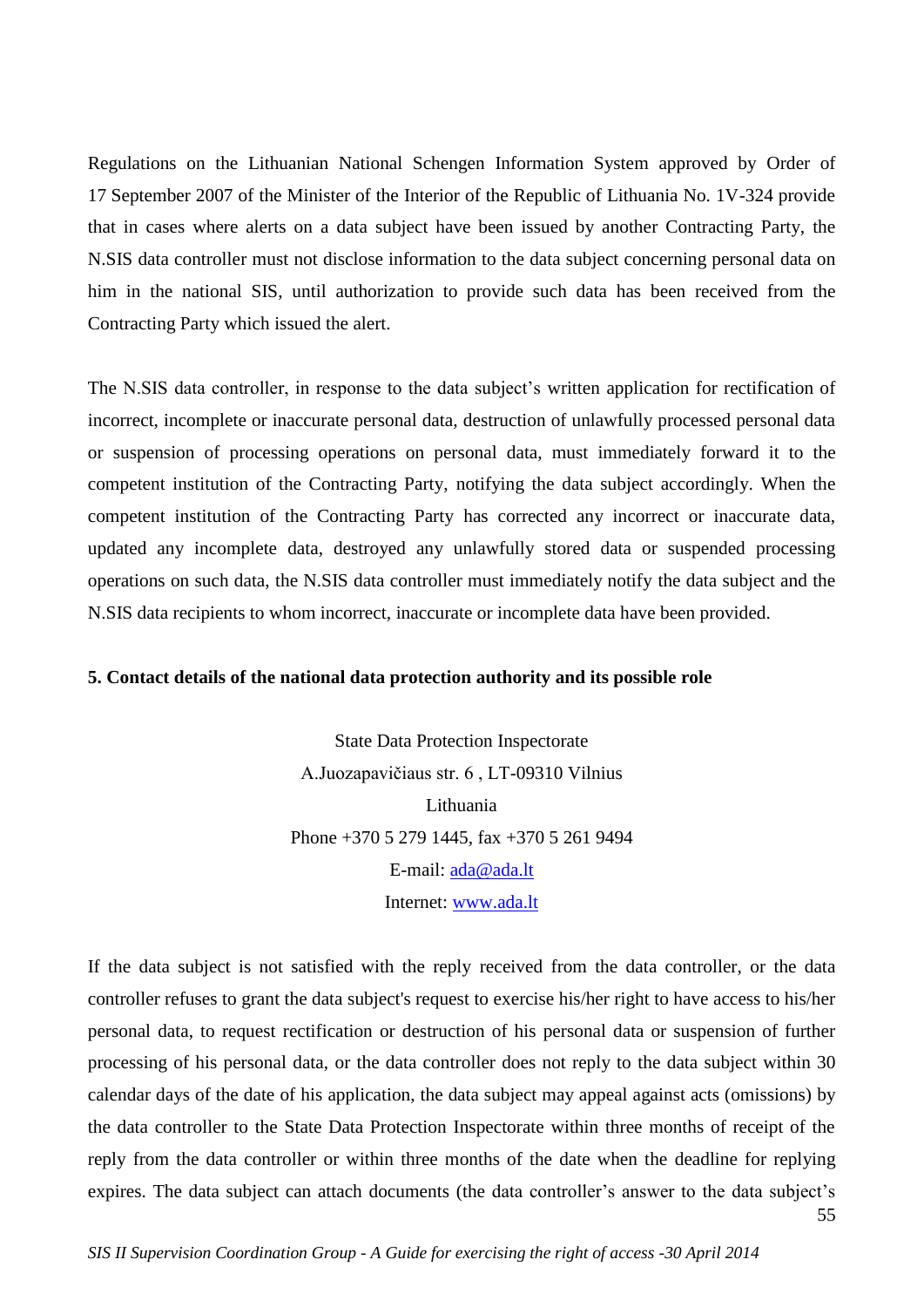Regulations on the Lithuanian National Schengen Information System approved by Order of 17 September 2007 of the Minister of the Interior of the Republic of Lithuania No. 1V-324 provide that in cases where alerts on a data subject have been issued by another Contracting Party, the N.SIS data controller must not disclose information to the data subject concerning personal data on him in the national SIS, until authorization to provide such data has been received from the Contracting Party which issued the alert.

The N.SIS data controller, in response to the data subject's written application for rectification of incorrect, incomplete or inaccurate personal data, destruction of unlawfully processed personal data or suspension of processing operations on personal data, must immediately forward it to the competent institution of the Contracting Party, notifying the data subject accordingly. When the competent institution of the Contracting Party has corrected any incorrect or inaccurate data, updated any incomplete data, destroyed any unlawfully stored data or suspended processing operations on such data, the N.SIS data controller must immediately notify the data subject and the N.SIS data recipients to whom incorrect, inaccurate or incomplete data have been provided.

**5. Contact details of the national data protection authority and its possible role**

State Data Protection Inspectorate
A.Juozapavičiaus str. 6 , LT-09310 Vilnius
Lithuania
Phone +370 5 279 1445, fax +370 5 261 9494
E-mail: ada@ada.lt
Internet: www.ada.lt

If the data subject is not satisfied with the reply received from the data controller, or the data controller refuses to grant the data subject's request to exercise his/her right to have access to his/her personal data, to request rectification or destruction of his personal data or suspension of further processing of his personal data, or the data controller does not reply to the data subject within 30 calendar days of the date of his application, the data subject may appeal against acts (omissions) by the data controller to the State Data Protection Inspectorate within three months of receipt of the reply from the data controller or within three months of the date when the deadline for replying expires. The data subject can attach documents (the data controller's answer to the data subject's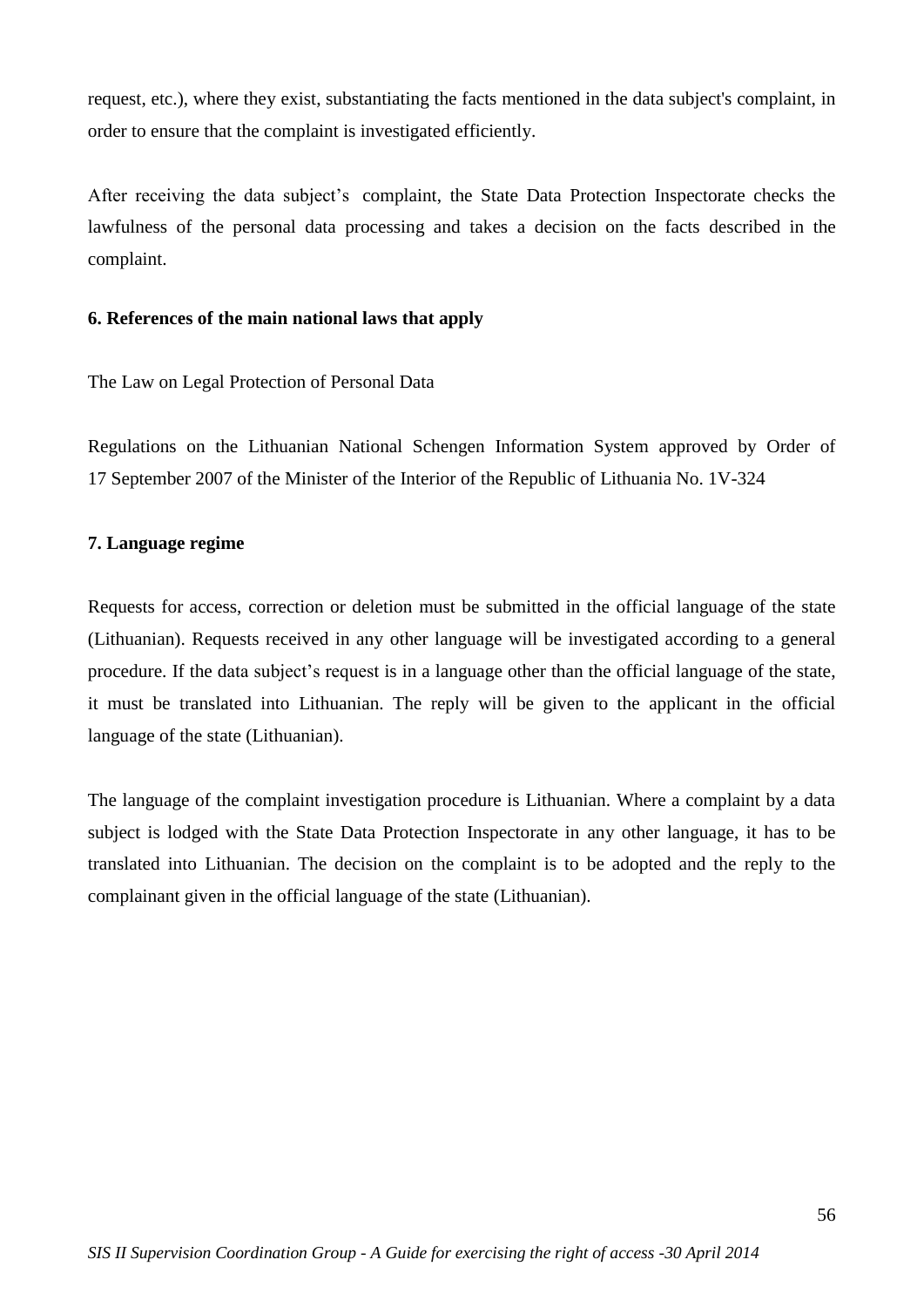request, etc.), where they exist, substantiating the facts mentioned in the data subject's complaint, in order to ensure that the complaint is investigated efficiently.

After receiving the data subject's complaint, the State Data Protection Inspectorate checks the lawfulness of the personal data processing and takes a decision on the facts described in the complaint.

**6. References of the main national laws that apply**

The Law on Legal Protection of Personal Data

Regulations on the Lithuanian National Schengen Information System approved by Order of 17 September 2007 of the Minister of the Interior of the Republic of Lithuania No. 1V-324

**7. Language regime**

Requests for access, correction or deletion must be submitted in the official language of the state (Lithuanian). Requests received in any other language will be investigated according to a general procedure. If the data subject's request is in a language other than the official language of the state, it must be translated into Lithuanian. The reply will be given to the applicant in the official language of the state (Lithuanian).

The language of the complaint investigation procedure is Lithuanian. Where a complaint by a data subject is lodged with the State Data Protection Inspectorate in any other language, it has to be translated into Lithuanian. The decision on the complaint is to be adopted and the reply to the complainant given in the official language of the state (Lithuanian).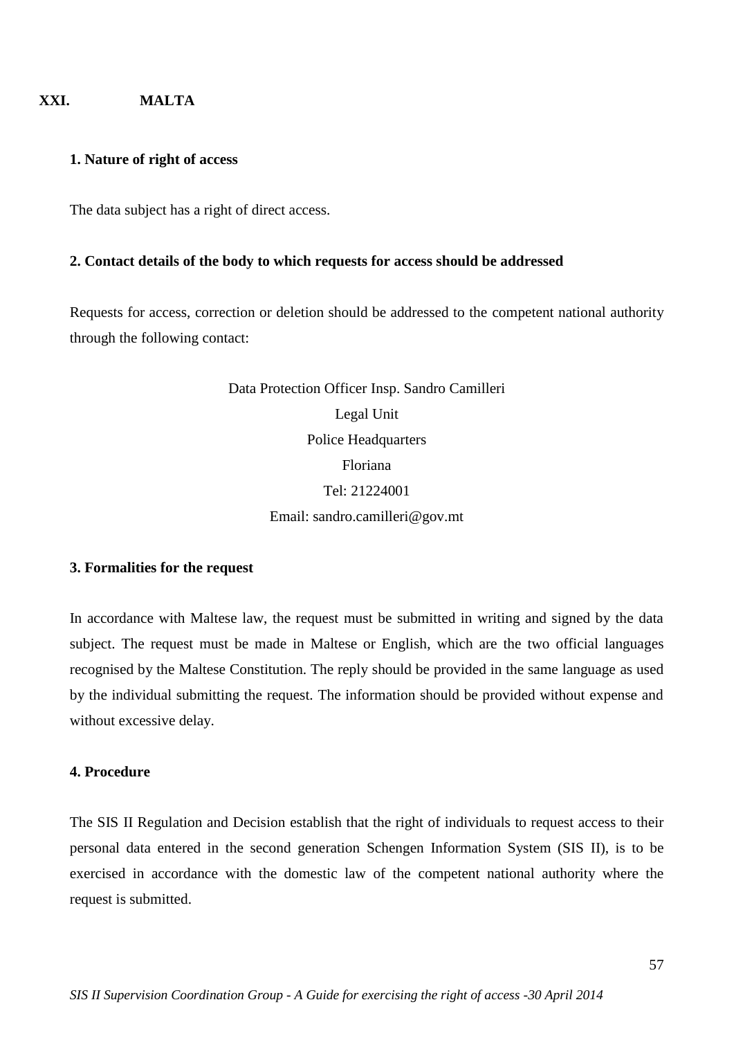## XXI. MALTA

### 1. Nature of right of access

The data subject has a right of direct access.

### 2. Contact details of the body to which requests for access should be addressed

Requests for access, correction or deletion should be addressed to the competent national authority through the following contact:

Data Protection Officer Insp. Sandro Camilleri  
Legal Unit  
Police Headquarters  
Floriana  
Tel: 21224001  
Email: sandro.camilleri@gov.mt

### 3. Formalities for the request

In accordance with Maltese law, the request must be submitted in writing and signed by the data subject. The request must be made in Maltese or English, which are the two official languages recognised by the Maltese Constitution. The reply should be provided in the same language as used by the individual submitting the request. The information should be provided without expense and without excessive delay.

### 4. Procedure

The SIS II Regulation and Decision establish that the right of individuals to request access to their personal data entered in the second generation Schengen Information System (SIS II), is to be exercised in accordance with the domestic law of the competent national authority where the request is submitted.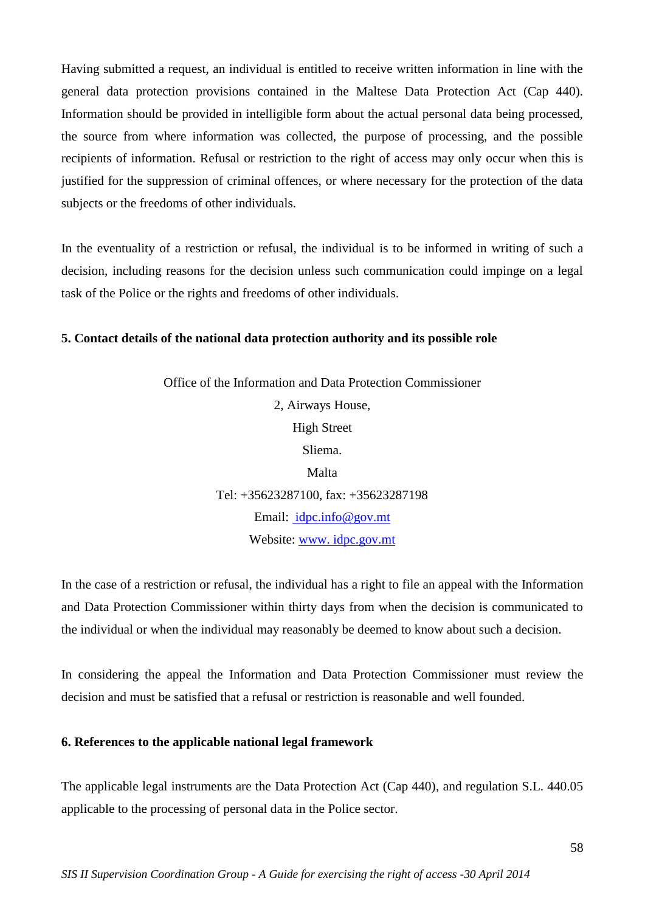Having submitted a request, an individual is entitled to receive written information in line with the general data protection provisions contained in the Maltese Data Protection Act (Cap 440). Information should be provided in intelligible form about the actual personal data being processed, the source from where information was collected, the purpose of processing, and the possible recipients of information. Refusal or restriction to the right of access may only occur when this is justified for the suppression of criminal offences, or where necessary for the protection of the data subjects or the freedoms of other individuals.

In the eventuality of a restriction or refusal, the individual is to be informed in writing of such a decision, including reasons for the decision unless such communication could impinge on a legal task of the Police or the rights and freedoms of other individuals.

**5. Contact details of the national data protection authority and its possible role**

Office of the Information and Data Protection Commissioner
2, Airways House,
High Street
Sliema.
Malta
Tel: +35623287100, fax: +35623287198
Email: idpc.info@gov.mt
Website: www. idpc.gov.mt

In the case of a restriction or refusal, the individual has a right to file an appeal with the Information and Data Protection Commissioner within thirty days from when the decision is communicated to the individual or when the individual may reasonably be deemed to know about such a decision.

In considering the appeal the Information and Data Protection Commissioner must review the decision and must be satisfied that a refusal or restriction is reasonable and well founded.

**6. References to the applicable national legal framework**

The applicable legal instruments are the Data Protection Act (Cap 440), and regulation S.L. 440.05 applicable to the processing of personal data in the Police sector.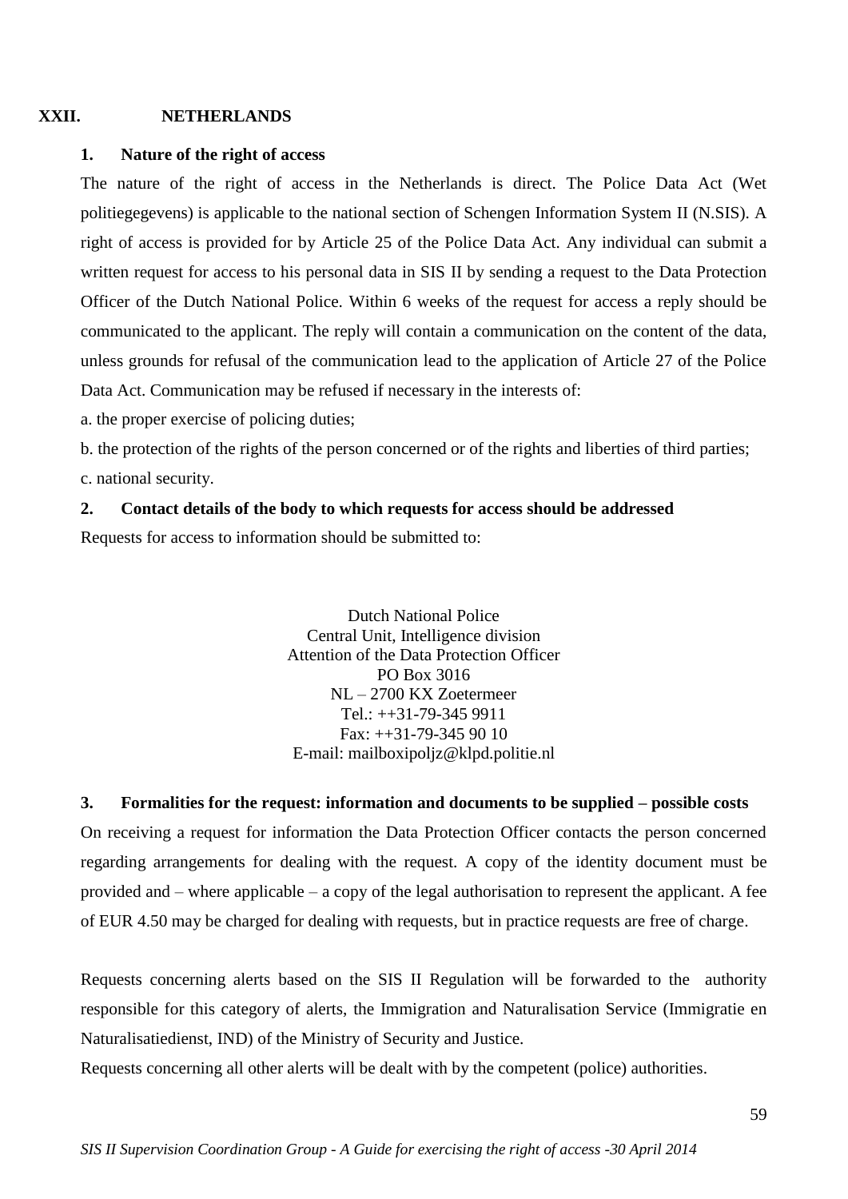## XXII. NETHERLANDS

### 1. Nature of the right of access

The nature of the right of access in the Netherlands is direct. The Police Data Act (Wet politiegegevens) is applicable to the national section of Schengen Information System II (N.SIS). A right of access is provided for by Article 25 of the Police Data Act. Any individual can submit a written request for access to his personal data in SIS II by sending a request to the Data Protection Officer of the Dutch National Police. Within 6 weeks of the request for access a reply should be communicated to the applicant. The reply will contain a communication on the content of the data, unless grounds for refusal of the communication lead to the application of Article 27 of the Police Data Act. Communication may be refused if necessary in the interests of:

a. the proper exercise of policing duties;

b. the protection of the rights of the person concerned or of the rights and liberties of third parties;

c. national security.

### 2. Contact details of the body to which requests for access should be addressed

Requests for access to information should be submitted to:

Dutch National Police  
Central Unit, Intelligence division  
Attention of the Data Protection Officer  
PO Box 3016  
NL – 2700 KX Zoetermeer  
Tel.: ++31-79-345 9911  
Fax: ++31-79-345 90 10  
E-mail: mailboxipoljz@klpd.politie.nl

### 3. Formalities for the request: information and documents to be supplied – possible costs

On receiving a request for information the Data Protection Officer contacts the person concerned regarding arrangements for dealing with the request. A copy of the identity document must be provided and – where applicable – a copy of the legal authorisation to represent the applicant. A fee of EUR 4.50 may be charged for dealing with requests, but in practice requests are free of charge.

Requests concerning alerts based on the SIS II Regulation will be forwarded to the authority responsible for this category of alerts, the Immigration and Naturalisation Service (Immigratie en Naturalisatiedienst, IND) of the Ministry of Security and Justice.

Requests concerning all other alerts will be dealt with by the competent (police) authorities.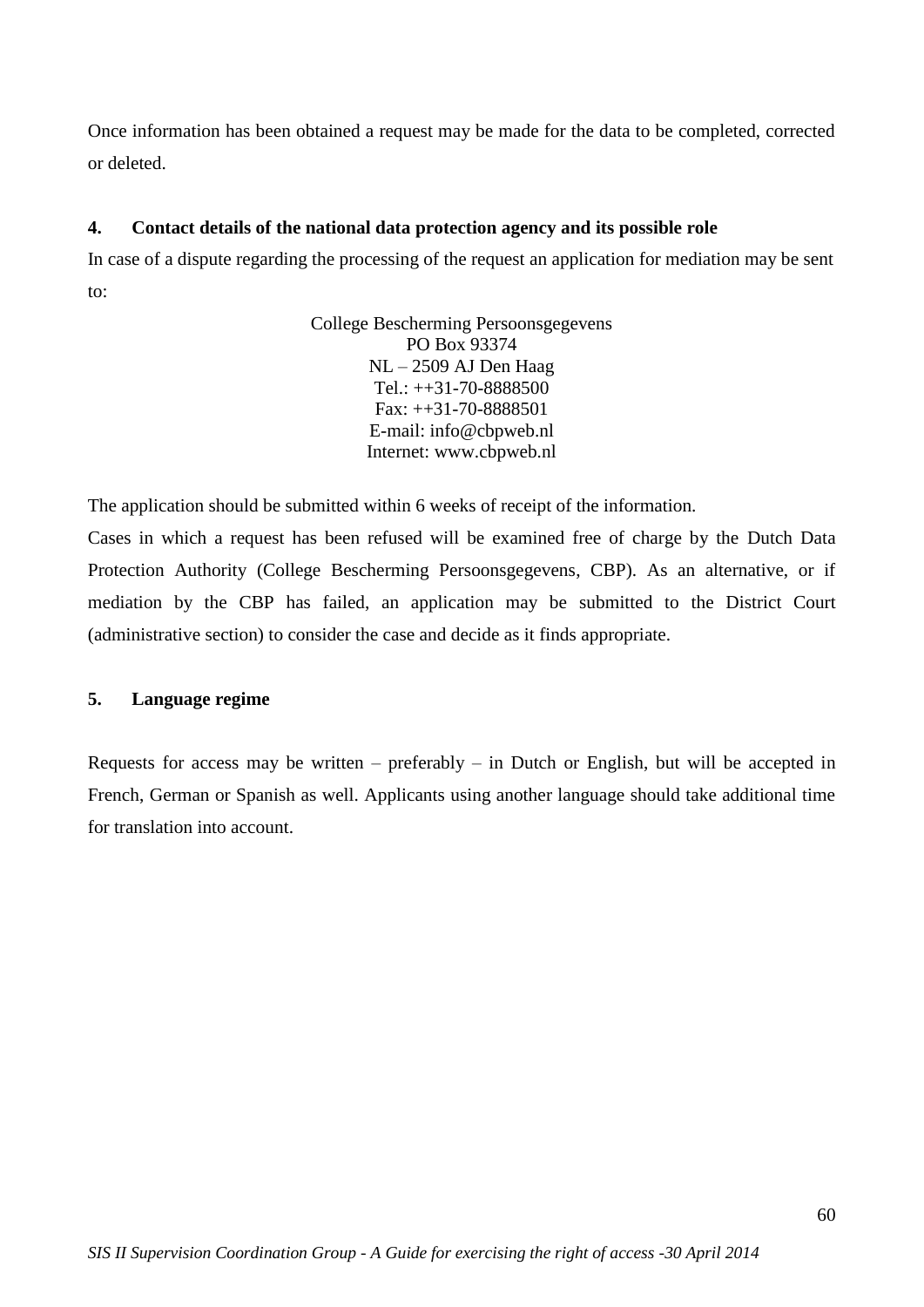Once information has been obtained a request may be made for the data to be completed, corrected or deleted.

### 4. Contact details of the national data protection agency and its possible role

In case of a dispute regarding the processing of the request an application for mediation may be sent to:

College Bescherming Persoonsgegevens
PO Box 93374
NL – 2509 AJ Den Haag
Tel.: ++31-70-8888500
Fax: ++31-70-8888501
E-mail: info@cbpweb.nl
Internet: www.cbpweb.nl

The application should be submitted within 6 weeks of receipt of the information.

Cases in which a request has been refused will be examined free of charge by the Dutch Data Protection Authority (College Bescherming Persoonsgegevens, CBP). As an alternative, or if mediation by the CBP has failed, an application may be submitted to the District Court (administrative section) to consider the case and decide as it finds appropriate.

### 5. Language regime

Requests for access may be written – preferably – in Dutch or English, but will be accepted in French, German or Spanish as well. Applicants using another language should take additional time for translation into account.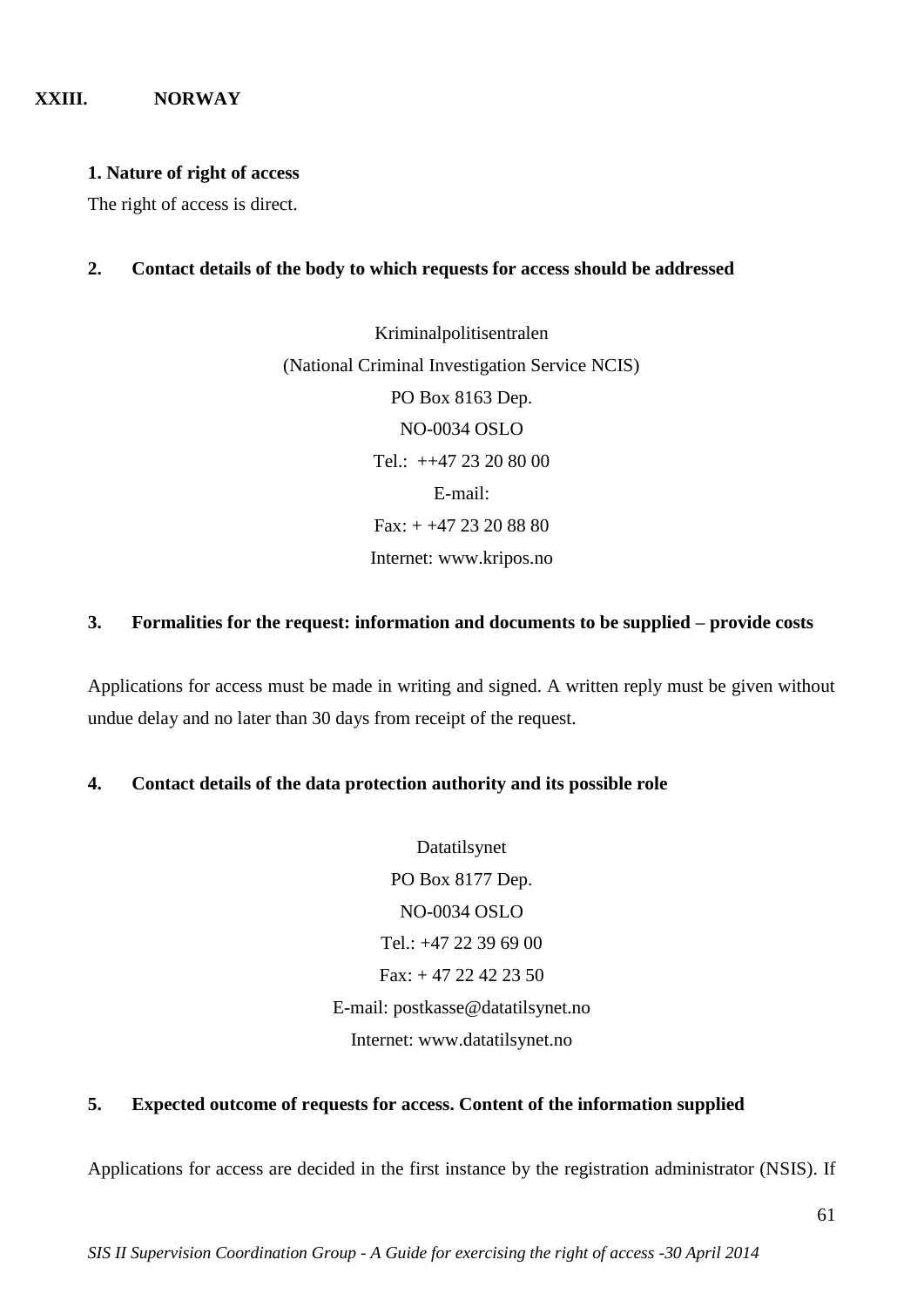## XXIII. NORWAY

### 1. Nature of right of access

The right of access is direct.

### 2. Contact details of the body to which requests for access should be addressed

Kriminalpolitisentralen
(National Criminal Investigation Service NCIS)
PO Box 8163 Dep.
NO-0034 OSLO
Tel.: ++47 23 20 80 00
E-mail:
Fax: + +47 23 20 88 80
Internet: www.kripos.no

### 3. Formalities for the request: information and documents to be supplied – provide costs

Applications for access must be made in writing and signed. A written reply must be given without undue delay and no later than 30 days from receipt of the request.

### 4. Contact details of the data protection authority and its possible role

Datatilsynet
PO Box 8177 Dep.
NO-0034 OSLO
Tel.: +47 22 39 69 00
Fax: + 47 22 42 23 50
E-mail: postkasse@datatilsynet.no
Internet: www.datatilsynet.no

### 5. Expected outcome of requests for access. Content of the information supplied

Applications for access are decided in the first instance by the registration administrator (NSIS). If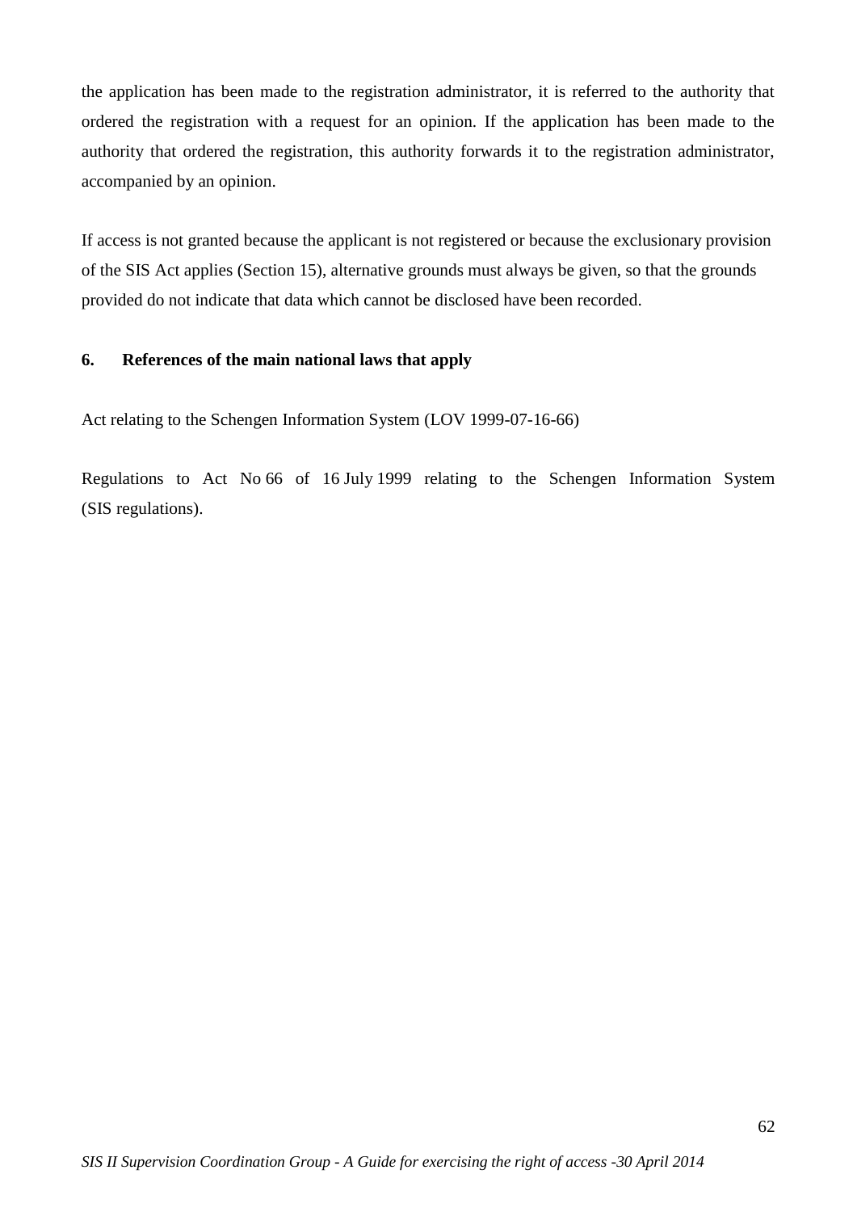the application has been made to the registration administrator, it is referred to the authority that ordered the registration with a request for an opinion. If the application has been made to the authority that ordered the registration, this authority forwards it to the registration administrator, accompanied by an opinion.

If access is not granted because the applicant is not registered or because the exclusionary provision of the SIS Act applies (Section 15), alternative grounds must always be given, so that the grounds provided do not indicate that data which cannot be disclosed have been recorded.

## 6. References of the main national laws that apply

Act relating to the Schengen Information System (LOV 1999-07-16-66)

Regulations to Act No 66 of 16 July 1999 relating to the Schengen Information System (SIS regulations).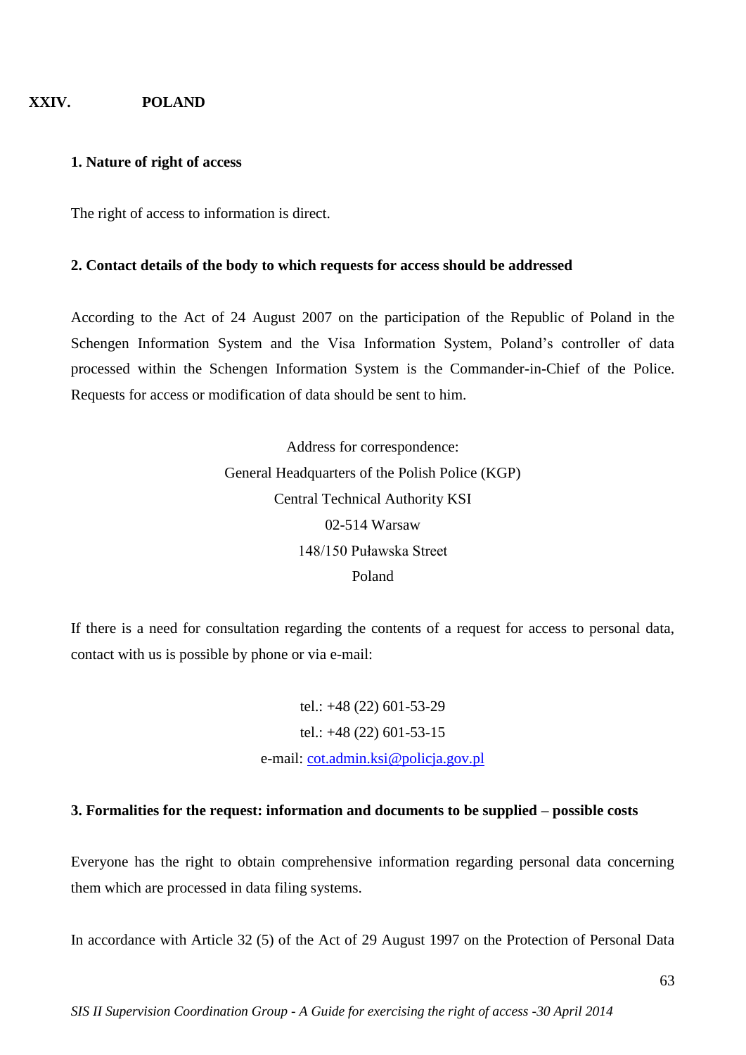## XXIV. POLAND

### 1. Nature of right of access

The right of access to information is direct.

### 2. Contact details of the body to which requests for access should be addressed

According to the Act of 24 August 2007 on the participation of the Republic of Poland in the Schengen Information System and the Visa Information System, Poland's controller of data processed within the Schengen Information System is the Commander-in-Chief of the Police. Requests for access or modification of data should be sent to him.

Address for correspondence:
General Headquarters of the Polish Police (KGP)
Central Technical Authority KSI
02-514 Warsaw
148/150 Puławska Street
Poland

If there is a need for consultation regarding the contents of a request for access to personal data, contact with us is possible by phone or via e-mail:

tel.: +48 (22) 601-53-29
tel.: +48 (22) 601-53-15
e-mail: cot.admin.ksi@policja.gov.pl

### 3. Formalities for the request: information and documents to be supplied – possible costs

Everyone has the right to obtain comprehensive information regarding personal data concerning them which are processed in data filing systems.

In accordance with Article 32 (5) of the Act of 29 August 1997 on the Protection of Personal Data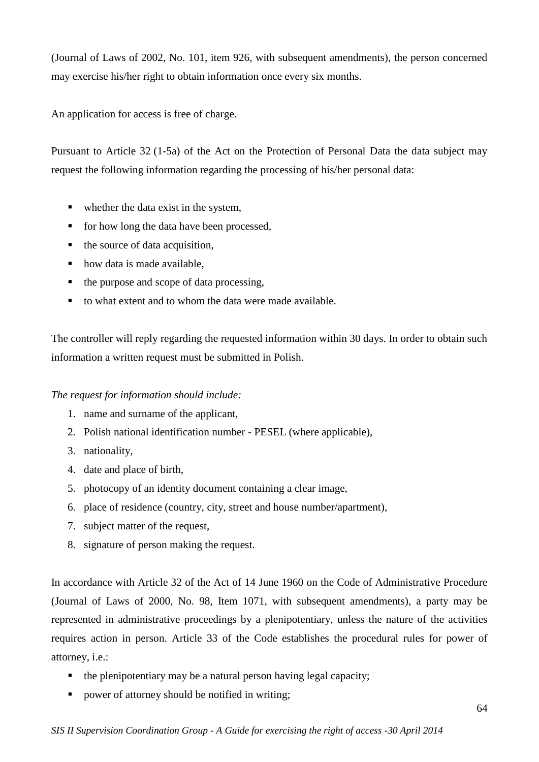(Journal of Laws of 2002, No. 101, item 926, with subsequent amendments), the person concerned may exercise his/her right to obtain information once every six months.

An application for access is free of charge.

Pursuant to Article 32 (1-5a) of the Act on the Protection of Personal Data the data subject may request the following information regarding the processing of his/her personal data:

- whether the data exist in the system,
- for how long the data have been processed,
- the source of data acquisition,
- how data is made available,
- the purpose and scope of data processing,
- to what extent and to whom the data were made available.

The controller will reply regarding the requested information within 30 days. In order to obtain such information a written request must be submitted in Polish.

*The request for information should include:*

1. name and surname of the applicant,
2. Polish national identification number - PESEL (where applicable),
3. nationality,
4. date and place of birth,
5. photocopy of an identity document containing a clear image,
6. place of residence (country, city, street and house number/apartment),
7. subject matter of the request,
8. signature of person making the request.

In accordance with Article 32 of the Act of 14 June 1960 on the Code of Administrative Procedure (Journal of Laws of 2000, No. 98, Item 1071, with subsequent amendments), a party may be represented in administrative proceedings by a plenipotentiary, unless the nature of the activities requires action in person. Article 33 of the Code establishes the procedural rules for power of attorney, i.e.:

- the plenipotentiary may be a natural person having legal capacity;
- power of attorney should be notified in writing;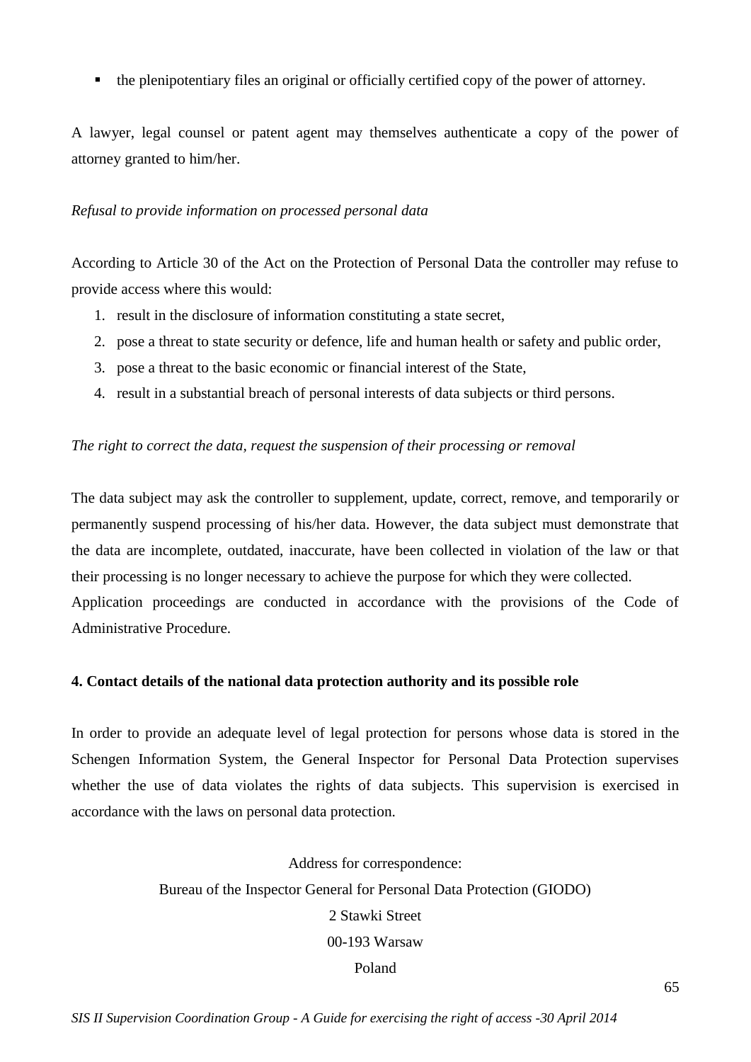- the plenipotentiary files an original or officially certified copy of the power of attorney.

A lawyer, legal counsel or patent agent may themselves authenticate a copy of the power of attorney granted to him/her.

*Refusal to provide information on processed personal data*

According to Article 30 of the Act on the Protection of Personal Data the controller may refuse to provide access where this would:

1. result in the disclosure of information constituting a state secret,
2. pose a threat to state security or defence, life and human health or safety and public order,
3. pose a threat to the basic economic or financial interest of the State,
4. result in a substantial breach of personal interests of data subjects or third persons.

*The right to correct the data, request the suspension of their processing or removal*

The data subject may ask the controller to supplement, update, correct, remove, and temporarily or permanently suspend processing of his/her data. However, the data subject must demonstrate that the data are incomplete, outdated, inaccurate, have been collected in violation of the law or that their processing is no longer necessary to achieve the purpose for which they were collected.
Application proceedings are conducted in accordance with the provisions of the Code of Administrative Procedure.

**4. Contact details of the national data protection authority and its possible role**

In order to provide an adequate level of legal protection for persons whose data is stored in the Schengen Information System, the General Inspector for Personal Data Protection supervises whether the use of data violates the rights of data subjects. This supervision is exercised in accordance with the laws on personal data protection.

Address for correspondence:
Bureau of the Inspector General for Personal Data Protection (GIODO)
2 Stawki Street
00-193 Warsaw
Poland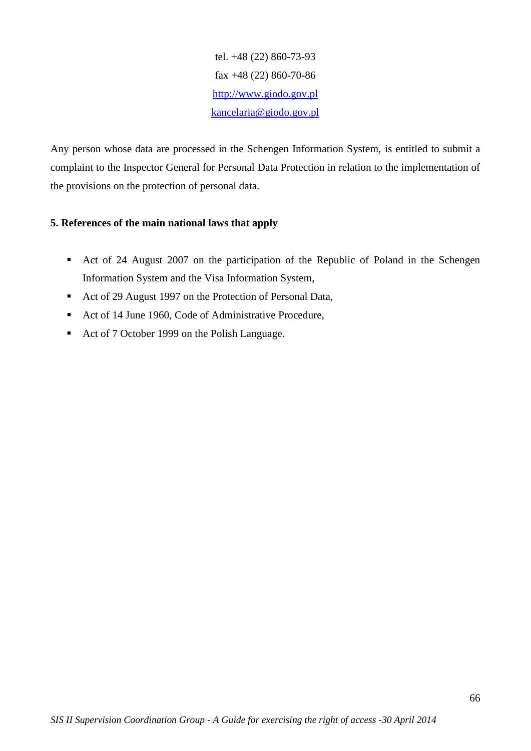tel. +48 (22) 860-73-93

fax +48 (22) 860-70-86

[http://www.giodo.gov.pl](http://www.giodo.gov.pl)

[kancelaria@giodo.gov.pl](mailto:kancelaria@giodo.gov.pl)

Any person whose data are processed in the Schengen Information System, is entitled to submit a complaint to the Inspector General for Personal Data Protection in relation to the implementation of the provisions on the protection of personal data.

### 5. References of the main national laws that apply

- Act of 24 August 2007 on the participation of the Republic of Poland in the Schengen Information System and the Visa Information System,
- Act of 29 August 1997 on the Protection of Personal Data,
- Act of 14 June 1960, Code of Administrative Procedure,
- Act of 7 October 1999 on the Polish Language.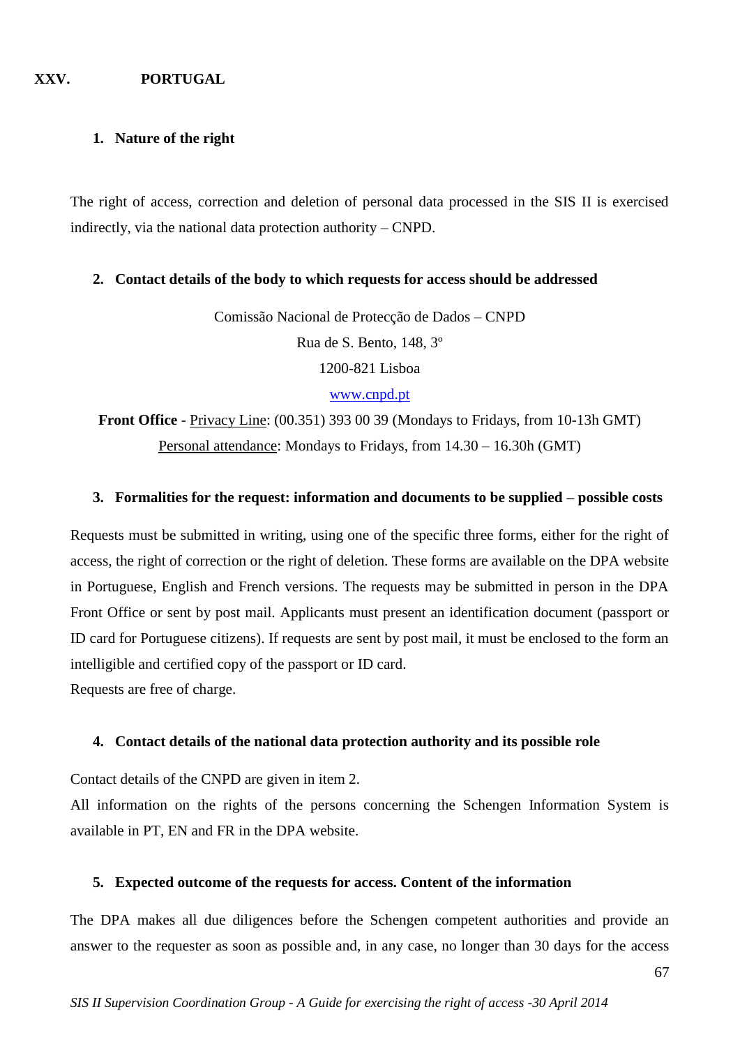## XXV. PORTUGAL

### 1. Nature of the right

The right of access, correction and deletion of personal data processed in the SIS II is exercised indirectly, via the national data protection authority – CNPD.

### 2. Contact details of the body to which requests for access should be addressed

Comissão Nacional de Protecção de Dados – CNPD
Rua de S. Bento, 148, 3º
1200-821 Lisboa
www.cnpd.pt

**Front Office** - Privacy Line: (00.351) 393 00 39 (Mondays to Fridays, from 10-13h GMT)
Personal attendance: Mondays to Fridays, from 14.30 – 16.30h (GMT)

### 3. Formalities for the request: information and documents to be supplied – possible costs

Requests must be submitted in writing, using one of the specific three forms, either for the right of access, the right of correction or the right of deletion. These forms are available on the DPA website in Portuguese, English and French versions. The requests may be submitted in person in the DPA Front Office or sent by post mail. Applicants must present an identification document (passport or ID card for Portuguese citizens). If requests are sent by post mail, it must be enclosed to the form an intelligible and certified copy of the passport or ID card.
Requests are free of charge.

### 4. Contact details of the national data protection authority and its possible role

Contact details of the CNPD are given in item 2.
All information on the rights of the persons concerning the Schengen Information System is available in PT, EN and FR in the DPA website.

### 5. Expected outcome of the requests for access. Content of the information

The DPA makes all due diligences before the Schengen competent authorities and provide an answer to the requester as soon as possible and, in any case, no longer than 30 days for the access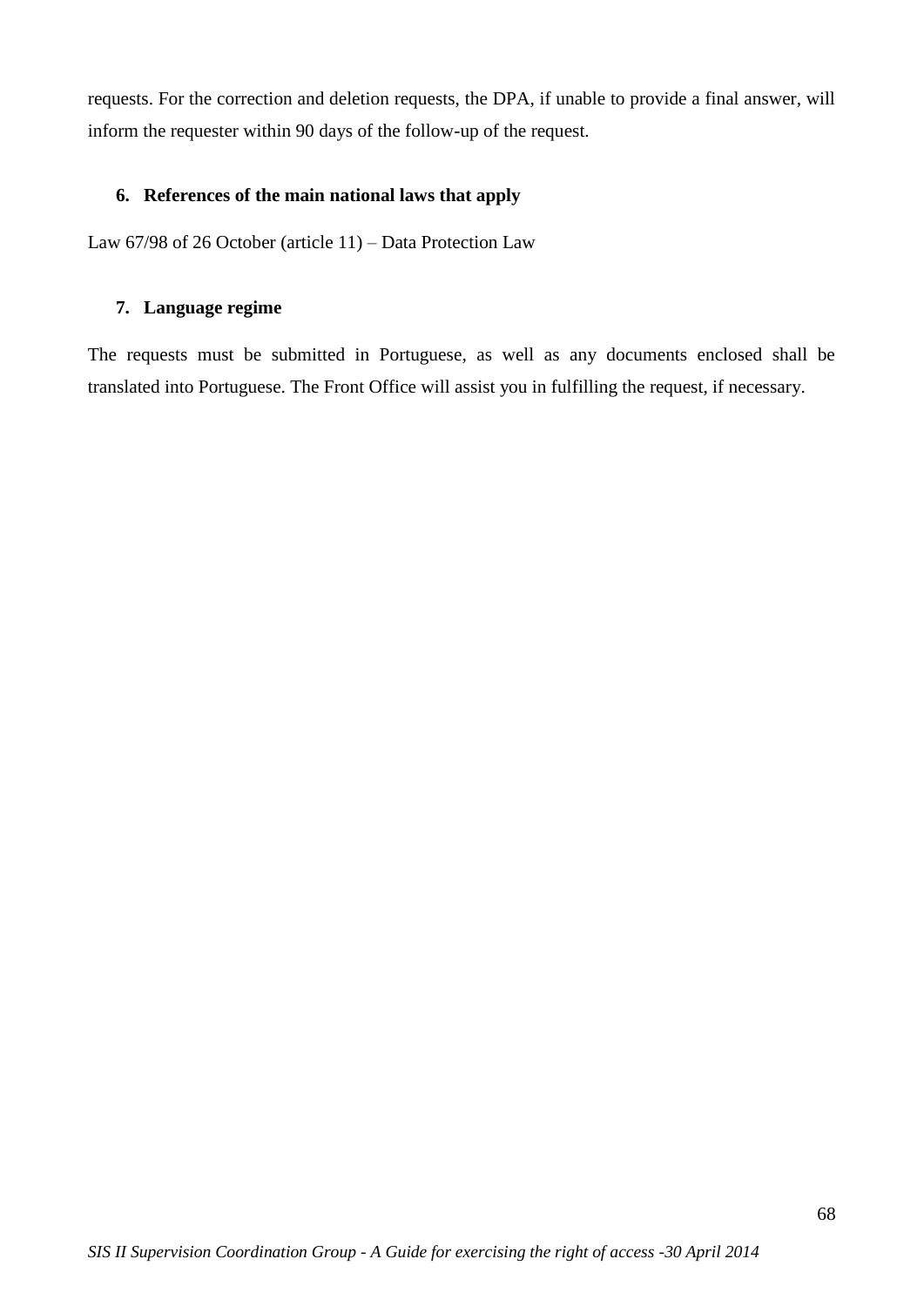requests. For the correction and deletion requests, the DPA, if unable to provide a final answer, will inform the requester within 90 days of the follow-up of the request.

### 6. References of the main national laws that apply

Law 67/98 of 26 October (article 11) – Data Protection Law

### 7. Language regime

The requests must be submitted in Portuguese, as well as any documents enclosed shall be translated into Portuguese. The Front Office will assist you in fulfilling the request, if necessary.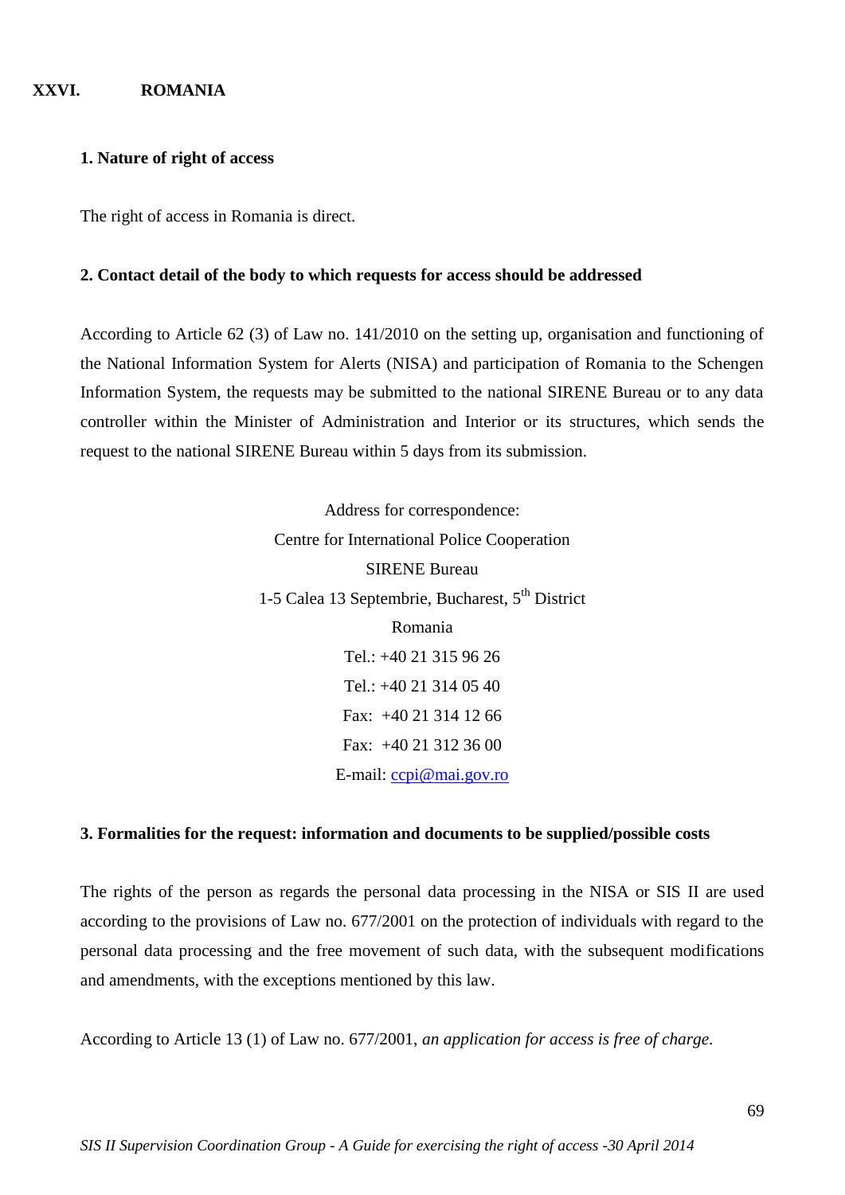# XXVI. ROMANIA

## 1. Nature of right of access

The right of access in Romania is direct.

## 2. Contact detail of the body to which requests for access should be addressed

According to Article 62 (3) of Law no. 141/2010 on the setting up, organisation and functioning of the National Information System for Alerts (NISA) and participation of Romania to the Schengen Information System, the requests may be submitted to the national SIRENE Bureau or to any data controller within the Minister of Administration and Interior or its structures, which sends the request to the national SIRENE Bureau within 5 days from its submission.

Address for correspondence:
Centre for International Police Cooperation
SIRENE Bureau
1-5 Calea 13 Septembrie, Bucharest, 5th District
Romania
Tel.: +40 21 315 96 26
Tel.: +40 21 314 05 40
Fax: +40 21 314 12 66
Fax: +40 21 312 36 00
E-mail: ccpi@mai.gov.ro

## 3. Formalities for the request: information and documents to be supplied/possible costs

The rights of the person as regards the personal data processing in the NISA or SIS II are used according to the provisions of Law no. 677/2001 on the protection of individuals with regard to the personal data processing and the free movement of such data, with the subsequent modifications and amendments, with the exceptions mentioned by this law.

According to Article 13 (1) of Law no. 677/2001, *an application for access is free of charge*.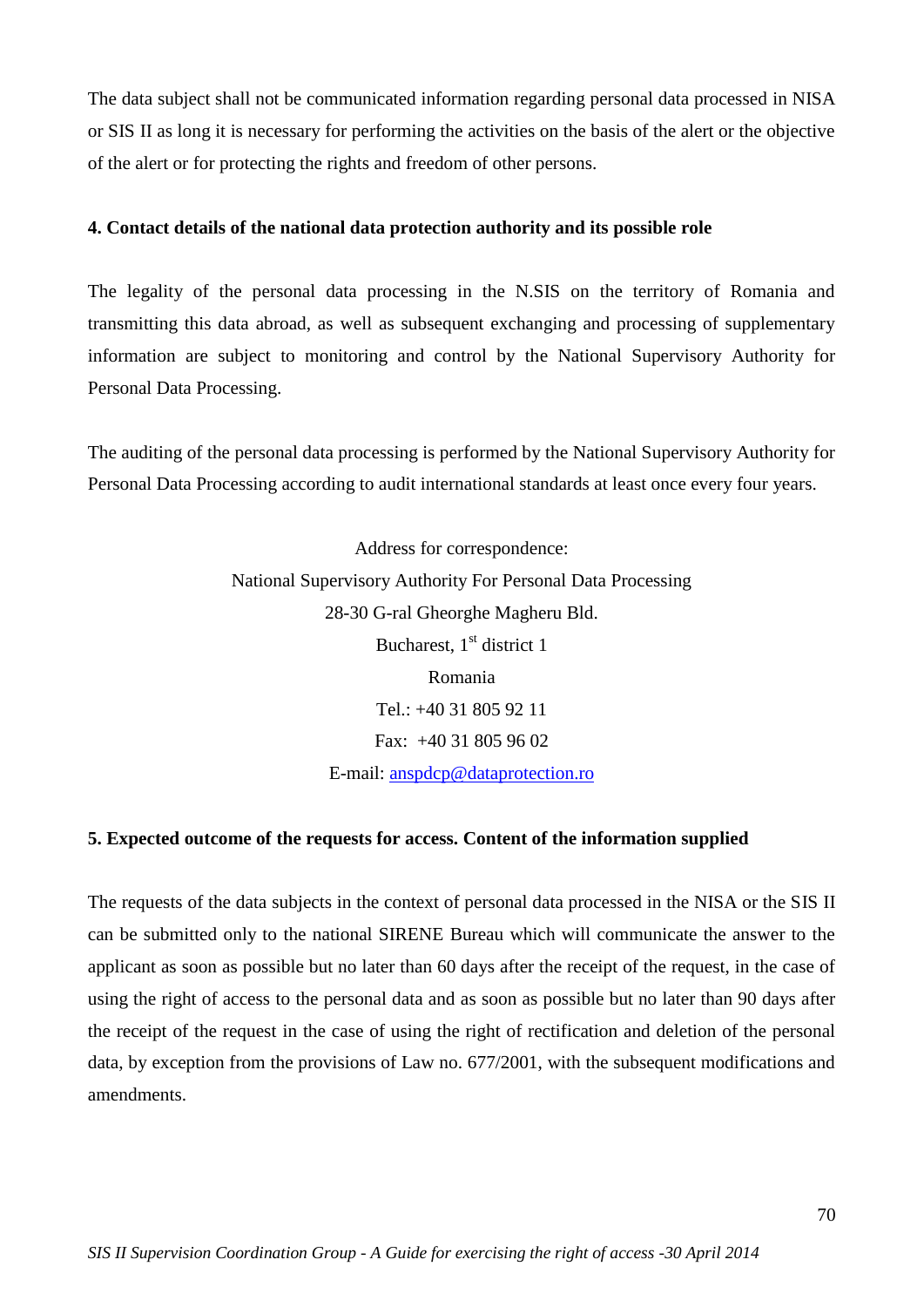The data subject shall not be communicated information regarding personal data processed in NISA or SIS II as long it is necessary for performing the activities on the basis of the alert or the objective of the alert or for protecting the rights and freedom of other persons.

**4. Contact details of the national data protection authority and its possible role**

The legality of the personal data processing in the N.SIS on the territory of Romania and transmitting this data abroad, as well as subsequent exchanging and processing of supplementary information are subject to monitoring and control by the National Supervisory Authority for Personal Data Processing.

The auditing of the personal data processing is performed by the National Supervisory Authority for Personal Data Processing according to audit international standards at least once every four years.

Address for correspondence:
National Supervisory Authority For Personal Data Processing
28-30 G-ral Gheorghe Magheru Bld.
Bucharest, 1st district 1
Romania
Tel.: +40 31 805 92 11
Fax: +40 31 805 96 02
E-mail: anspdcp@dataprotection.ro

**5. Expected outcome of the requests for access. Content of the information supplied**

The requests of the data subjects in the context of personal data processed in the NISA or the SIS II can be submitted only to the national SIRENE Bureau which will communicate the answer to the applicant as soon as possible but no later than 60 days after the receipt of the request, in the case of using the right of access to the personal data and as soon as possible but no later than 90 days after the receipt of the request in the case of using the right of rectification and deletion of the personal data, by exception from the provisions of Law no. 677/2001, with the subsequent modifications and amendments.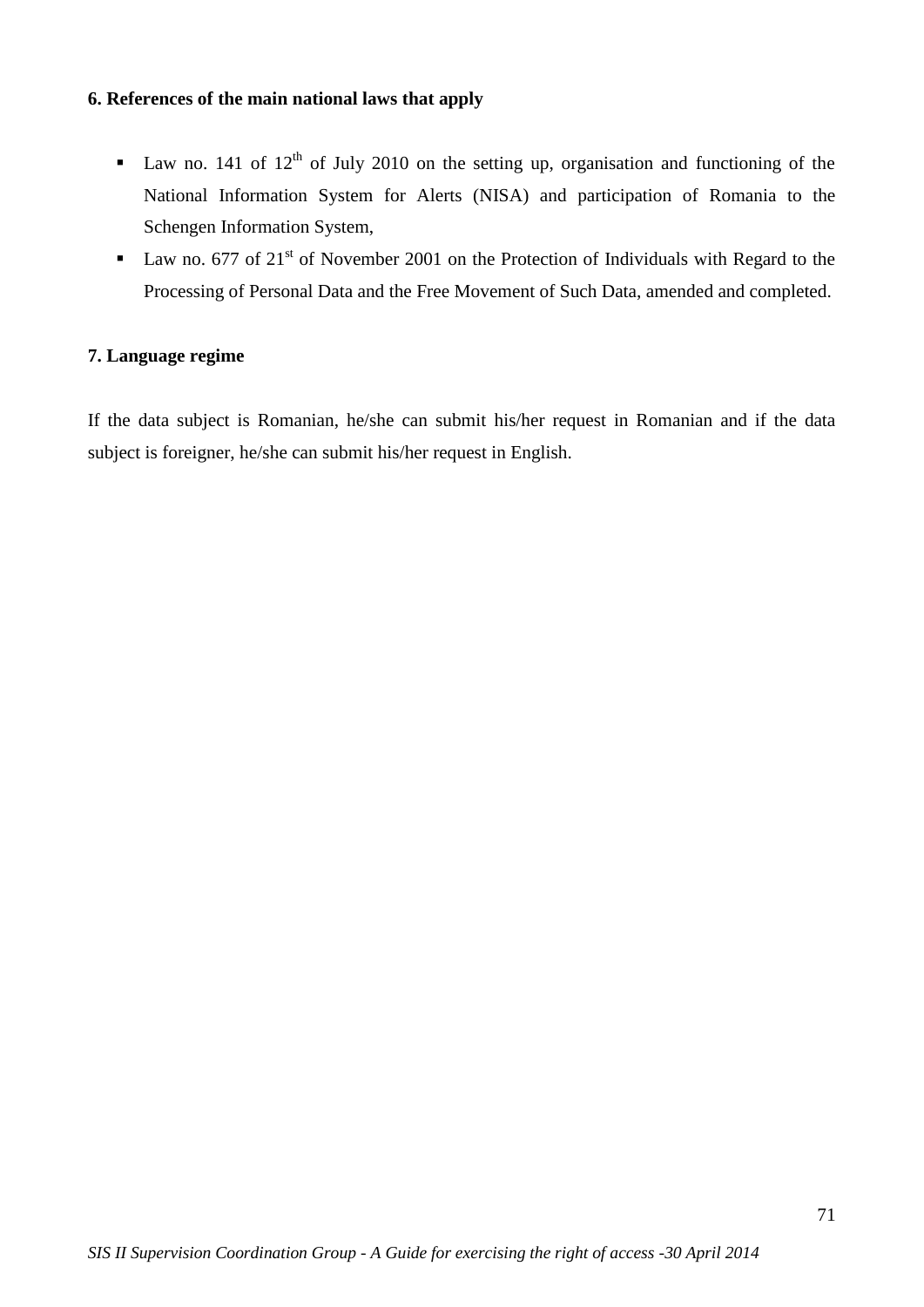### 6. References of the main national laws that apply

- Law no. 141 of 12th of July 2010 on the setting up, organisation and functioning of the National Information System for Alerts (NISA) and participation of Romania to the Schengen Information System,
- Law no. 677 of 21st of November 2001 on the Protection of Individuals with Regard to the Processing of Personal Data and the Free Movement of Such Data, amended and completed.

### 7. Language regime

If the data subject is Romanian, he/she can submit his/her request in Romanian and if the data subject is foreigner, he/she can submit his/her request in English.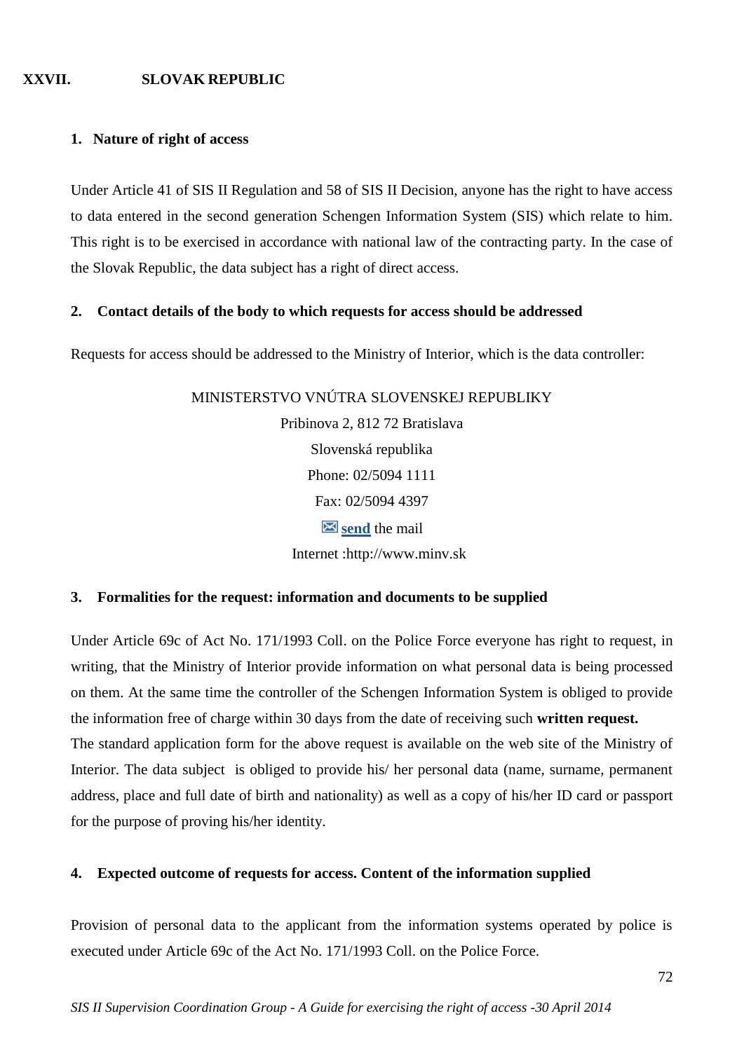## XXVII. SLOVAK REPUBLIC

### 1. Nature of right of access

Under Article 41 of SIS II Regulation and 58 of SIS II Decision, anyone has the right to have access to data entered in the second generation Schengen Information System (SIS) which relate to him. This right is to be exercised in accordance with national law of the contracting party. In the case of the Slovak Republic, the data subject has a right of direct access.

### 2. Contact details of the body to which requests for access should be addressed

Requests for access should be addressed to the Ministry of Interior, which is the data controller:

MINISTERSTVO VNÚTRA SLOVENSKEJ REPUBLIKY
Pribinova 2, 812 72 Bratislava
Slovenská republika
Phone: 02/5094 1111
Fax: 02/5094 4397
**send** the mail
Internet :http://www.minv.sk

### 3. Formalities for the request: information and documents to be supplied

Under Article 69c of Act No. 171/1993 Coll. on the Police Force everyone has right to request, in writing, that the Ministry of Interior provide information on what personal data is being processed on them. At the same time the controller of the Schengen Information System is obliged to provide the information free of charge within 30 days from the date of receiving such **written request.**
The standard application form for the above request is available on the web site of the Ministry of Interior. The data subject is obliged to provide his/ her personal data (name, surname, permanent address, place and full date of birth and nationality) as well as a copy of his/her ID card or passport for the purpose of proving his/her identity.

### 4. Expected outcome of requests for access. Content of the information supplied

Provision of personal data to the applicant from the information systems operated by police is executed under Article 69c of the Act No. 171/1993 Coll. on the Police Force.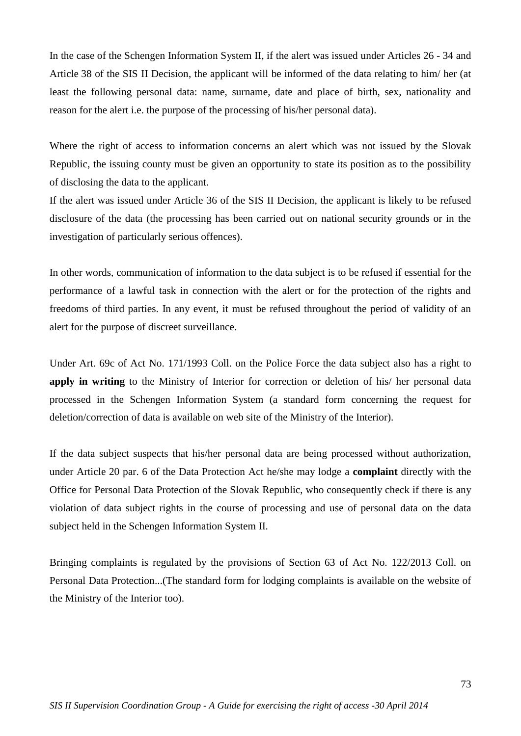In the case of the Schengen Information System II, if the alert was issued under Articles 26 - 34 and Article 38 of the SIS II Decision, the applicant will be informed of the data relating to him/ her (at least the following personal data: name, surname, date and place of birth, sex, nationality and reason for the alert i.e. the purpose of the processing of his/her personal data).

Where the right of access to information concerns an alert which was not issued by the Slovak Republic, the issuing county must be given an opportunity to state its position as to the possibility of disclosing the data to the applicant.

If the alert was issued under Article 36 of the SIS II Decision, the applicant is likely to be refused disclosure of the data (the processing has been carried out on national security grounds or in the investigation of particularly serious offences).

In other words, communication of information to the data subject is to be refused if essential for the performance of a lawful task in connection with the alert or for the protection of the rights and freedoms of third parties. In any event, it must be refused throughout the period of validity of an alert for the purpose of discreet surveillance.

Under Art. 69c of Act No. 171/1993 Coll. on the Police Force the data subject also has a right to **apply in writing** to the Ministry of Interior for correction or deletion of his/ her personal data processed in the Schengen Information System (a standard form concerning the request for deletion/correction of data is available on web site of the Ministry of the Interior).

If the data subject suspects that his/her personal data are being processed without authorization, under Article 20 par. 6 of the Data Protection Act he/she may lodge a **complaint** directly with the Office for Personal Data Protection of the Slovak Republic, who consequently check if there is any violation of data subject rights in the course of processing and use of personal data on the data subject held in the Schengen Information System II.

Bringing complaints is regulated by the provisions of Section 63 of Act No. 122/2013 Coll. on Personal Data Protection...(The standard form for lodging complaints is available on the website of the Ministry of the Interior too).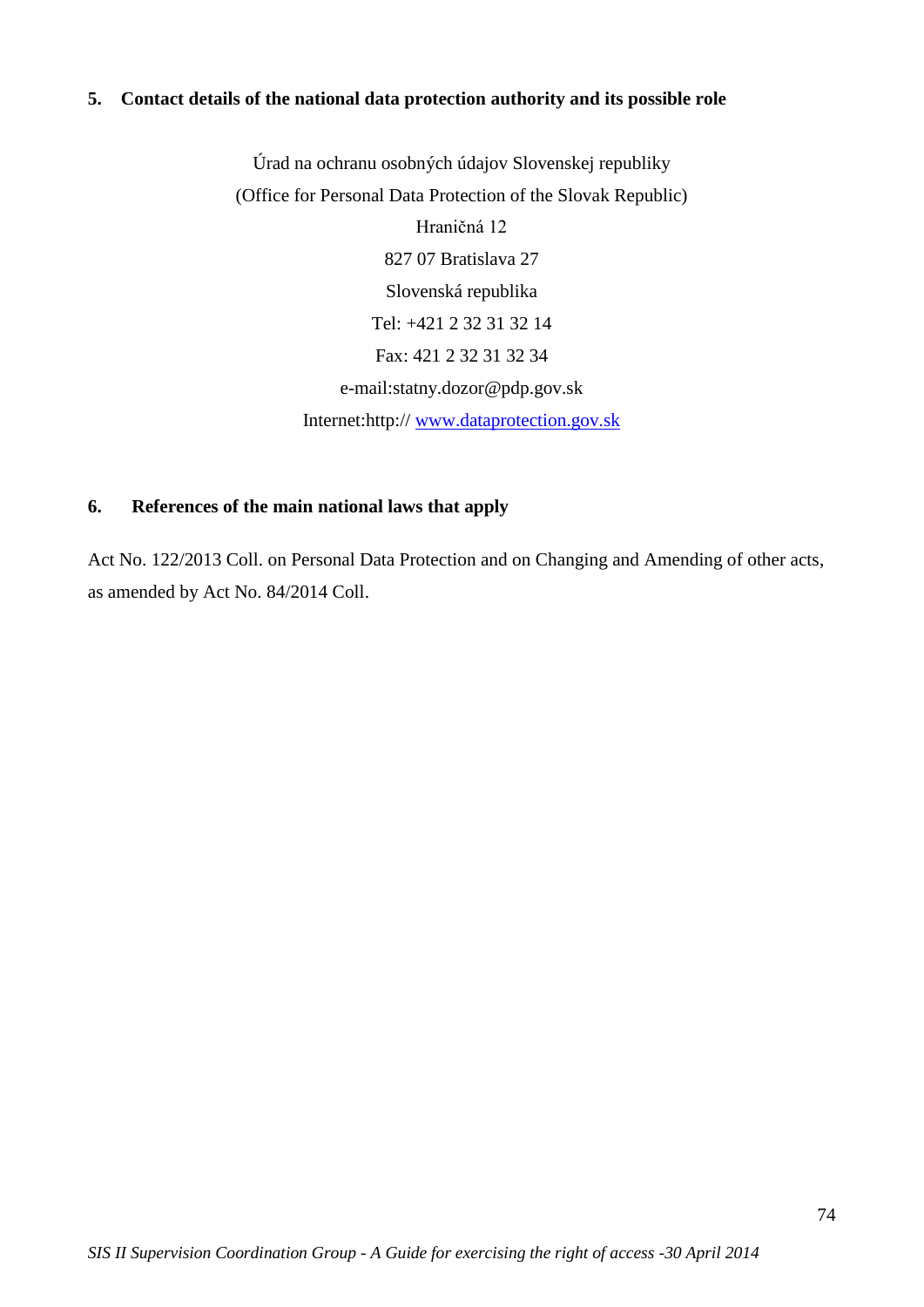## 5. Contact details of the national data protection authority and its possible role

Úrad na ochranu osobných údajov Slovenskej republiky
(Office for Personal Data Protection of the Slovak Republic)
Hraničná 12
827 07 Bratislava 27
Slovenská republika
Tel: +421 2 32 31 32 14
Fax: 421 2 32 31 32 34
e-mail:statny.dozor@pdp.gov.sk
Internet:http:// www.dataprotection.gov.sk

## 6. References of the main national laws that apply

Act No. 122/2013 Coll. on Personal Data Protection and on Changing and Amending of other acts, as amended by Act No. 84/2014 Coll.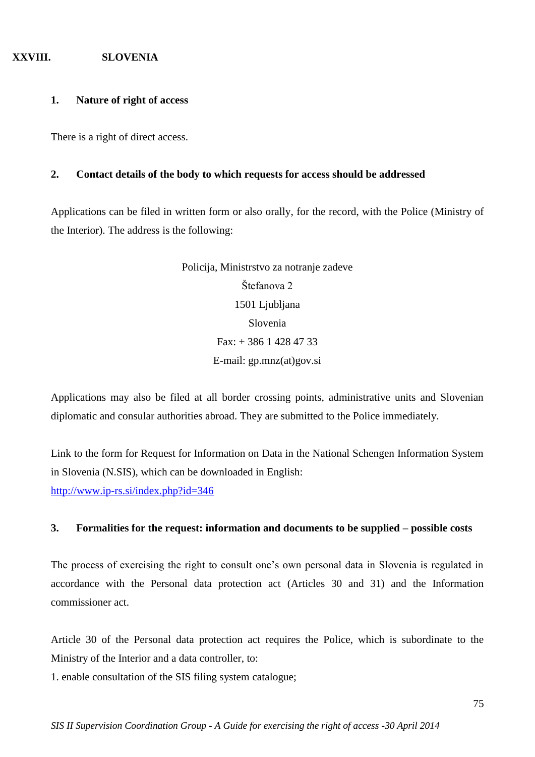# XXVIII. SLOVENIA

## 1. Nature of right of access

There is a right of direct access.

## 2. Contact details of the body to which requests for access should be addressed

Applications can be filed in written form or also orally, for the record, with the Police (Ministry of the Interior). The address is the following:

Policija, Ministrstvo za notranje zadeve
Štefanova 2
1501 Ljubljana
Slovenia
Fax: + 386 1 428 47 33
E-mail: gp.mnz(at)gov.si

Applications may also be filed at all border crossing points, administrative units and Slovenian diplomatic and consular authorities abroad. They are submitted to the Police immediately.

Link to the form for Request for Information on Data in the National Schengen Information System in Slovenia (N.SIS), which can be downloaded in English:
[http://www.ip-rs.si/index.php?id=346](http://www.ip-rs.si/index.php?id=346)

## 3. Formalities for the request: information and documents to be supplied – possible costs

The process of exercising the right to consult one's own personal data in Slovenia is regulated in accordance with the Personal data protection act (Articles 30 and 31) and the Information commissioner act.

Article 30 of the Personal data protection act requires the Police, which is subordinate to the Ministry of the Interior and a data controller, to:

1. enable consultation of the SIS filing system catalogue;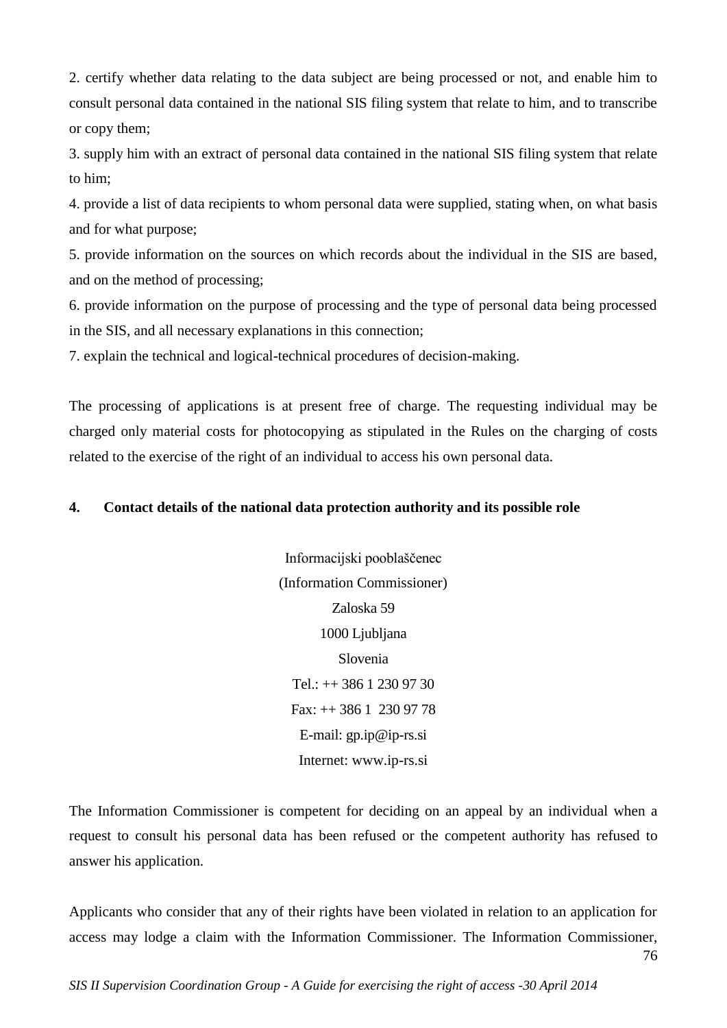2. certify whether data relating to the data subject are being processed or not, and enable him to consult personal data contained in the national SIS filing system that relate to him, and to transcribe or copy them;

3. supply him with an extract of personal data contained in the national SIS filing system that relate to him;

4. provide a list of data recipients to whom personal data were supplied, stating when, on what basis and for what purpose;

5. provide information on the sources on which records about the individual in the SIS are based, and on the method of processing;

6. provide information on the purpose of processing and the type of personal data being processed in the SIS, and all necessary explanations in this connection;

7. explain the technical and logical-technical procedures of decision-making.

The processing of applications is at present free of charge. The requesting individual may be charged only material costs for photocopying as stipulated in the Rules on the charging of costs related to the exercise of the right of an individual to access his own personal data.

**4. Contact details of the national data protection authority and its possible role**

Informacijski pooblaščenec
(Information Commissioner)
Zaloska 59
1000 Ljubljana
Slovenia
Tel.: ++ 386 1 230 97 30
Fax: ++ 386 1 230 97 78
E-mail: gp.ip@ip-rs.si
Internet: www.ip-rs.si

The Information Commissioner is competent for deciding on an appeal by an individual when a request to consult his personal data has been refused or the competent authority has refused to answer his application.

Applicants who consider that any of their rights have been violated in relation to an application for access may lodge a claim with the Information Commissioner. The Information Commissioner,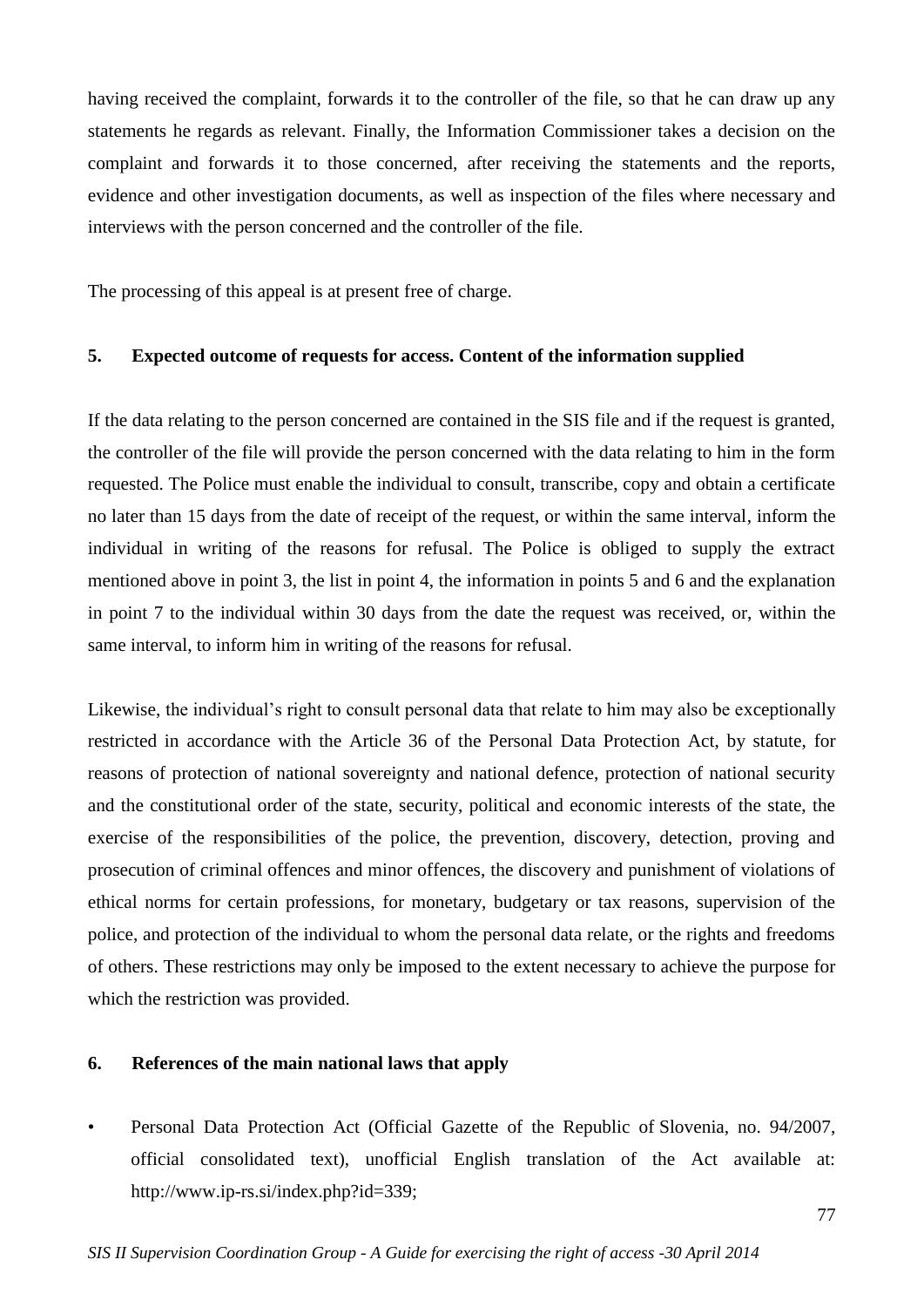having received the complaint, forwards it to the controller of the file, so that he can draw up any statements he regards as relevant. Finally, the Information Commissioner takes a decision on the complaint and forwards it to those concerned, after receiving the statements and the reports, evidence and other investigation documents, as well as inspection of the files where necessary and interviews with the person concerned and the controller of the file.

The processing of this appeal is at present free of charge.

## 5. Expected outcome of requests for access. Content of the information supplied

If the data relating to the person concerned are contained in the SIS file and if the request is granted, the controller of the file will provide the person concerned with the data relating to him in the form requested. The Police must enable the individual to consult, transcribe, copy and obtain a certificate no later than 15 days from the date of receipt of the request, or within the same interval, inform the individual in writing of the reasons for refusal. The Police is obliged to supply the extract mentioned above in point 3, the list in point 4, the information in points 5 and 6 and the explanation in point 7 to the individual within 30 days from the date the request was received, or, within the same interval, to inform him in writing of the reasons for refusal.

Likewise, the individual's right to consult personal data that relate to him may also be exceptionally restricted in accordance with the Article 36 of the Personal Data Protection Act, by statute, for reasons of protection of national sovereignty and national defence, protection of national security and the constitutional order of the state, security, political and economic interests of the state, the exercise of the responsibilities of the police, the prevention, discovery, detection, proving and prosecution of criminal offences and minor offences, the discovery and punishment of violations of ethical norms for certain professions, for monetary, budgetary or tax reasons, supervision of the police, and protection of the individual to whom the personal data relate, or the rights and freedoms of others. These restrictions may only be imposed to the extent necessary to achieve the purpose for which the restriction was provided.

## 6. References of the main national laws that apply

- Personal Data Protection Act (Official Gazette of the Republic of Slovenia, no. 94/2007, official consolidated text), unofficial English translation of the Act available at: http://www.ip-rs.si/index.php?id=339;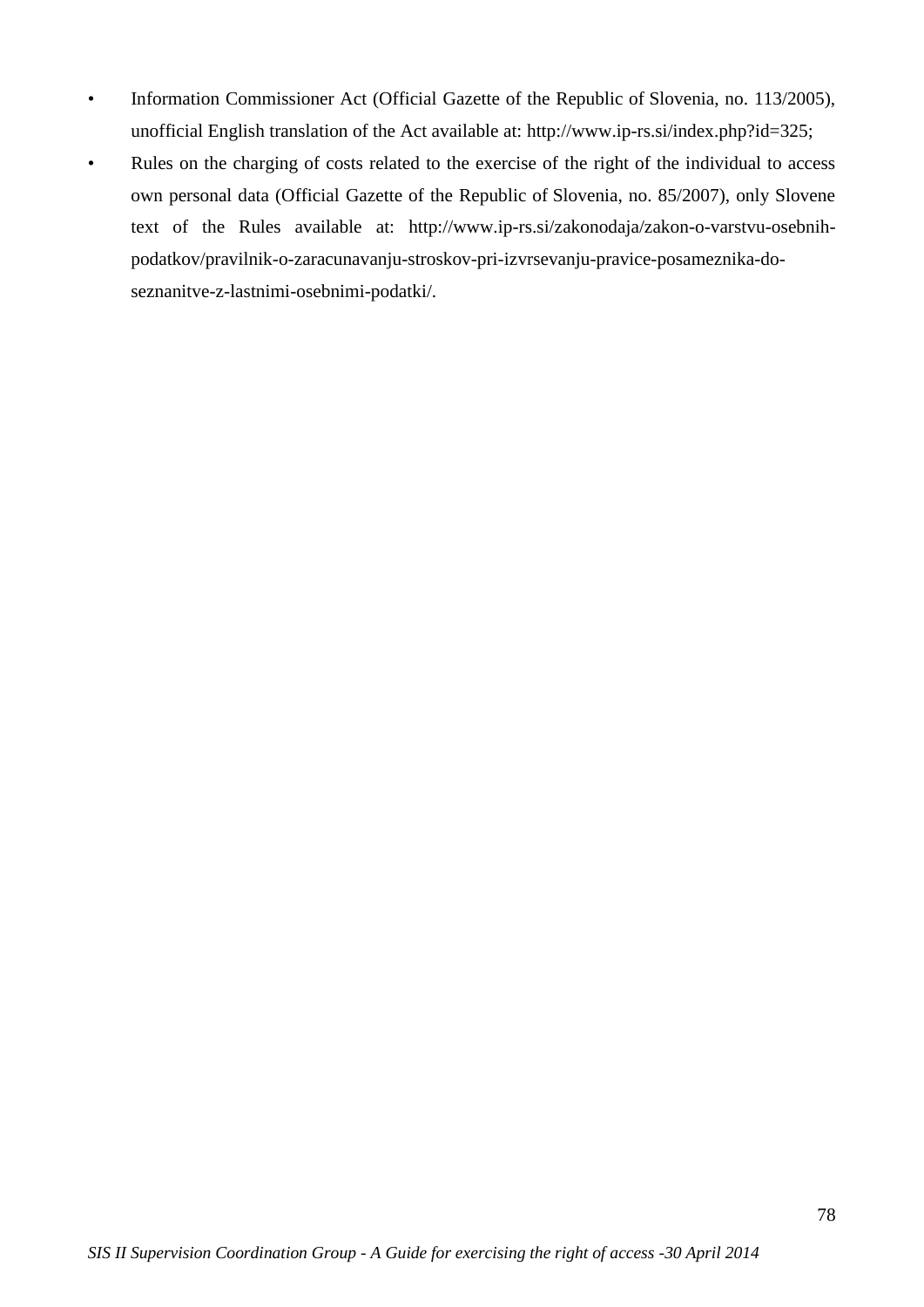- Information Commissioner Act (Official Gazette of the Republic of Slovenia, no. 113/2005), unofficial English translation of the Act available at: http://www.ip-rs.si/index.php?id=325;
- Rules on the charging of costs related to the exercise of the right of the individual to access own personal data (Official Gazette of the Republic of Slovenia, no. 85/2007), only Slovene text of the Rules available at: http://www.ip-rs.si/zakonodaja/zakon-o-varstvu-osebnih-podatkov/pravilnik-o-zaracunavanju-stroskov-pri-izvrsevanju-pravice-posameznika-do-seznanitve-z-lastnimi-osebnimi-podatki/.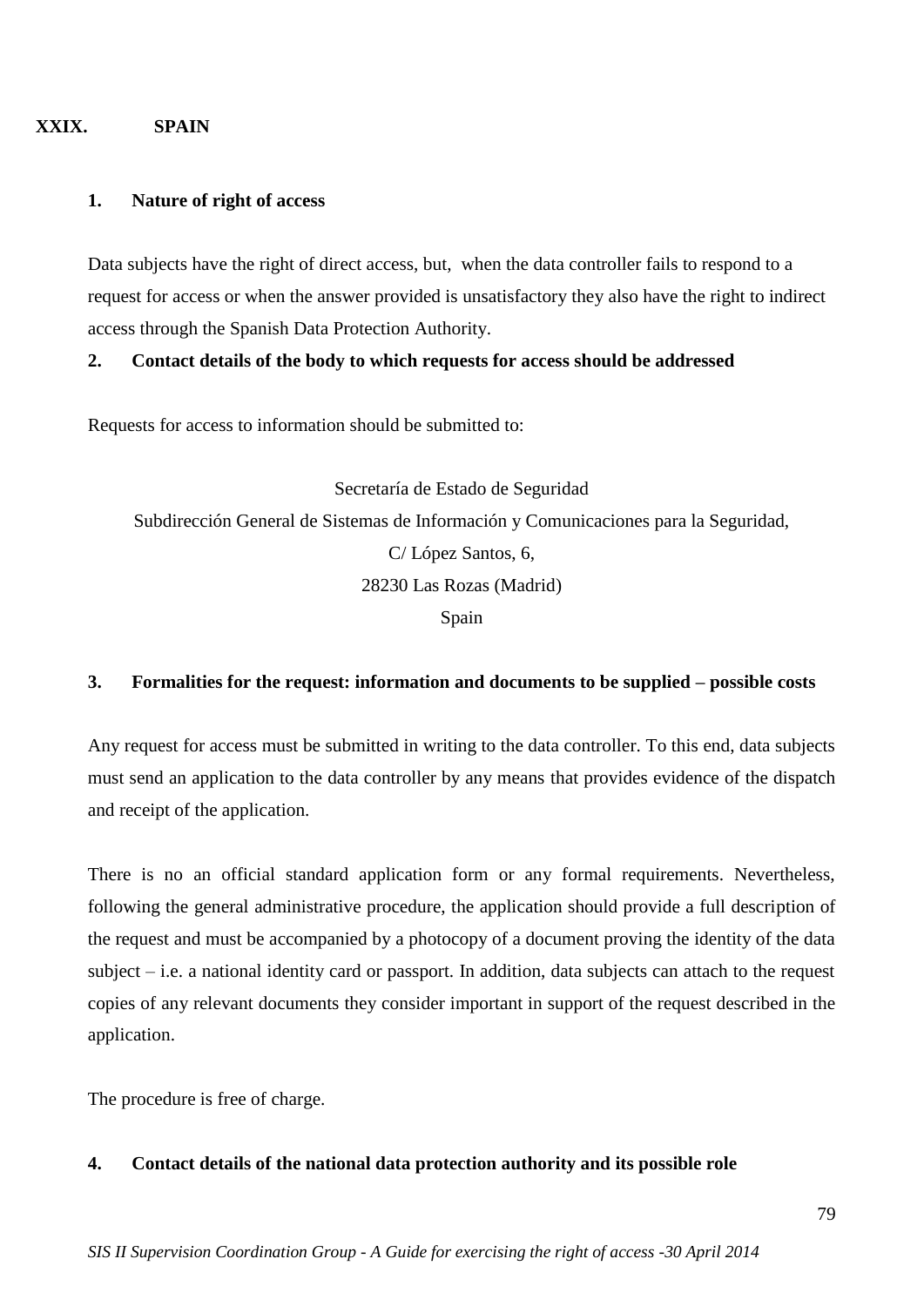## XXIX. SPAIN

### 1. Nature of right of access

Data subjects have the right of direct access, but, when the data controller fails to respond to a request for access or when the answer provided is unsatisfactory they also have the right to indirect access through the Spanish Data Protection Authority.

### 2. Contact details of the body to which requests for access should be addressed

Requests for access to information should be submitted to:

Secretaría de Estado de Seguridad  
Subdirección General de Sistemas de Información y Comunicaciones para la Seguridad,  
C/ López Santos, 6,  
28230 Las Rozas (Madrid)  
Spain

### 3. Formalities for the request: information and documents to be supplied – possible costs

Any request for access must be submitted in writing to the data controller. To this end, data subjects must send an application to the data controller by any means that provides evidence of the dispatch and receipt of the application.

There is no an official standard application form or any formal requirements. Nevertheless, following the general administrative procedure, the application should provide a full description of the request and must be accompanied by a photocopy of a document proving the identity of the data subject – i.e. a national identity card or passport. In addition, data subjects can attach to the request copies of any relevant documents they consider important in support of the request described in the application.

The procedure is free of charge.

### 4. Contact details of the national data protection authority and its possible role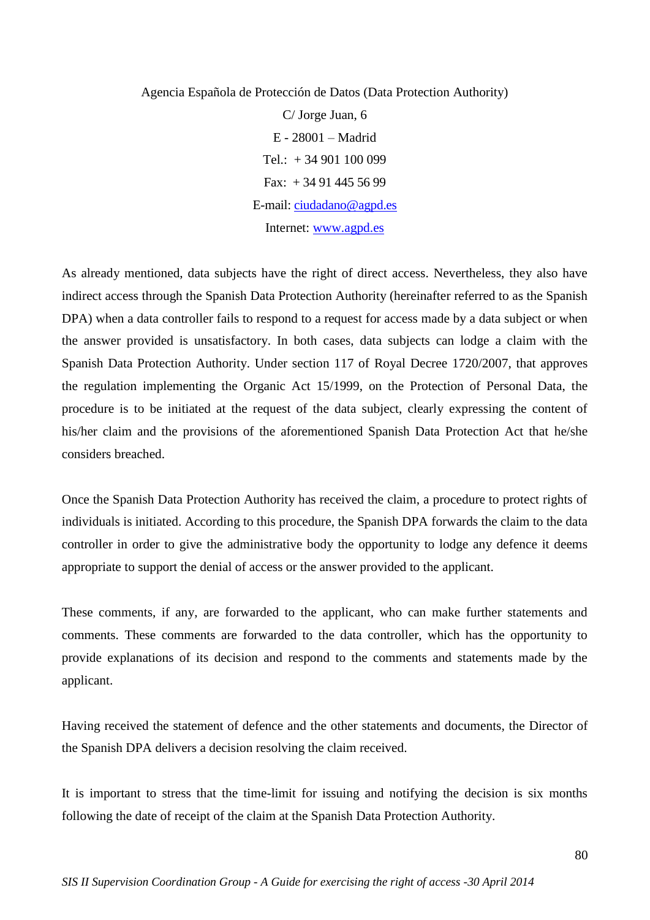Agencia Española de Protección de Datos (Data Protection Authority)

C/ Jorge Juan, 6

E - 28001 – Madrid

Tel.: + 34 901 100 099

Fax: + 34 91 445 56 99

E-mail: ciudadano@agpd.es

Internet: www.agpd.es

As already mentioned, data subjects have the right of direct access. Nevertheless, they also have indirect access through the Spanish Data Protection Authority (hereinafter referred to as the Spanish DPA) when a data controller fails to respond to a request for access made by a data subject or when the answer provided is unsatisfactory. In both cases, data subjects can lodge a claim with the Spanish Data Protection Authority. Under section 117 of Royal Decree 1720/2007, that approves the regulation implementing the Organic Act 15/1999, on the Protection of Personal Data, the procedure is to be initiated at the request of the data subject, clearly expressing the content of his/her claim and the provisions of the aforementioned Spanish Data Protection Act that he/she considers breached.

Once the Spanish Data Protection Authority has received the claim, a procedure to protect rights of individuals is initiated. According to this procedure, the Spanish DPA forwards the claim to the data controller in order to give the administrative body the opportunity to lodge any defence it deems appropriate to support the denial of access or the answer provided to the applicant.

These comments, if any, are forwarded to the applicant, who can make further statements and comments. These comments are forwarded to the data controller, which has the opportunity to provide explanations of its decision and respond to the comments and statements made by the applicant.

Having received the statement of defence and the other statements and documents, the Director of the Spanish DPA delivers a decision resolving the claim received.

It is important to stress that the time-limit for issuing and notifying the decision is six months following the date of receipt of the claim at the Spanish Data Protection Authority.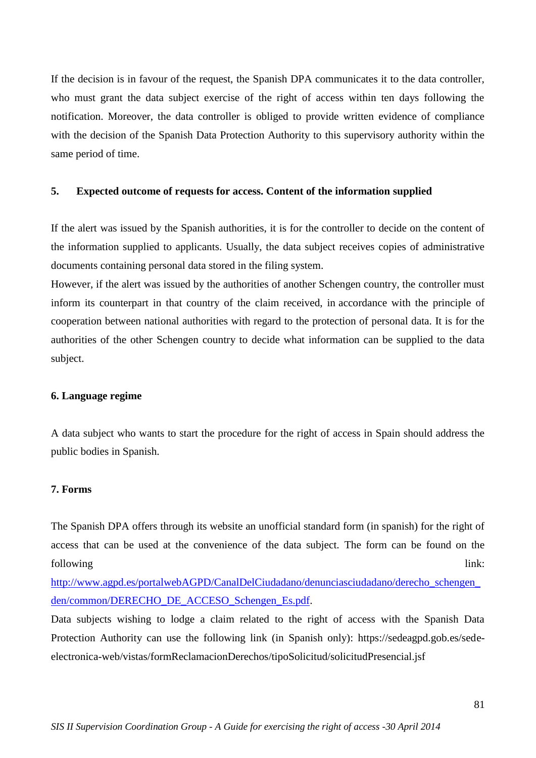If the decision is in favour of the request, the Spanish DPA communicates it to the data controller, who must grant the data subject exercise of the right of access within ten days following the notification. Moreover, the data controller is obliged to provide written evidence of compliance with the decision of the Spanish Data Protection Authority to this supervisory authority within the same period of time.

## 5. Expected outcome of requests for access. Content of the information supplied

If the alert was issued by the Spanish authorities, it is for the controller to decide on the content of the information supplied to applicants. Usually, the data subject receives copies of administrative documents containing personal data stored in the filing system.

However, if the alert was issued by the authorities of another Schengen country, the controller must inform its counterpart in that country of the claim received, in accordance with the principle of cooperation between national authorities with regard to the protection of personal data. It is for the authorities of the other Schengen country to decide what information can be supplied to the data subject.

## 6. Language regime

A data subject who wants to start the procedure for the right of access in Spain should address the public bodies in Spanish.

## 7. Forms

The Spanish DPA offers through its website an unofficial standard form (in spanish) for the right of access that can be used at the convenience of the data subject. The form can be found on the following link: http://www.agpd.es/portalwebAGPD/CanalDelCiudadano/denunciasciudadano/derecho_schengen_den/common/DERECHO_DE_ACCESO_Schengen_Es.pdf.

Data subjects wishing to lodge a claim related to the right of access with the Spanish Data Protection Authority can use the following link (in Spanish only): https://sedeagpd.gob.es/sede-electronica-web/vistas/formReclamacionDerechos/tipoSolicitud/solicitudPresencial.jsf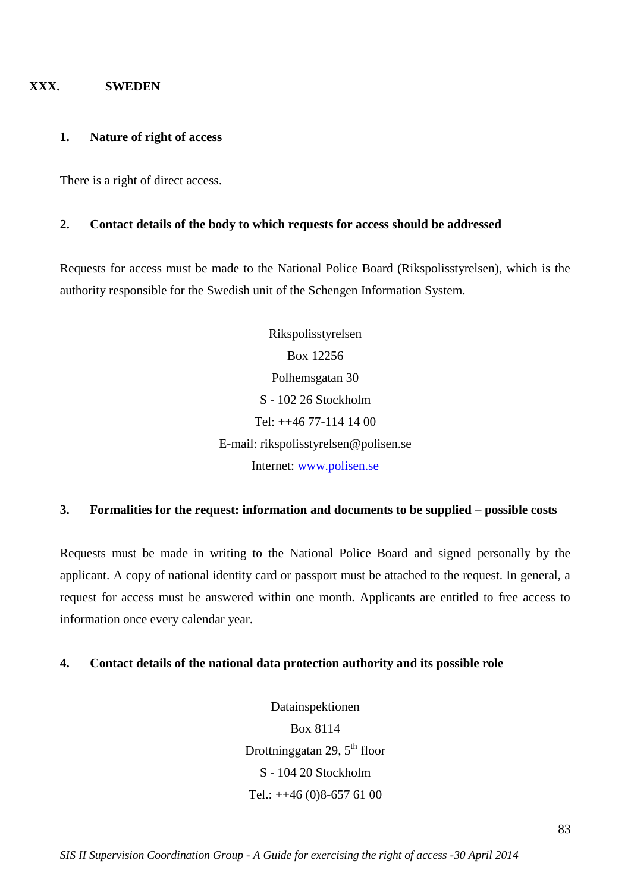## XXX. SWEDEN

### 1. Nature of right of access

There is a right of direct access.

### 2. Contact details of the body to which requests for access should be addressed

Requests for access must be made to the National Police Board (Rikspolisstyrelsen), which is the authority responsible for the Swedish unit of the Schengen Information System.

Rikspolisstyrelsen  
Box 12256  
Polhemsgatan 30  
S - 102 26 Stockholm  
Tel: ++46 77-114 14 00  
E-mail: rikspolisstyrelsen@polisen.se  
Internet: www.polisen.se

### 3. Formalities for the request: information and documents to be supplied – possible costs

Requests must be made in writing to the National Police Board and signed personally by the applicant. A copy of national identity card or passport must be attached to the request. In general, a request for access must be answered within one month. Applicants are entitled to free access to information once every calendar year.

### 4. Contact details of the national data protection authority and its possible role

Datainspektionen  
Box 8114  
Drottninggatan 29, 5th floor  
S - 104 20 Stockholm  
Tel.: ++46 (0)8-657 61 00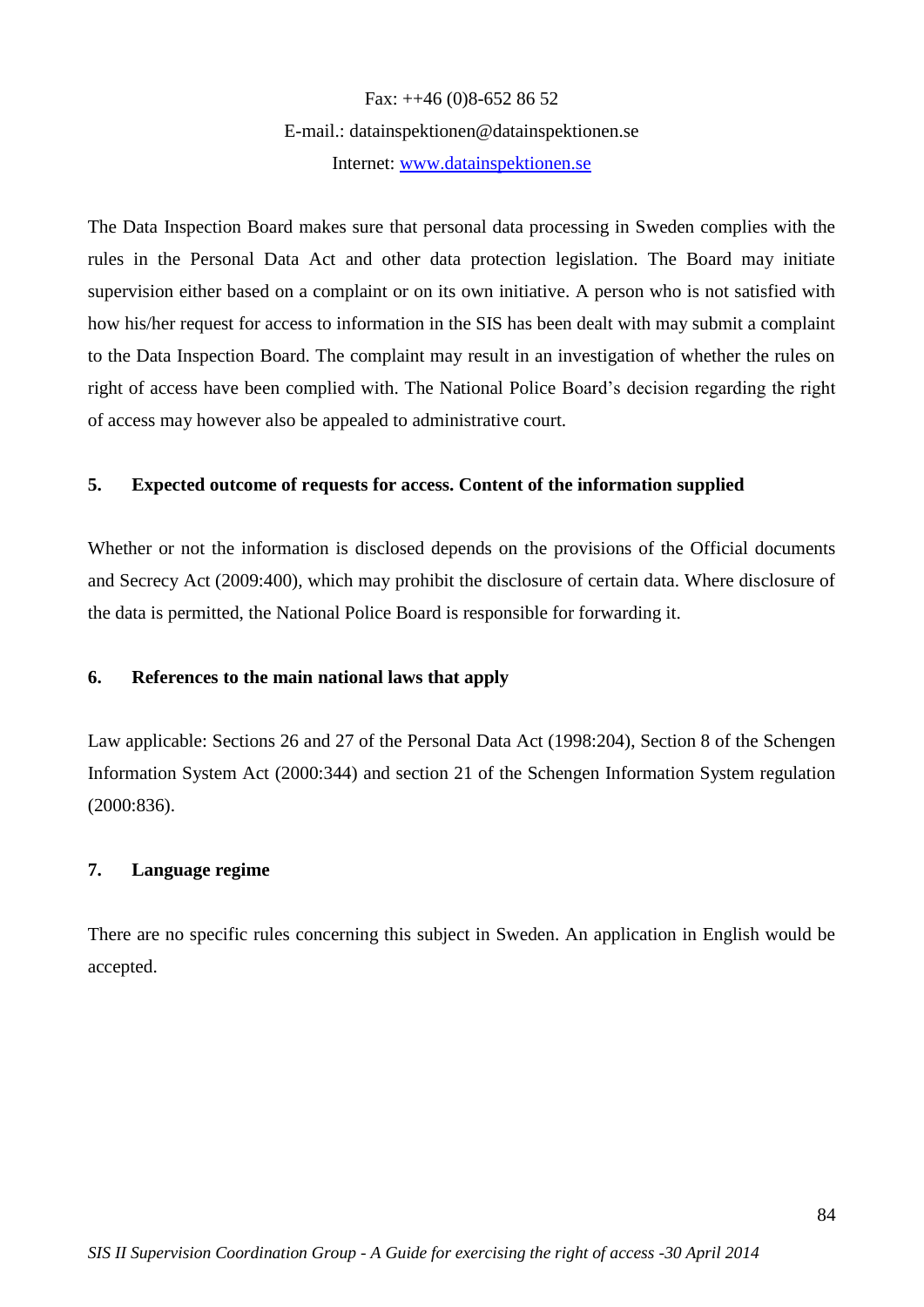Fax: ++46 (0)8-652 86 52

E-mail.: datainspektionen@datainspektionen.se

Internet: [www.datainspektionen.se](http://www.datainspektionen.se)

The Data Inspection Board makes sure that personal data processing in Sweden complies with the rules in the Personal Data Act and other data protection legislation. The Board may initiate supervision either based on a complaint or on its own initiative. A person who is not satisfied with how his/her request for access to information in the SIS has been dealt with may submit a complaint to the Data Inspection Board. The complaint may result in an investigation of whether the rules on right of access have been complied with. The National Police Board's decision regarding the right of access may however also be appealed to administrative court.

## 5. Expected outcome of requests for access. Content of the information supplied

Whether or not the information is disclosed depends on the provisions of the Official documents and Secrecy Act (2009:400), which may prohibit the disclosure of certain data. Where disclosure of the data is permitted, the National Police Board is responsible for forwarding it.

## 6. References to the main national laws that apply

Law applicable: Sections 26 and 27 of the Personal Data Act (1998:204), Section 8 of the Schengen Information System Act (2000:344) and section 21 of the Schengen Information System regulation (2000:836).

## 7. Language regime

There are no specific rules concerning this subject in Sweden. An application in English would be accepted.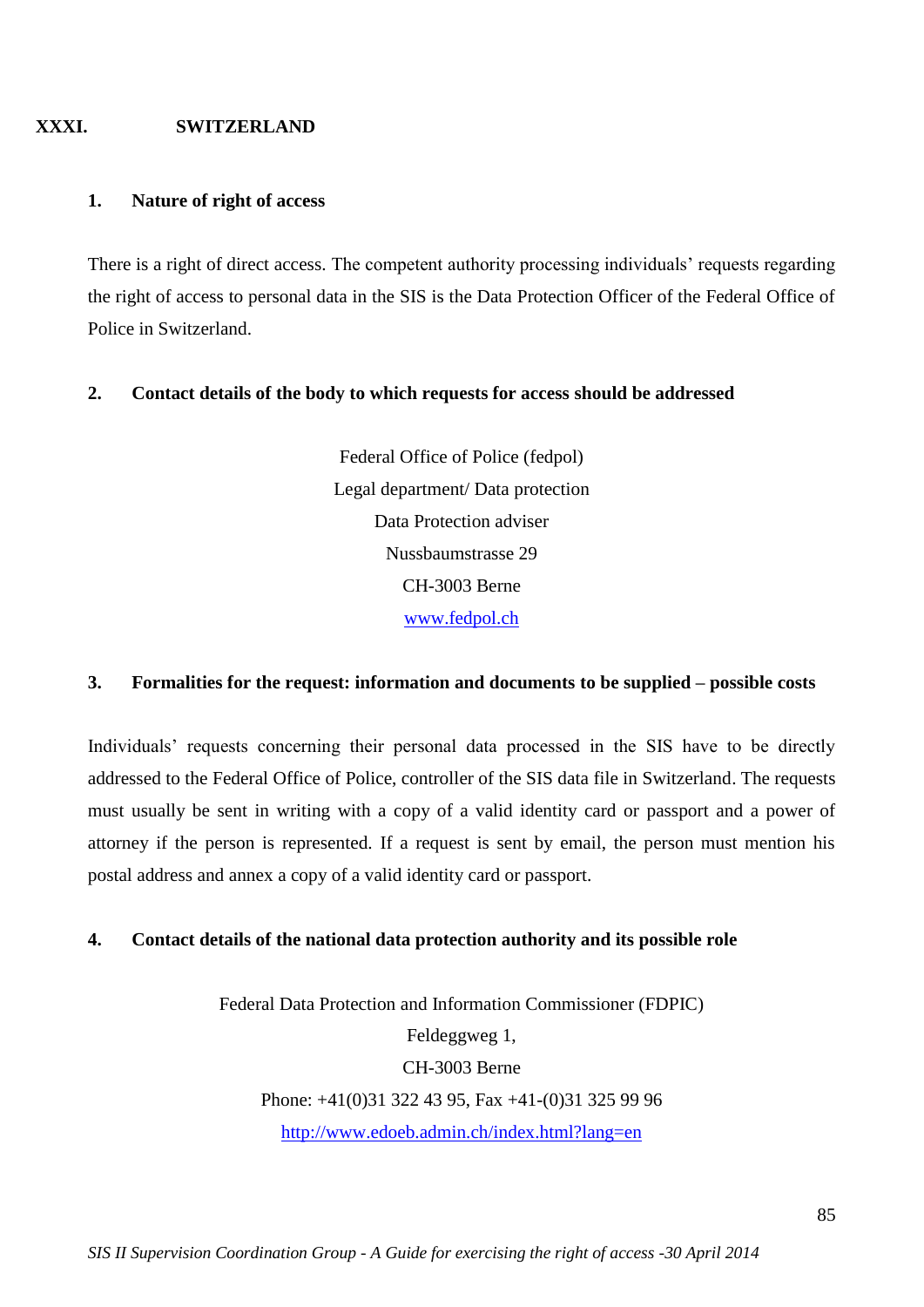## XXXI. SWITZERLAND

### 1. Nature of right of access

There is a right of direct access. The competent authority processing individuals' requests regarding the right of access to personal data in the SIS is the Data Protection Officer of the Federal Office of Police in Switzerland.

### 2. Contact details of the body to which requests for access should be addressed

Federal Office of Police (fedpol)
Legal department/ Data protection
Data Protection adviser
Nussbaumstrasse 29
CH-3003 Berne
[www.fedpol.ch](www.fedpol.ch)

### 3. Formalities for the request: information and documents to be supplied – possible costs

Individuals' requests concerning their personal data processed in the SIS have to be directly addressed to the Federal Office of Police, controller of the SIS data file in Switzerland. The requests must usually be sent in writing with a copy of a valid identity card or passport and a power of attorney if the person is represented. If a request is sent by email, the person must mention his postal address and annex a copy of a valid identity card or passport.

### 4. Contact details of the national data protection authority and its possible role

Federal Data Protection and Information Commissioner (FDPIC)
Feldeggweg 1,
CH-3003 Berne
Phone: +41(0)31 322 43 95, Fax +41-(0)31 325 99 96
[http://www.edoeb.admin.ch/index.html?lang=en](http://www.edoeb.admin.ch/index.html?lang=en)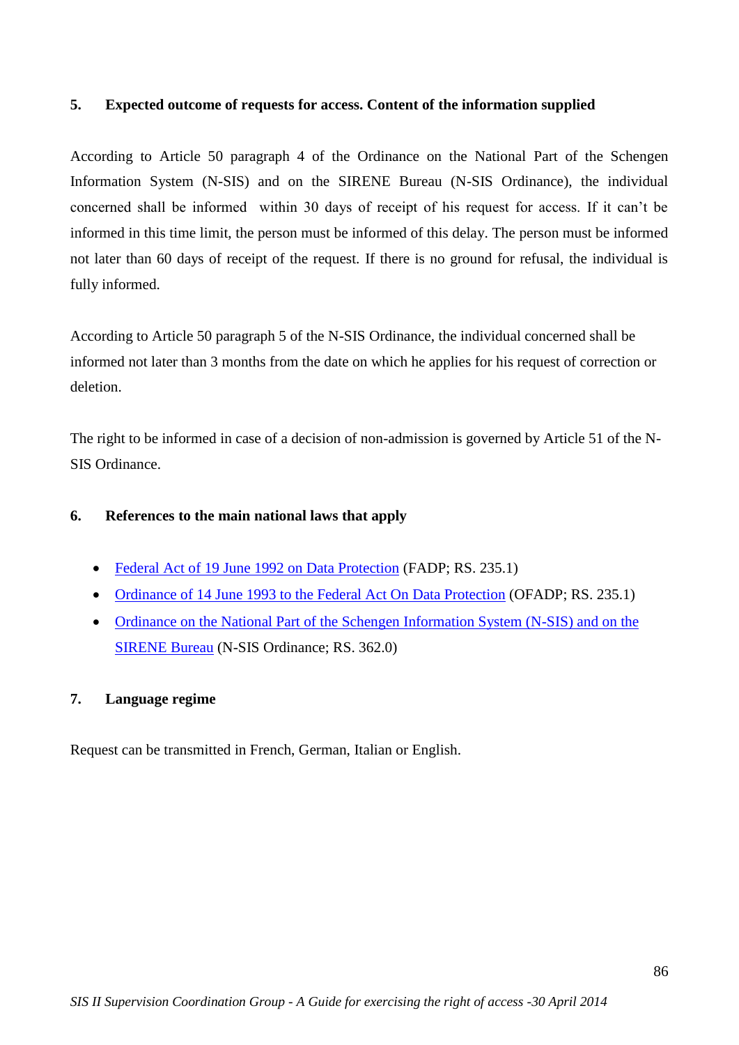### 5. Expected outcome of requests for access. Content of the information supplied

According to Article 50 paragraph 4 of the Ordinance on the National Part of the Schengen Information System (N-SIS) and on the SIRENE Bureau (N-SIS Ordinance), the individual concerned shall be informed within 30 days of receipt of his request for access. If it can't be informed in this time limit, the person must be informed of this delay. The person must be informed not later than 60 days of receipt of the request. If there is no ground for refusal, the individual is fully informed.

According to Article 50 paragraph 5 of the N-SIS Ordinance, the individual concerned shall be informed not later than 3 months from the date on which he applies for his request of correction or deletion.

The right to be informed in case of a decision of non-admission is governed by Article 51 of the N-SIS Ordinance.

### 6. References to the main national laws that apply

- Federal Act of 19 June 1992 on Data Protection (FADP; RS. 235.1)
- Ordinance of 14 June 1993 to the Federal Act On Data Protection (OFADP; RS. 235.1)
- Ordinance on the National Part of the Schengen Information System (N-SIS) and on the SIRENE Bureau (N-SIS Ordinance; RS. 362.0)

### 7. Language regime

Request can be transmitted in French, German, Italian or English.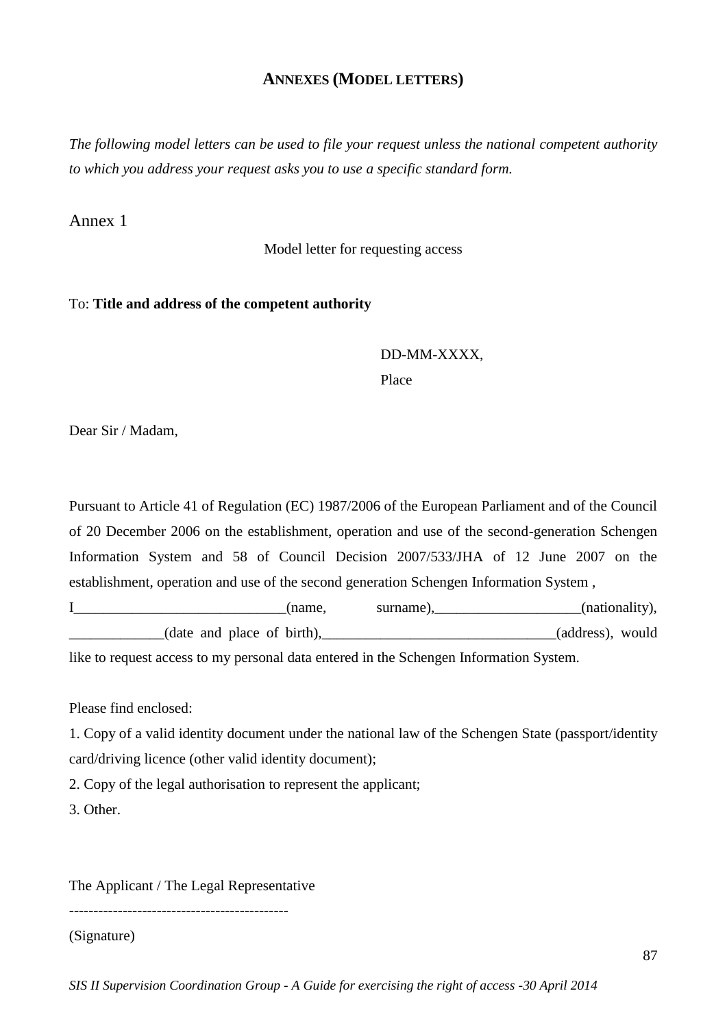## ANNEXES (MODEL LETTERS)

*The following model letters can be used to file your request unless the national competent authority to which you address your request asks you to use a specific standard form.*

### Annex 1

Model letter for requesting access

To: **Title and address of the competent authority**

DD-MM-XXXX,

Place

Dear Sir / Madam,

Pursuant to Article 41 of Regulation (EC) 1987/2006 of the European Parliament and of the Council of 20 December 2006 on the establishment, operation and use of the second-generation Schengen Information System and 58 of Council Decision 2007/533/JHA of 12 June 2007 on the establishment, operation and use of the second generation Schengen Information System , I_____________________________(name, surname),____________________(nationality), _____________(date and place of birth),________________________________(address), would like to request access to my personal data entered in the Schengen Information System.

Please find enclosed:

1. Copy of a valid identity document under the national law of the Schengen State (passport/identity card/driving licence (other valid identity document);
2. Copy of the legal authorisation to represent the applicant;
3. Other.

The Applicant / The Legal Representative

---------------------------------------------

(Signature)

*SIS II Supervision Coordination Group - A Guide for exercising the right of access -30 April 2014*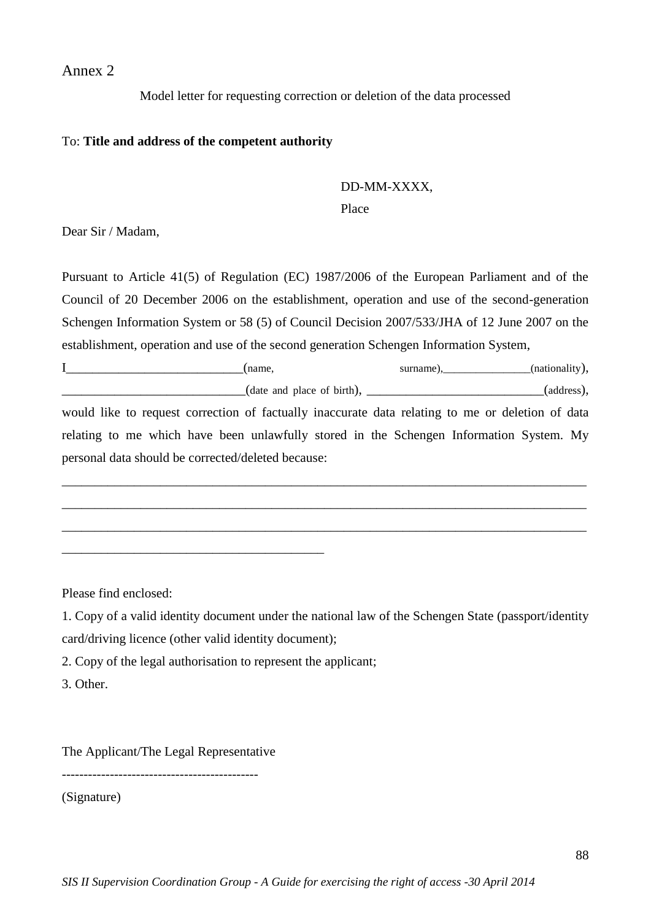Annex 2

Model letter for requesting correction or deletion of the data processed

To: **Title and address of the competent authority**

DD-MM-XXXX,

Place

Dear Sir / Madam,

Pursuant to Article 41(5) of Regulation (EC) 1987/2006 of the European Parliament and of the Council of 20 December 2006 on the establishment, operation and use of the second-generation Schengen Information System or 58 (5) of Council Decision 2007/533/JHA of 12 June 2007 on the establishment, operation and use of the second generation Schengen Information System,

I___________________________(name, surname),_______________(nationality), _____________________________(date and place of birth), ____________________________(address), would like to request correction of factually inaccurate data relating to me or deletion of data relating to me which have been unlawfully stored in the Schengen Information System. My personal data should be corrected/deleted because:

_____________________________________________________________________________

_____________________________________________________________________________

_____________________________________________________________________________

_______________________________________

Please find enclosed:

1. Copy of a valid identity document under the national law of the Schengen State (passport/identity card/driving licence (other valid identity document);
2. Copy of the legal authorisation to represent the applicant;
3. Other.

The Applicant/The Legal Representative

---------------------------------------------

(Signature)